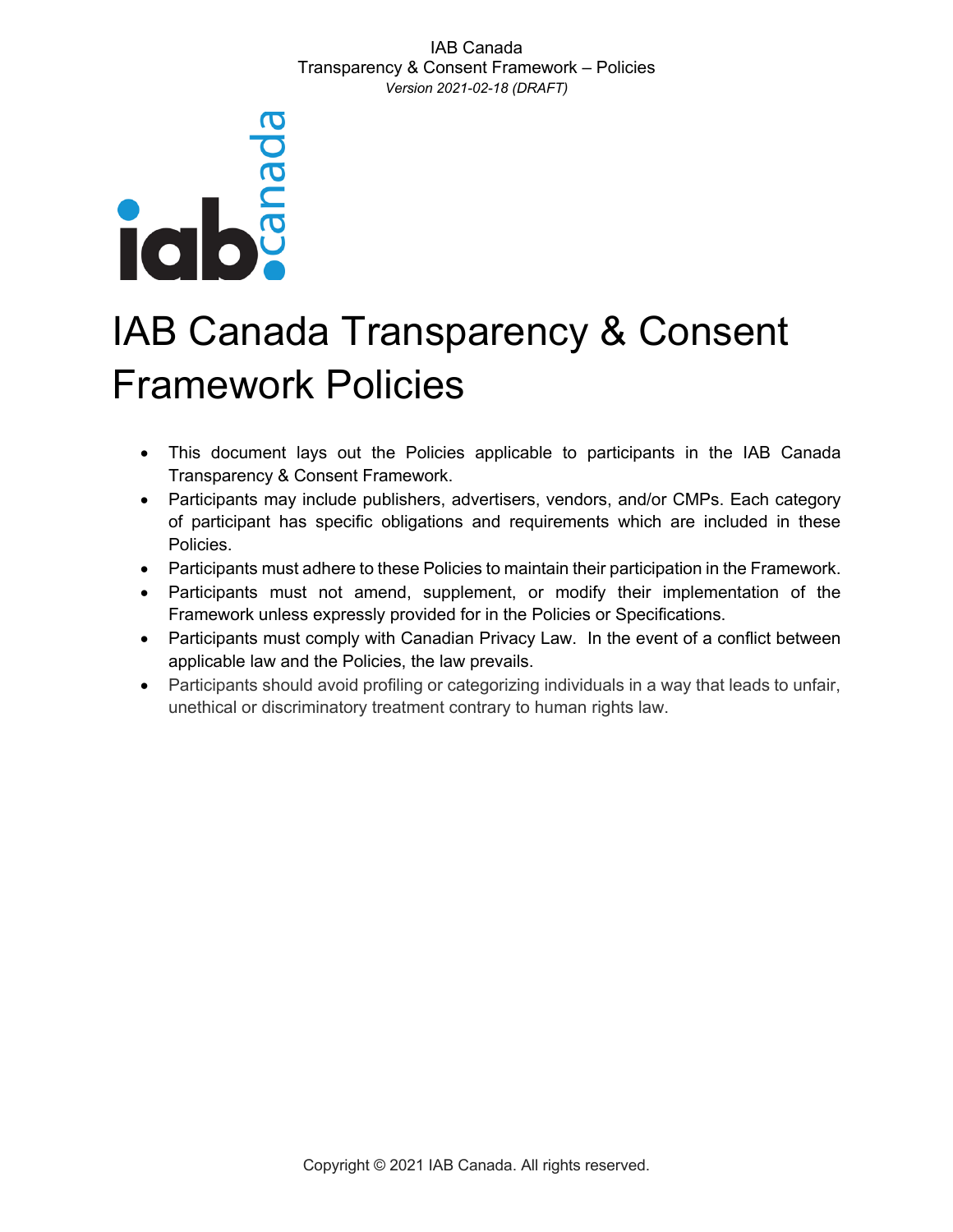# IAB Canada Transparency & Consent Framework Policies

- This document lays out the Policies applicable to participants in the IAB Canada Transparency & Consent Framework.
- Participants may include publishers, advertisers, vendors, and/or CMPs. Each category of participant has specific obligations and requirements which are included in these Policies.
- Participants must adhere to these Policies to maintain their participation in the Framework.
- Participants must not amend, supplement, or modify their implementation of the Framework unless expressly provided for in the Policies or Specifications.
- Participants must comply with Canadian Privacy Law. In the event of a conflict between applicable law and the Policies, the law prevails.
- Participants should avoid profiling or categorizing individuals in a way that leads to unfair, unethical or discriminatory treatment contrary to human rights law.

Copyright © 2021 IAB Canada. All rights reserved.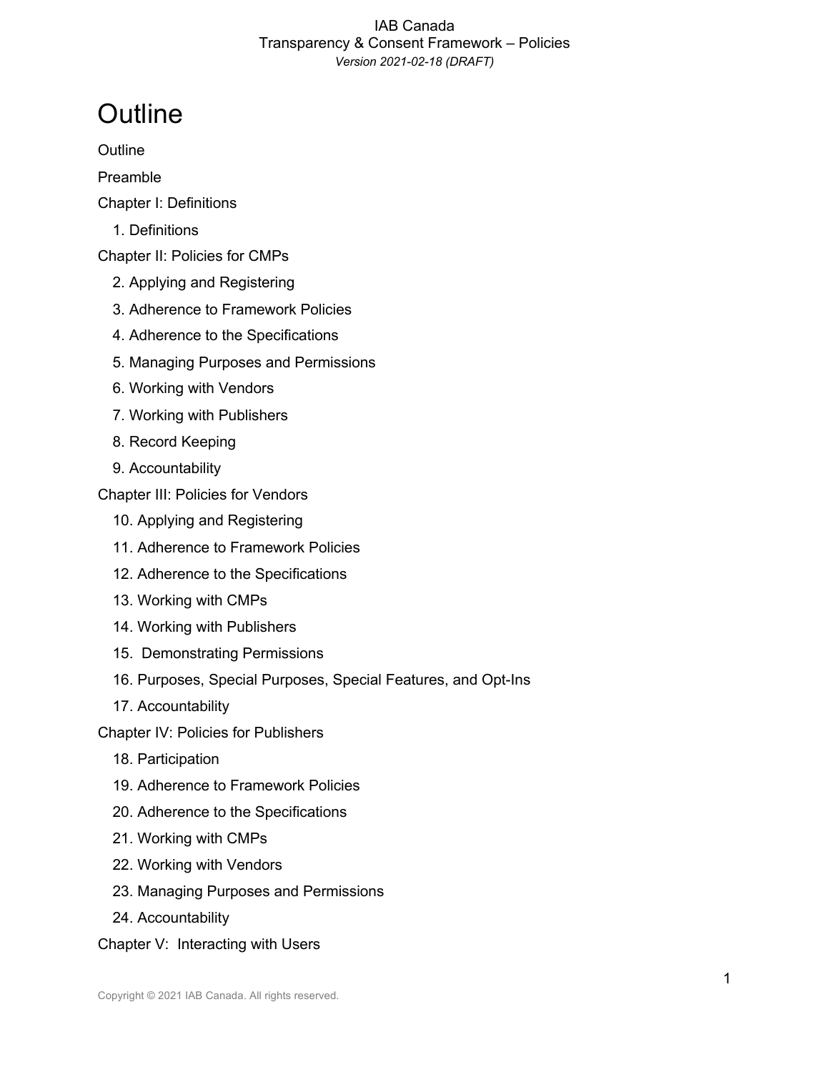# Outline

Outline

Preamble

Chapter I: Definitions

- 1. Definitions

Chapter II: Policies for CMPs

- 2. Applying and Registering
- 3. Adherence to Framework Policies
- 4. Adherence to the Specifications
- 5. Managing Purposes and Permissions
- 6. Working with Vendors
- 7. Working with Publishers
- 8. Record Keeping
- 9. Accountability

Chapter III: Policies for Vendors

- 10. Applying and Registering
- 11. Adherence to Framework Policies
- 12. Adherence to the Specifications
- 13. Working with CMPs
- 14. Working with Publishers
- 15. Demonstrating Permissions
- 16. Purposes, Special Purposes, Special Features, and Opt-Ins
- 17. Accountability

Chapter IV: Policies for Publishers

- 18. Participation
- 19. Adherence to Framework Policies
- 20. Adherence to the Specifications
- 21. Working with CMPs
- 22. Working with Vendors
- 23. Managing Purposes and Permissions
- 24. Accountability

Chapter V: Interacting with Users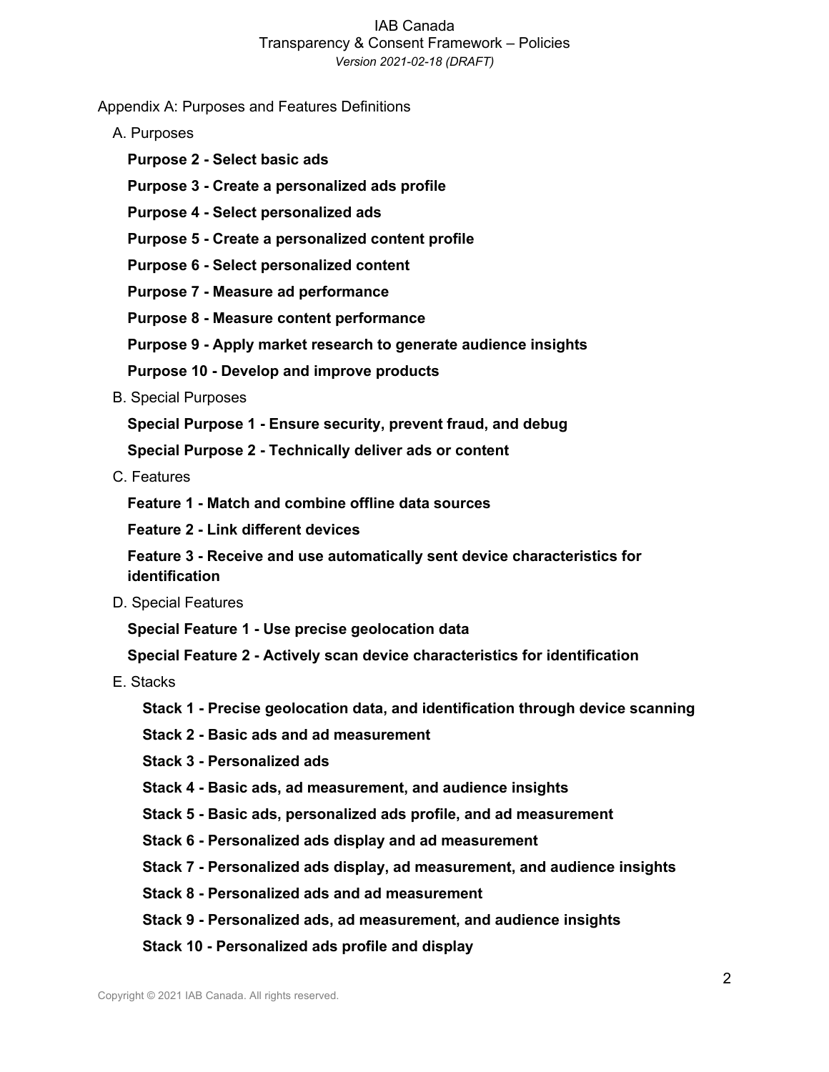Appendix A: Purposes and Features Definitions

A. Purposes

**Purpose 2 - Select basic ads**

**Purpose 3 - Create a personalized ads profile**

**Purpose 4 - Select personalized ads**

**Purpose 5 - Create a personalized content profile**

**Purpose 6 - Select personalized content**

**Purpose 7 - Measure ad performance**

**Purpose 8 - Measure content performance**

**Purpose 9 - Apply market research to generate audience insights**

**Purpose 10 - Develop and improve products**

B. Special Purposes

**Special Purpose 1 - Ensure security, prevent fraud, and debug**

**Special Purpose 2 - Technically deliver ads or content**

C. Features

**Feature 1 - Match and combine offline data sources**

**Feature 2 - Link different devices**

**Feature 3 - Receive and use automatically sent device characteristics for identification**

D. Special Features

**Special Feature 1 - Use precise geolocation data**

**Special Feature 2 - Actively scan device characteristics for identification**

E. Stacks

**Stack 1 - Precise geolocation data, and identification through device scanning**

**Stack 2 - Basic ads and ad measurement**

**Stack 3 - Personalized ads**

**Stack 4 - Basic ads, ad measurement, and audience insights**

**Stack 5 - Basic ads, personalized ads profile, and ad measurement**

**Stack 6 - Personalized ads display and ad measurement**

**Stack 7 - Personalized ads display, ad measurement, and audience insights**

**Stack 8 - Personalized ads and ad measurement**

**Stack 9 - Personalized ads, ad measurement, and audience insights**

**Stack 10 - Personalized ads profile and display**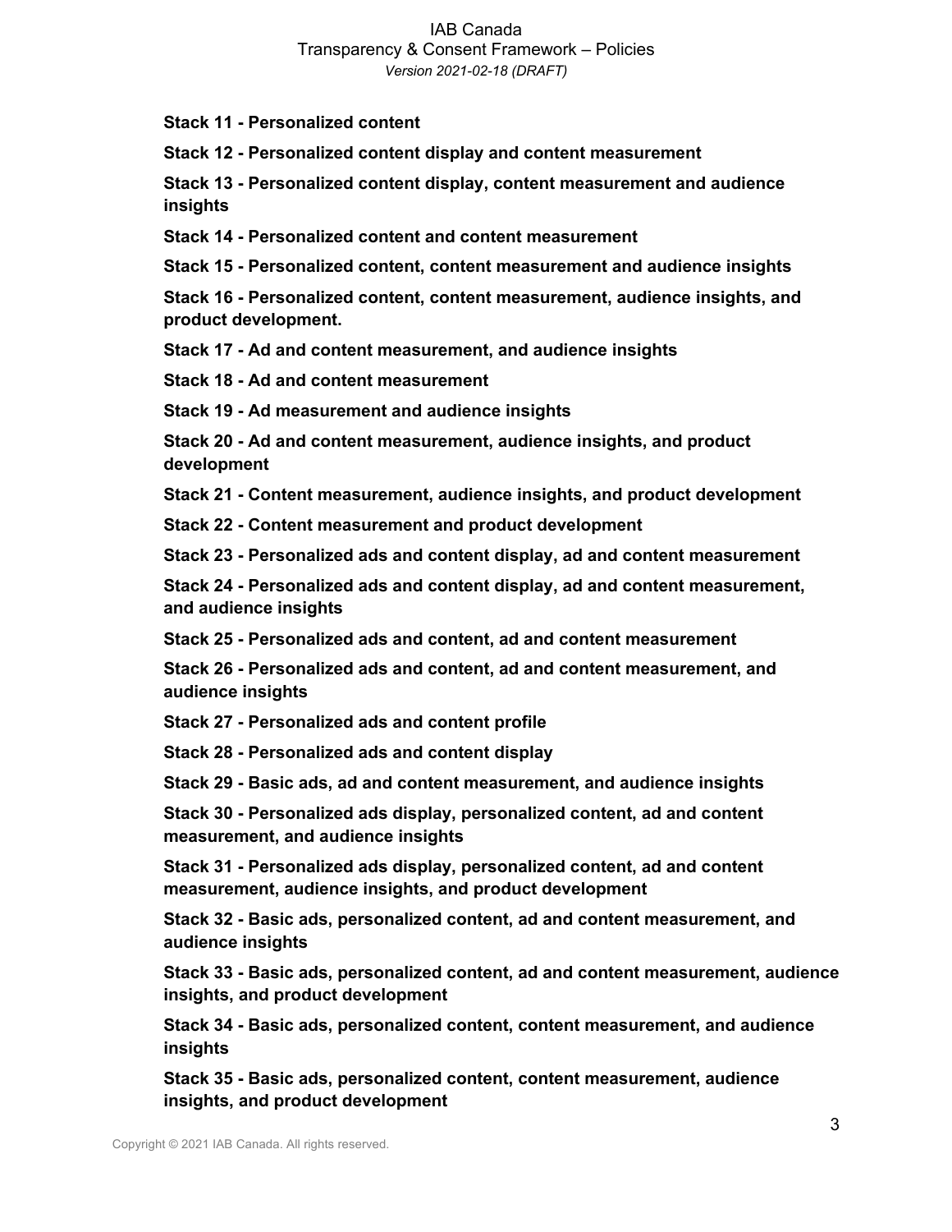**Stack 11 - Personalized content**

**Stack 12 - Personalized content display and content measurement**

**Stack 13 - Personalized content display, content measurement and audience insights**

**Stack 14 - Personalized content and content measurement**

**Stack 15 - Personalized content, content measurement and audience insights**

**Stack 16 - Personalized content, content measurement, audience insights, and product development.**

**Stack 17 - Ad and content measurement, and audience insights**

**Stack 18 - Ad and content measurement**

**Stack 19 - Ad measurement and audience insights**

**Stack 20 - Ad and content measurement, audience insights, and product development**

**Stack 21 - Content measurement, audience insights, and product development**

**Stack 22 - Content measurement and product development**

**Stack 23 - Personalized ads and content display, ad and content measurement**

**Stack 24 - Personalized ads and content display, ad and content measurement, and audience insights**

**Stack 25 - Personalized ads and content, ad and content measurement**

**Stack 26 - Personalized ads and content, ad and content measurement, and audience insights**

**Stack 27 - Personalized ads and content profile**

**Stack 28 - Personalized ads and content display**

**Stack 29 - Basic ads, ad and content measurement, and audience insights**

**Stack 30 - Personalized ads display, personalized content, ad and content measurement, and audience insights**

**Stack 31 - Personalized ads display, personalized content, ad and content measurement, audience insights, and product development**

**Stack 32 - Basic ads, personalized content, ad and content measurement, and audience insights**

**Stack 33 - Basic ads, personalized content, ad and content measurement, audience insights, and product development**

**Stack 34 - Basic ads, personalized content, content measurement, and audience insights**

**Stack 35 - Basic ads, personalized content, content measurement, audience insights, and product development**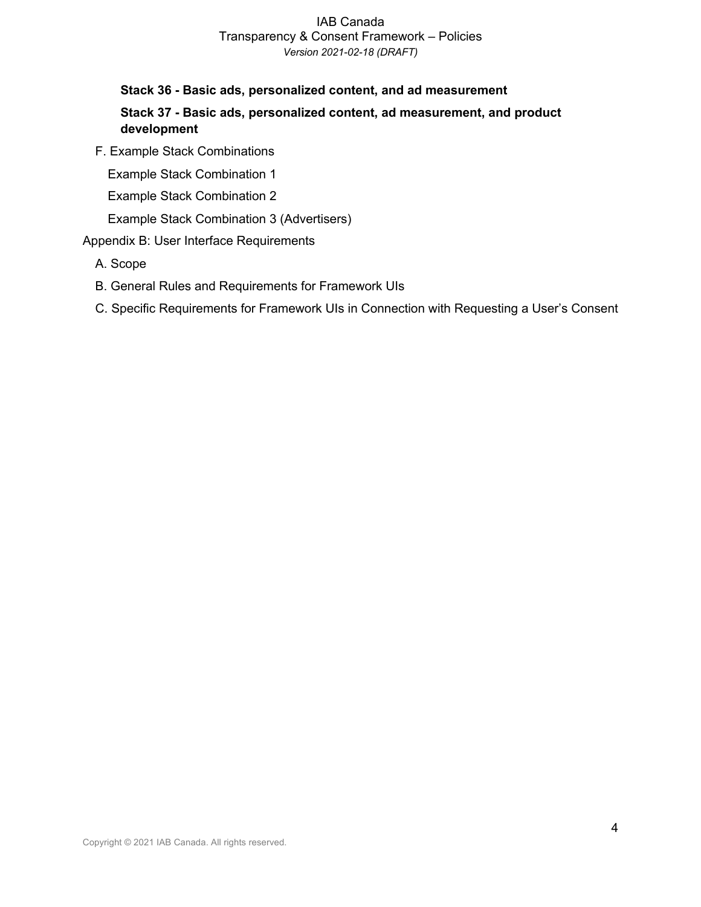**Stack 36 - Basic ads, personalized content, and ad measurement**

**Stack 37 - Basic ads, personalized content, ad measurement, and product development**

F. Example Stack Combinations

Example Stack Combination 1

Example Stack Combination 2

Example Stack Combination 3 (Advertisers)

Appendix B: User Interface Requirements

A. Scope

B. General Rules and Requirements for Framework UIs

C. Specific Requirements for Framework UIs in Connection with Requesting a User's Consent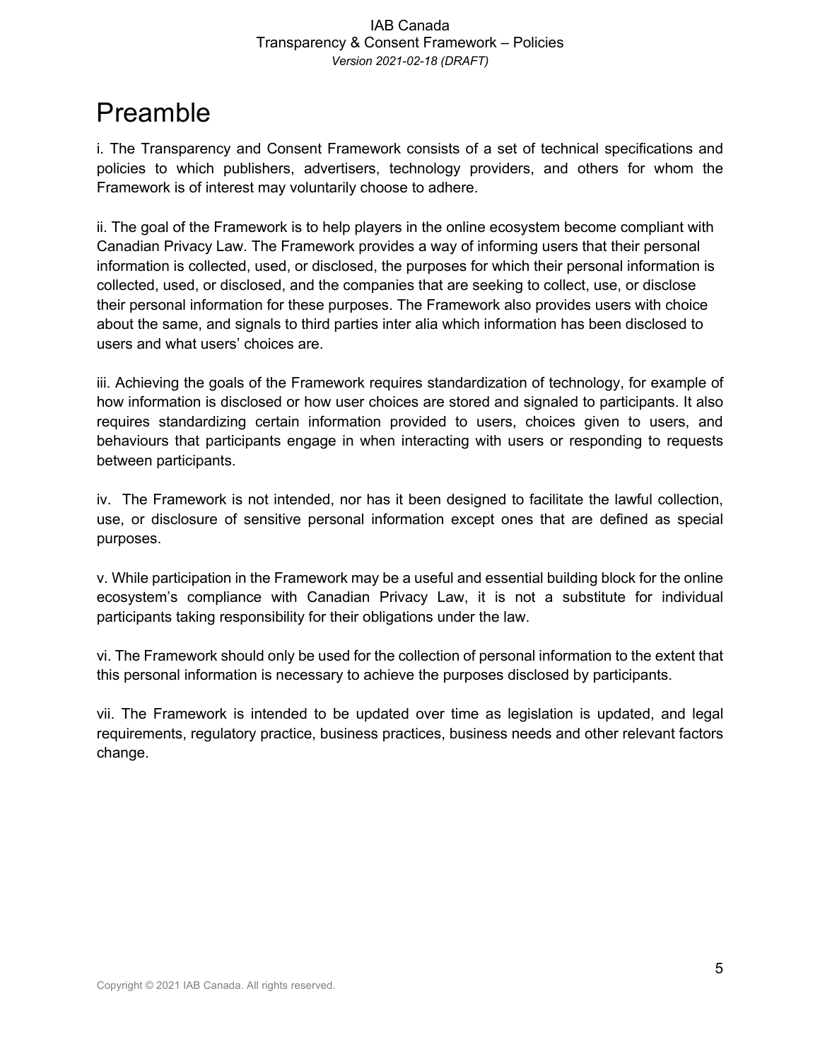# Preamble

i. The Transparency and Consent Framework consists of a set of technical specifications and policies to which publishers, advertisers, technology providers, and others for whom the Framework is of interest may voluntarily choose to adhere.

ii. The goal of the Framework is to help players in the online ecosystem become compliant with Canadian Privacy Law. The Framework provides a way of informing users that their personal information is collected, used, or disclosed, the purposes for which their personal information is collected, used, or disclosed, and the companies that are seeking to collect, use, or disclose their personal information for these purposes. The Framework also provides users with choice about the same, and signals to third parties inter alia which information has been disclosed to users and what users' choices are.

iii. Achieving the goals of the Framework requires standardization of technology, for example of how information is disclosed or how user choices are stored and signaled to participants. It also requires standardizing certain information provided to users, choices given to users, and behaviours that participants engage in when interacting with users or responding to requests between participants.

iv. The Framework is not intended, nor has it been designed to facilitate the lawful collection, use, or disclosure of sensitive personal information except ones that are defined as special purposes.

v. While participation in the Framework may be a useful and essential building block for the online ecosystem's compliance with Canadian Privacy Law, it is not a substitute for individual participants taking responsibility for their obligations under the law.

vi. The Framework should only be used for the collection of personal information to the extent that this personal information is necessary to achieve the purposes disclosed by participants.

vii. The Framework is intended to be updated over time as legislation is updated, and legal requirements, regulatory practice, business practices, business needs and other relevant factors change.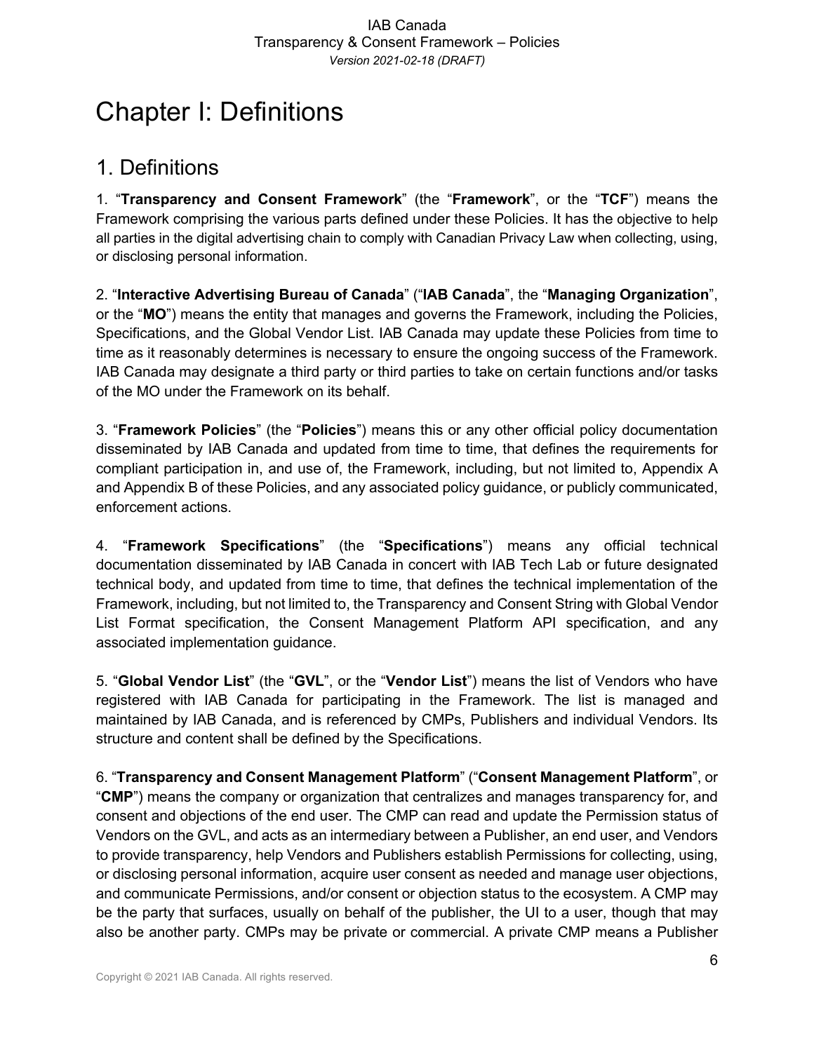# Chapter I: Definitions

## 1. Definitions

1. "**Transparency and Consent Framework**" (the "**Framework**", or the "**TCF**") means the Framework comprising the various parts defined under these Policies. It has the objective to help all parties in the digital advertising chain to comply with Canadian Privacy Law when collecting, using, or disclosing personal information.

2. "**Interactive Advertising Bureau of Canada**" ("**IAB Canada**", the "**Managing Organization**", or the "**MO**") means the entity that manages and governs the Framework, including the Policies, Specifications, and the Global Vendor List. IAB Canada may update these Policies from time to time as it reasonably determines is necessary to ensure the ongoing success of the Framework. IAB Canada may designate a third party or third parties to take on certain functions and/or tasks of the MO under the Framework on its behalf.

3. "**Framework Policies**" (the "**Policies**") means this or any other official policy documentation disseminated by IAB Canada and updated from time to time, that defines the requirements for compliant participation in, and use of, the Framework, including, but not limited to, Appendix A and Appendix B of these Policies, and any associated policy guidance, or publicly communicated, enforcement actions.

4. "**Framework Specifications**" (the "**Specifications**") means any official technical documentation disseminated by IAB Canada in concert with IAB Tech Lab or future designated technical body, and updated from time to time, that defines the technical implementation of the Framework, including, but not limited to, the Transparency and Consent String with Global Vendor List Format specification, the Consent Management Platform API specification, and any associated implementation guidance.

5. "**Global Vendor List**" (the "**GVL**", or the "**Vendor List**") means the list of Vendors who have registered with IAB Canada for participating in the Framework. The list is managed and maintained by IAB Canada, and is referenced by CMPs, Publishers and individual Vendors. Its structure and content shall be defined by the Specifications.

6. "**Transparency and Consent Management Platform**" ("**Consent Management Platform**", or "**CMP**") means the company or organization that centralizes and manages transparency for, and consent and objections of the end user. The CMP can read and update the Permission status of Vendors on the GVL, and acts as an intermediary between a Publisher, an end user, and Vendors to provide transparency, help Vendors and Publishers establish Permissions for collecting, using, or disclosing personal information, acquire user consent as needed and manage user objections, and communicate Permissions, and/or consent or objection status to the ecosystem. A CMP may be the party that surfaces, usually on behalf of the publisher, the UI to a user, though that may also be another party. CMPs may be private or commercial. A private CMP means a Publisher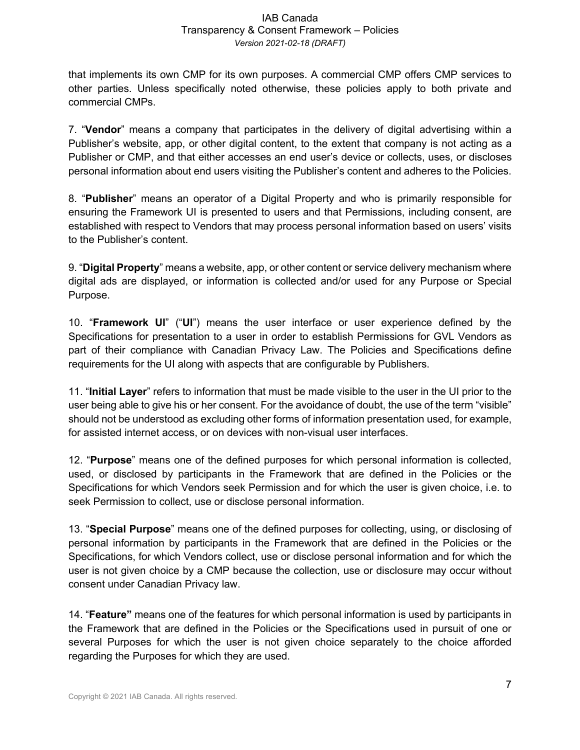that implements its own CMP for its own purposes. A commercial CMP offers CMP services to other parties. Unless specifically noted otherwise, these policies apply to both private and commercial CMPs.

7. “**Vendor**” means a company that participates in the delivery of digital advertising within a Publisher’s website, app, or other digital content, to the extent that company is not acting as a Publisher or CMP, and that either accesses an end user’s device or collects, uses, or discloses personal information about end users visiting the Publisher’s content and adheres to the Policies.

8. “**Publisher**” means an operator of a Digital Property and who is primarily responsible for ensuring the Framework UI is presented to users and that Permissions, including consent, are established with respect to Vendors that may process personal information based on users’ visits to the Publisher’s content.

9. “**Digital Property**” means a website, app, or other content or service delivery mechanism where digital ads are displayed, or information is collected and/or used for any Purpose or Special Purpose.

10. “**Framework UI**” (“**UI**”) means the user interface or user experience defined by the Specifications for presentation to a user in order to establish Permissions for GVL Vendors as part of their compliance with Canadian Privacy Law. The Policies and Specifications define requirements for the UI along with aspects that are configurable by Publishers.

11. “**Initial Layer**” refers to information that must be made visible to the user in the UI prior to the user being able to give his or her consent. For the avoidance of doubt, the use of the term “visible” should not be understood as excluding other forms of information presentation used, for example, for assisted internet access, or on devices with non-visual user interfaces.

12. “**Purpose**” means one of the defined purposes for which personal information is collected, used, or disclosed by participants in the Framework that are defined in the Policies or the Specifications for which Vendors seek Permission and for which the user is given choice, i.e. to seek Permission to collect, use or disclose personal information.

13. “**Special Purpose**” means one of the defined purposes for collecting, using, or disclosing of personal information by participants in the Framework that are defined in the Policies or the Specifications, for which Vendors collect, use or disclose personal information and for which the user is not given choice by a CMP because the collection, use or disclosure may occur without consent under Canadian Privacy law.

14. “**Feature”** means one of the features for which personal information is used by participants in the Framework that are defined in the Policies or the Specifications used in pursuit of one or several Purposes for which the user is not given choice separately to the choice afforded regarding the Purposes for which they are used.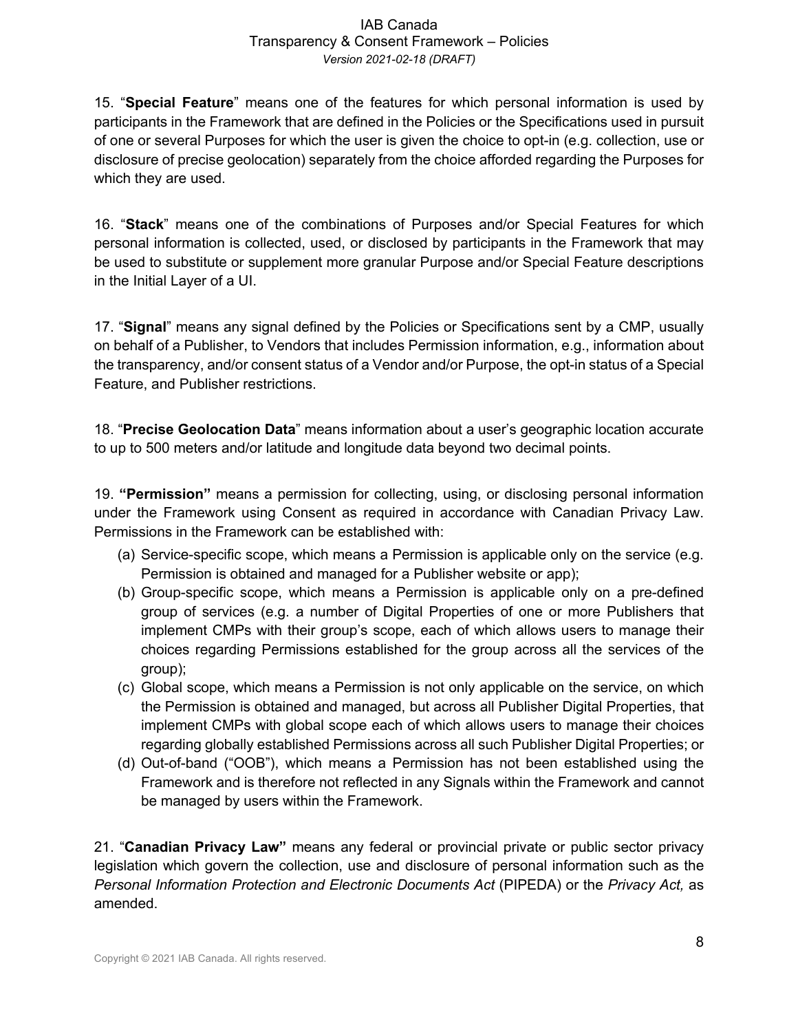15. "**Special Feature**" means one of the features for which personal information is used by participants in the Framework that are defined in the Policies or the Specifications used in pursuit of one or several Purposes for which the user is given the choice to opt-in (e.g. collection, use or disclosure of precise geolocation) separately from the choice afforded regarding the Purposes for which they are used.

16. "**Stack**" means one of the combinations of Purposes and/or Special Features for which personal information is collected, used, or disclosed by participants in the Framework that may be used to substitute or supplement more granular Purpose and/or Special Feature descriptions in the Initial Layer of a UI.

17. "**Signal**" means any signal defined by the Policies or Specifications sent by a CMP, usually on behalf of a Publisher, to Vendors that includes Permission information, e.g., information about the transparency, and/or consent status of a Vendor and/or Purpose, the opt-in status of a Special Feature, and Publisher restrictions.

18. "**Precise Geolocation Data**" means information about a user's geographic location accurate to up to 500 meters and/or latitude and longitude data beyond two decimal points.

19. **"Permission"** means a permission for collecting, using, or disclosing personal information under the Framework using Consent as required in accordance with Canadian Privacy Law. Permissions in the Framework can be established with:

(a) Service-specific scope, which means a Permission is applicable only on the service (e.g. Permission is obtained and managed for a Publisher website or app);
(b) Group-specific scope, which means a Permission is applicable only on a pre-defined group of services (e.g. a number of Digital Properties of one or more Publishers that implement CMPs with their group's scope, each of which allows users to manage their choices regarding Permissions established for the group across all the services of the group);
(c) Global scope, which means a Permission is not only applicable on the service, on which the Permission is obtained and managed, but across all Publisher Digital Properties, that implement CMPs with global scope each of which allows users to manage their choices regarding globally established Permissions across all such Publisher Digital Properties; or
(d) Out-of-band ("OOB"), which means a Permission has not been established using the Framework and is therefore not reflected in any Signals within the Framework and cannot be managed by users within the Framework.

21. "**Canadian Privacy Law"** means any federal or provincial private or public sector privacy legislation which govern the collection, use and disclosure of personal information such as the *Personal Information Protection and Electronic Documents Act* (PIPEDA) or the *Privacy Act,* as amended.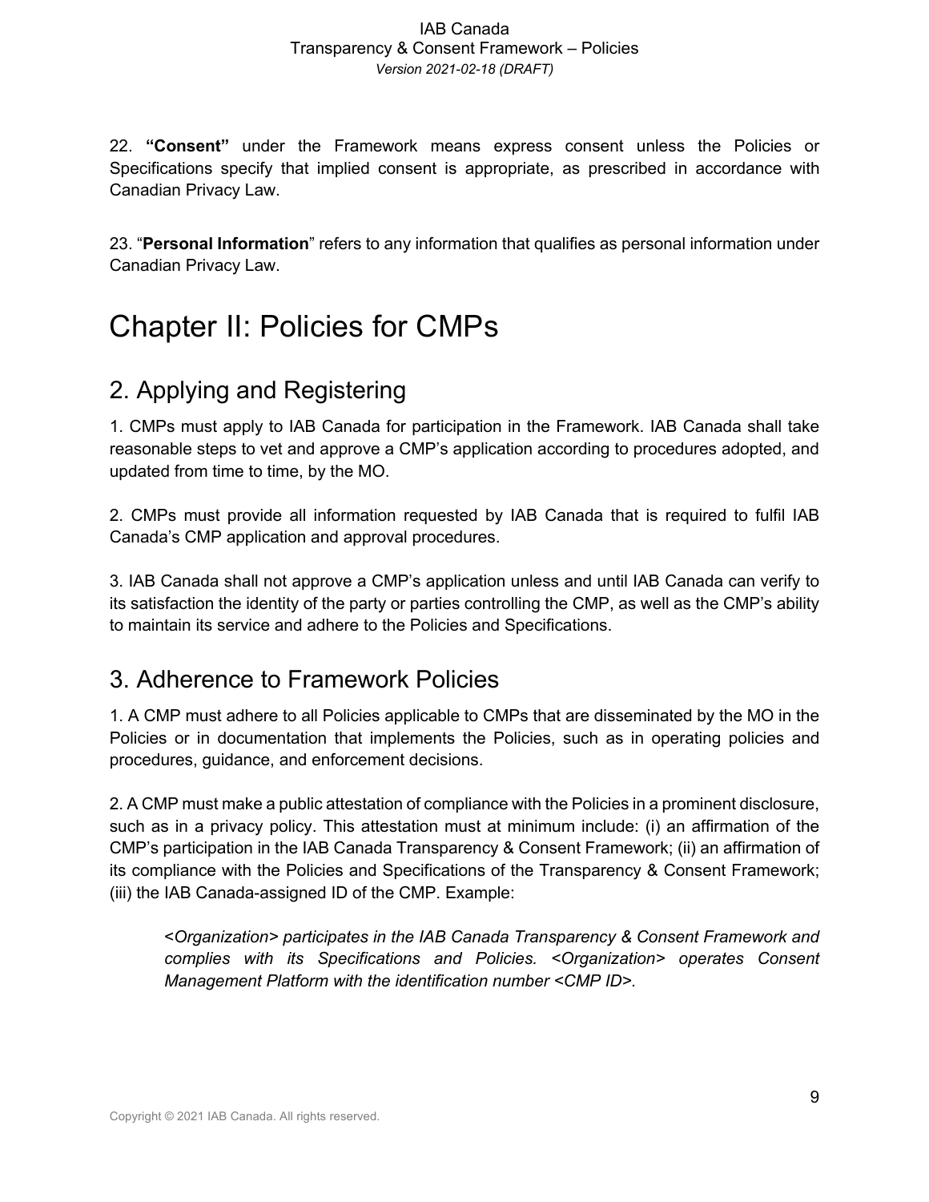22. **“Consent”** under the Framework means express consent unless the Policies or Specifications specify that implied consent is appropriate, as prescribed in accordance with Canadian Privacy Law.

23. “**Personal Information**” refers to any information that qualifies as personal information under Canadian Privacy Law.

# Chapter II: Policies for CMPs

## 2. Applying and Registering

1. CMPs must apply to IAB Canada for participation in the Framework. IAB Canada shall take reasonable steps to vet and approve a CMP’s application according to procedures adopted, and updated from time to time, by the MO.

2. CMPs must provide all information requested by IAB Canada that is required to fulfil IAB Canada’s CMP application and approval procedures.

3. IAB Canada shall not approve a CMP’s application unless and until IAB Canada can verify to its satisfaction the identity of the party or parties controlling the CMP, as well as the CMP’s ability to maintain its service and adhere to the Policies and Specifications.

## 3. Adherence to Framework Policies

1. A CMP must adhere to all Policies applicable to CMPs that are disseminated by the MO in the Policies or in documentation that implements the Policies, such as in operating policies and procedures, guidance, and enforcement decisions.

2. A CMP must make a public attestation of compliance with the Policies in a prominent disclosure, such as in a privacy policy. This attestation must at minimum include: (i) an affirmation of the CMP’s participation in the IAB Canada Transparency & Consent Framework; (ii) an affirmation of its compliance with the Policies and Specifications of the Transparency & Consent Framework; (iii) the IAB Canada-assigned ID of the CMP. Example:

> *<Organization> participates in the IAB Canada Transparency & Consent Framework and complies with its Specifications and Policies. <Organization> operates Consent Management Platform with the identification number <CMP ID>.*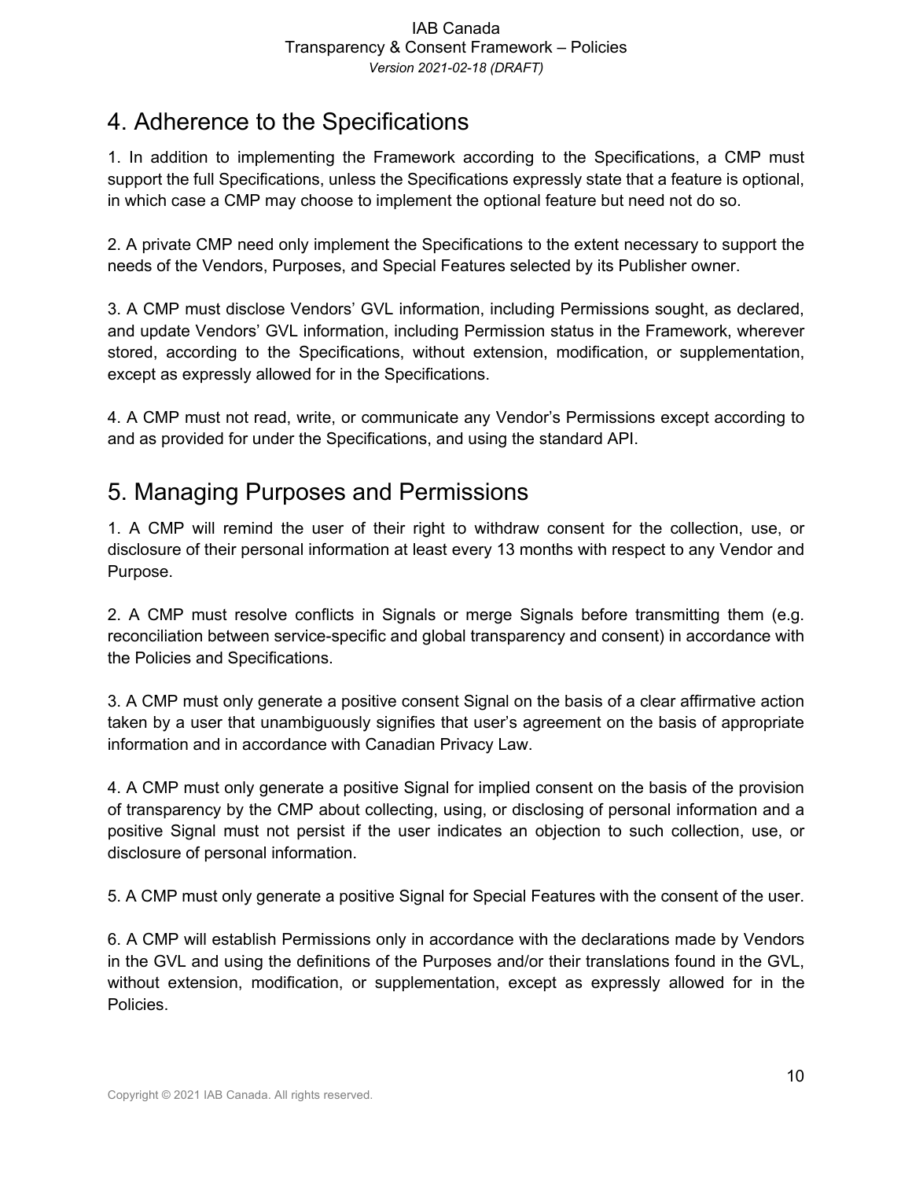## 4. Adherence to the Specifications

1. In addition to implementing the Framework according to the Specifications, a CMP must support the full Specifications, unless the Specifications expressly state that a feature is optional, in which case a CMP may choose to implement the optional feature but need not do so.

2. A private CMP need only implement the Specifications to the extent necessary to support the needs of the Vendors, Purposes, and Special Features selected by its Publisher owner.

3. A CMP must disclose Vendors' GVL information, including Permissions sought, as declared, and update Vendors' GVL information, including Permission status in the Framework, wherever stored, according to the Specifications, without extension, modification, or supplementation, except as expressly allowed for in the Specifications.

4. A CMP must not read, write, or communicate any Vendor's Permissions except according to and as provided for under the Specifications, and using the standard API.

## 5. Managing Purposes and Permissions

1. A CMP will remind the user of their right to withdraw consent for the collection, use, or disclosure of their personal information at least every 13 months with respect to any Vendor and Purpose.

2. A CMP must resolve conflicts in Signals or merge Signals before transmitting them (e.g. reconciliation between service-specific and global transparency and consent) in accordance with the Policies and Specifications.

3. A CMP must only generate a positive consent Signal on the basis of a clear affirmative action taken by a user that unambiguously signifies that user's agreement on the basis of appropriate information and in accordance with Canadian Privacy Law.

4. A CMP must only generate a positive Signal for implied consent on the basis of the provision of transparency by the CMP about collecting, using, or disclosing of personal information and a positive Signal must not persist if the user indicates an objection to such collection, use, or disclosure of personal information.

5. A CMP must only generate a positive Signal for Special Features with the consent of the user.

6. A CMP will establish Permissions only in accordance with the declarations made by Vendors in the GVL and using the definitions of the Purposes and/or their translations found in the GVL, without extension, modification, or supplementation, except as expressly allowed for in the Policies.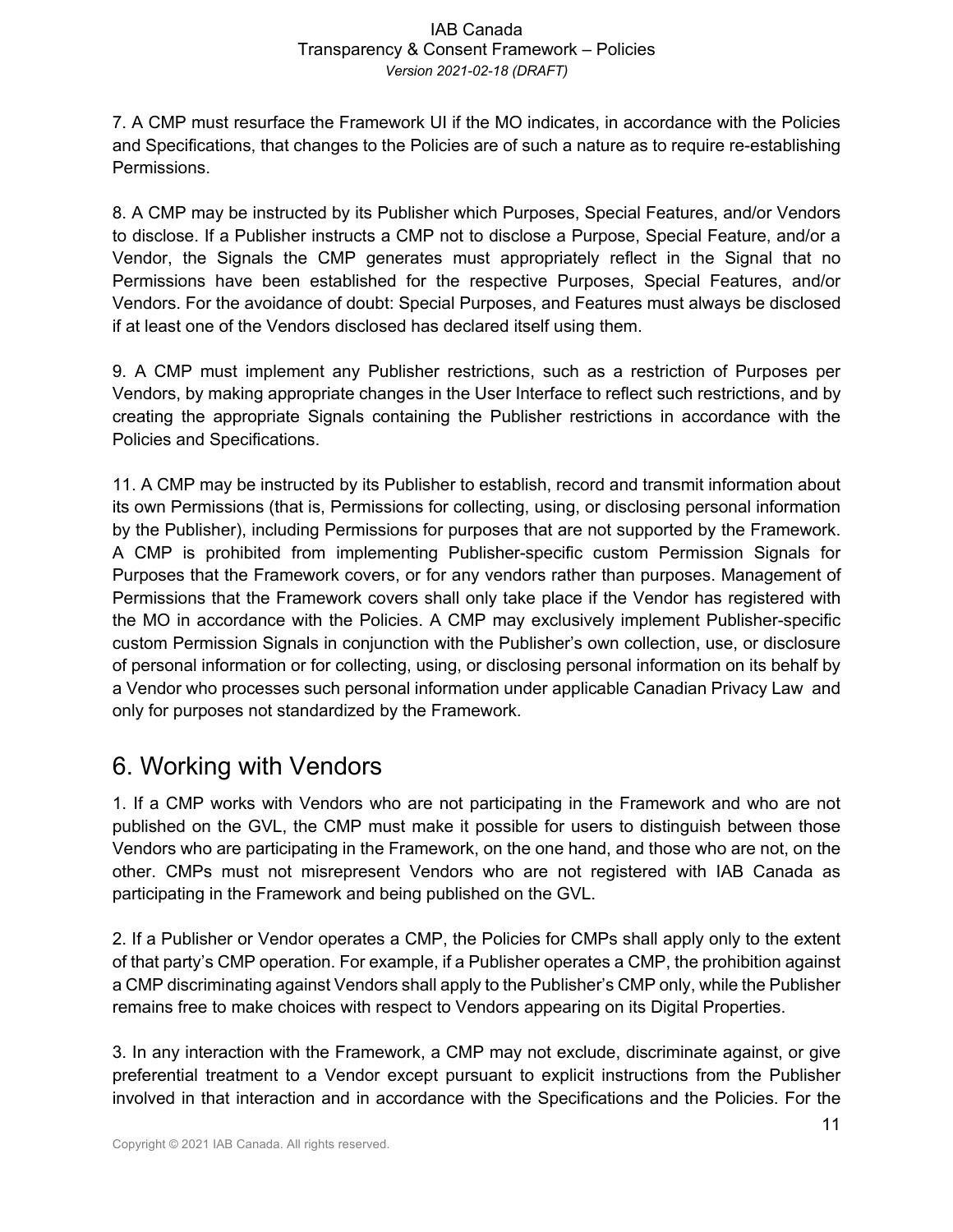7. A CMP must resurface the Framework UI if the MO indicates, in accordance with the Policies and Specifications, that changes to the Policies are of such a nature as to require re-establishing Permissions.

8. A CMP may be instructed by its Publisher which Purposes, Special Features, and/or Vendors to disclose. If a Publisher instructs a CMP not to disclose a Purpose, Special Feature, and/or a Vendor, the Signals the CMP generates must appropriately reflect in the Signal that no Permissions have been established for the respective Purposes, Special Features, and/or Vendors. For the avoidance of doubt: Special Purposes, and Features must always be disclosed if at least one of the Vendors disclosed has declared itself using them.

9. A CMP must implement any Publisher restrictions, such as a restriction of Purposes per Vendors, by making appropriate changes in the User Interface to reflect such restrictions, and by creating the appropriate Signals containing the Publisher restrictions in accordance with the Policies and Specifications.

11. A CMP may be instructed by its Publisher to establish, record and transmit information about its own Permissions (that is, Permissions for collecting, using, or disclosing personal information by the Publisher), including Permissions for purposes that are not supported by the Framework. A CMP is prohibited from implementing Publisher-specific custom Permission Signals for Purposes that the Framework covers, or for any vendors rather than purposes. Management of Permissions that the Framework covers shall only take place if the Vendor has registered with the MO in accordance with the Policies. A CMP may exclusively implement Publisher-specific custom Permission Signals in conjunction with the Publisher's own collection, use, or disclosure of personal information or for collecting, using, or disclosing personal information on its behalf by a Vendor who processes such personal information under applicable Canadian Privacy Law and only for purposes not standardized by the Framework.

# 6. Working with Vendors

1. If a CMP works with Vendors who are not participating in the Framework and who are not published on the GVL, the CMP must make it possible for users to distinguish between those Vendors who are participating in the Framework, on the one hand, and those who are not, on the other. CMPs must not misrepresent Vendors who are not registered with IAB Canada as participating in the Framework and being published on the GVL.

2. If a Publisher or Vendor operates a CMP, the Policies for CMPs shall apply only to the extent of that party's CMP operation. For example, if a Publisher operates a CMP, the prohibition against a CMP discriminating against Vendors shall apply to the Publisher's CMP only, while the Publisher remains free to make choices with respect to Vendors appearing on its Digital Properties.

3. In any interaction with the Framework, a CMP may not exclude, discriminate against, or give preferential treatment to a Vendor except pursuant to explicit instructions from the Publisher involved in that interaction and in accordance with the Specifications and the Policies. For the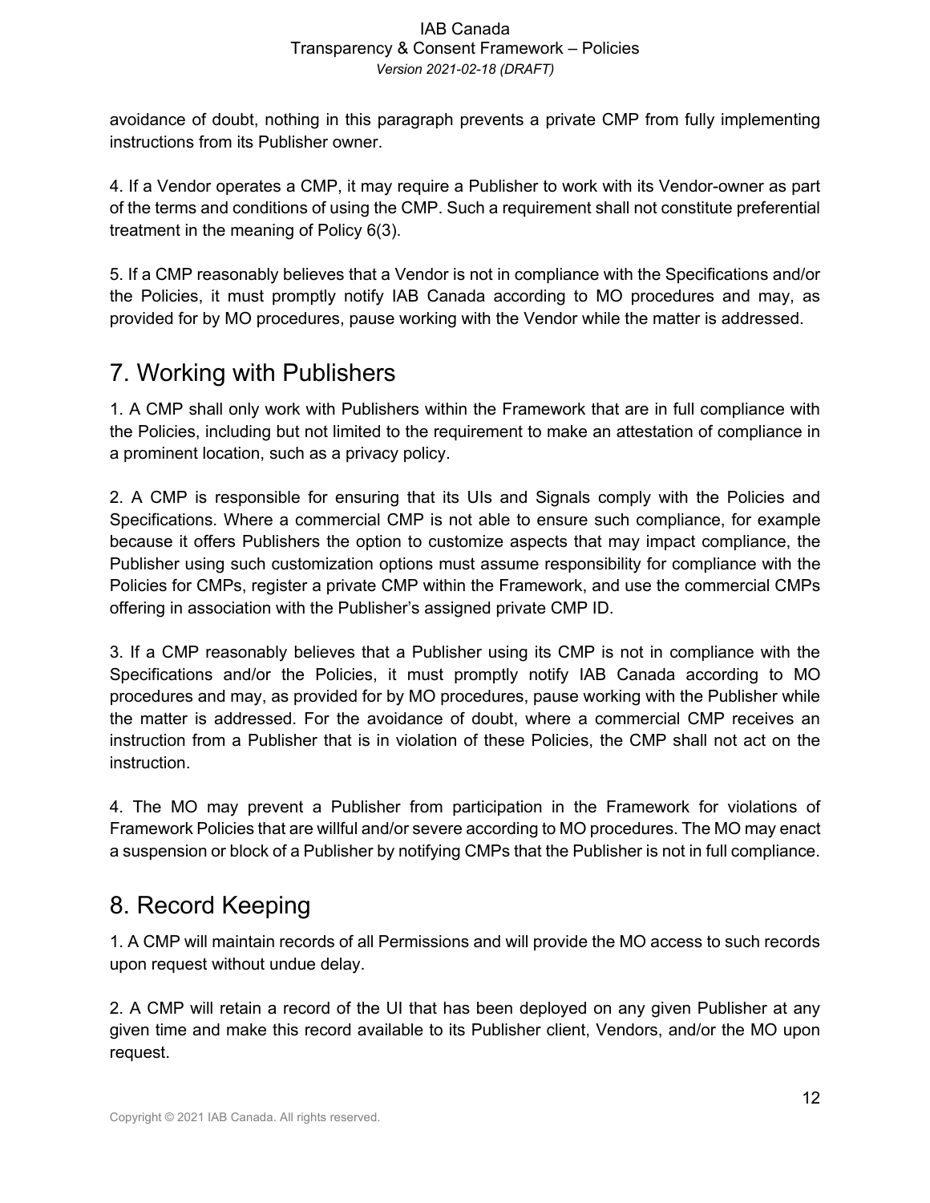avoidance of doubt, nothing in this paragraph prevents a private CMP from fully implementing instructions from its Publisher owner.

4. If a Vendor operates a CMP, it may require a Publisher to work with its Vendor-owner as part of the terms and conditions of using the CMP. Such a requirement shall not constitute preferential treatment in the meaning of Policy 6(3).

5. If a CMP reasonably believes that a Vendor is not in compliance with the Specifications and/or the Policies, it must promptly notify IAB Canada according to MO procedures and may, as provided for by MO procedures, pause working with the Vendor while the matter is addressed.

## 7. Working with Publishers

1. A CMP shall only work with Publishers within the Framework that are in full compliance with the Policies, including but not limited to the requirement to make an attestation of compliance in a prominent location, such as a privacy policy.

2. A CMP is responsible for ensuring that its UIs and Signals comply with the Policies and Specifications. Where a commercial CMP is not able to ensure such compliance, for example because it offers Publishers the option to customize aspects that may impact compliance, the Publisher using such customization options must assume responsibility for compliance with the Policies for CMPs, register a private CMP within the Framework, and use the commercial CMPs offering in association with the Publisher's assigned private CMP ID.

3. If a CMP reasonably believes that a Publisher using its CMP is not in compliance with the Specifications and/or the Policies, it must promptly notify IAB Canada according to MO procedures and may, as provided for by MO procedures, pause working with the Publisher while the matter is addressed. For the avoidance of doubt, where a commercial CMP receives an instruction from a Publisher that is in violation of these Policies, the CMP shall not act on the instruction.

4. The MO may prevent a Publisher from participation in the Framework for violations of Framework Policies that are willful and/or severe according to MO procedures. The MO may enact a suspension or block of a Publisher by notifying CMPs that the Publisher is not in full compliance.

## 8. Record Keeping

1. A CMP will maintain records of all Permissions and will provide the MO access to such records upon request without undue delay.

2. A CMP will retain a record of the UI that has been deployed on any given Publisher at any given time and make this record available to its Publisher client, Vendors, and/or the MO upon request.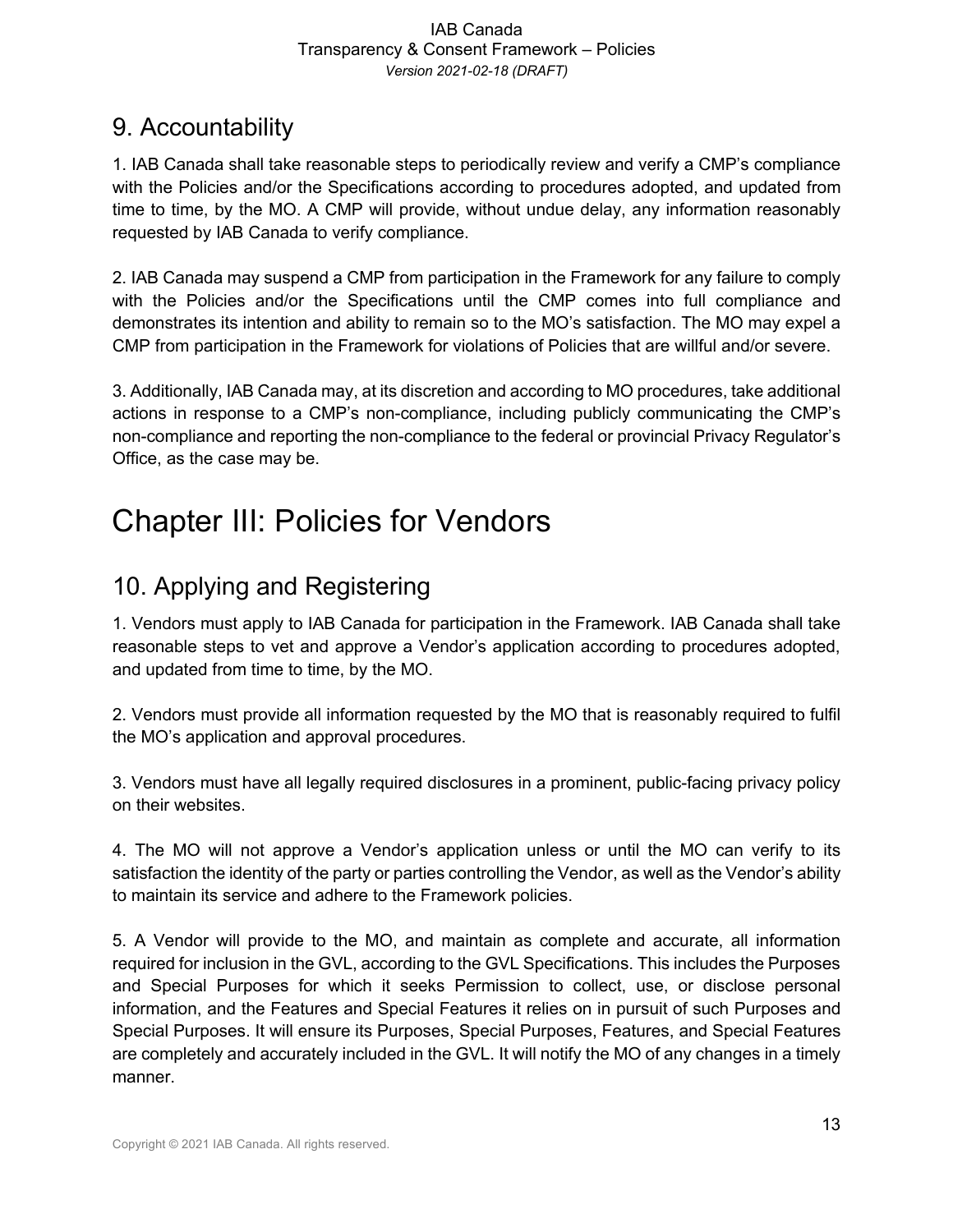## 9. Accountability

1. IAB Canada shall take reasonable steps to periodically review and verify a CMP's compliance with the Policies and/or the Specifications according to procedures adopted, and updated from time to time, by the MO. A CMP will provide, without undue delay, any information reasonably requested by IAB Canada to verify compliance.

2. IAB Canada may suspend a CMP from participation in the Framework for any failure to comply with the Policies and/or the Specifications until the CMP comes into full compliance and demonstrates its intention and ability to remain so to the MO's satisfaction. The MO may expel a CMP from participation in the Framework for violations of Policies that are willful and/or severe.

3. Additionally, IAB Canada may, at its discretion and according to MO procedures, take additional actions in response to a CMP's non-compliance, including publicly communicating the CMP's non-compliance and reporting the non-compliance to the federal or provincial Privacy Regulator's Office, as the case may be.

# Chapter III: Policies for Vendors

## 10. Applying and Registering

1. Vendors must apply to IAB Canada for participation in the Framework. IAB Canada shall take reasonable steps to vet and approve a Vendor's application according to procedures adopted, and updated from time to time, by the MO.

2. Vendors must provide all information requested by the MO that is reasonably required to fulfil the MO's application and approval procedures.

3. Vendors must have all legally required disclosures in a prominent, public-facing privacy policy on their websites.

4. The MO will not approve a Vendor's application unless or until the MO can verify to its satisfaction the identity of the party or parties controlling the Vendor, as well as the Vendor's ability to maintain its service and adhere to the Framework policies.

5. A Vendor will provide to the MO, and maintain as complete and accurate, all information required for inclusion in the GVL, according to the GVL Specifications. This includes the Purposes and Special Purposes for which it seeks Permission to collect, use, or disclose personal information, and the Features and Special Features it relies on in pursuit of such Purposes and Special Purposes. It will ensure its Purposes, Special Purposes, Features, and Special Features are completely and accurately included in the GVL. It will notify the MO of any changes in a timely manner.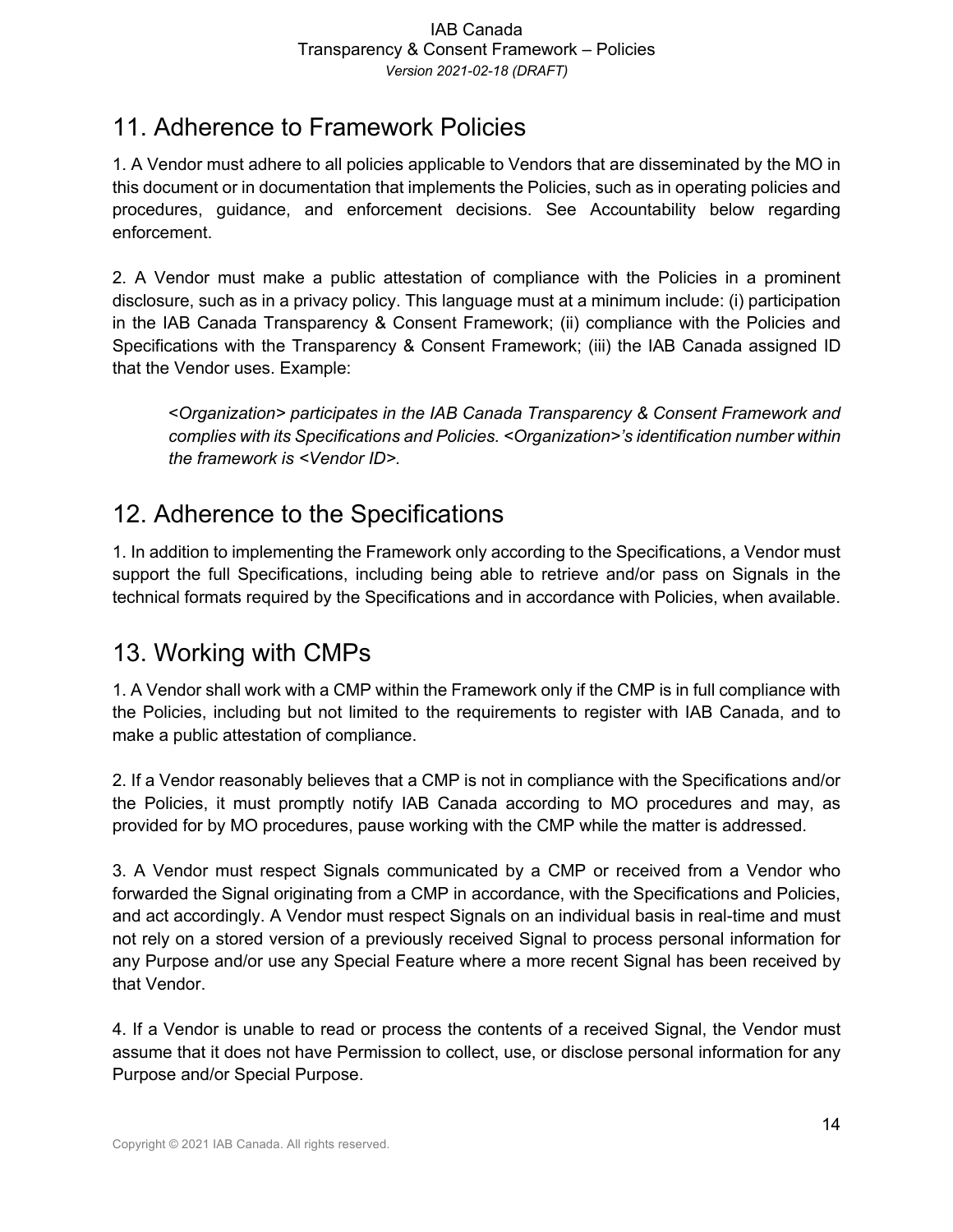## 11. Adherence to Framework Policies

1. A Vendor must adhere to all policies applicable to Vendors that are disseminated by the MO in this document or in documentation that implements the Policies, such as in operating policies and procedures, guidance, and enforcement decisions. See Accountability below regarding enforcement.

2. A Vendor must make a public attestation of compliance with the Policies in a prominent disclosure, such as in a privacy policy. This language must at a minimum include: (i) participation in the IAB Canada Transparency & Consent Framework; (ii) compliance with the Policies and Specifications with the Transparency & Consent Framework; (iii) the IAB Canada assigned ID that the Vendor uses. Example:

> *<Organization> participates in the IAB Canada Transparency & Consent Framework and complies with its Specifications and Policies. <Organization>'s identification number within the framework is <Vendor ID>.*

## 12. Adherence to the Specifications

1. In addition to implementing the Framework only according to the Specifications, a Vendor must support the full Specifications, including being able to retrieve and/or pass on Signals in the technical formats required by the Specifications and in accordance with Policies, when available.

## 13. Working with CMPs

1. A Vendor shall work with a CMP within the Framework only if the CMP is in full compliance with the Policies, including but not limited to the requirements to register with IAB Canada, and to make a public attestation of compliance.

2. If a Vendor reasonably believes that a CMP is not in compliance with the Specifications and/or the Policies, it must promptly notify IAB Canada according to MO procedures and may, as provided for by MO procedures, pause working with the CMP while the matter is addressed.

3. A Vendor must respect Signals communicated by a CMP or received from a Vendor who forwarded the Signal originating from a CMP in accordance, with the Specifications and Policies, and act accordingly. A Vendor must respect Signals on an individual basis in real-time and must not rely on a stored version of a previously received Signal to process personal information for any Purpose and/or use any Special Feature where a more recent Signal has been received by that Vendor.

4. If a Vendor is unable to read or process the contents of a received Signal, the Vendor must assume that it does not have Permission to collect, use, or disclose personal information for any Purpose and/or Special Purpose.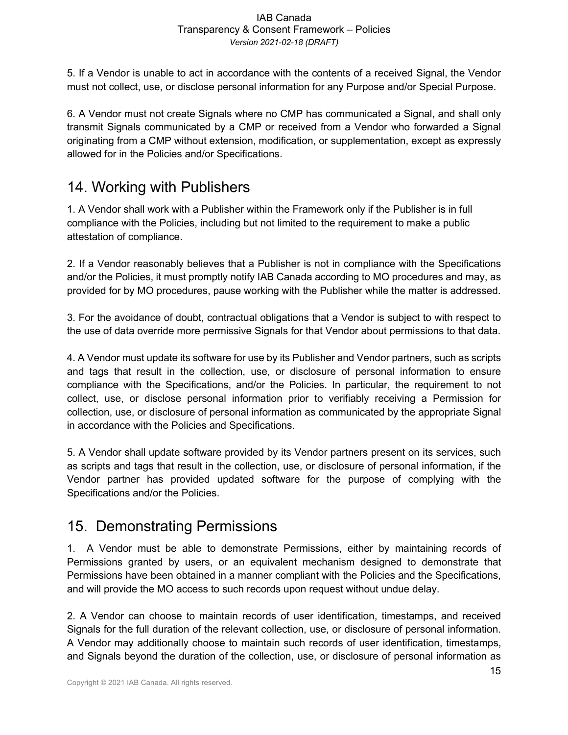5. If a Vendor is unable to act in accordance with the contents of a received Signal, the Vendor must not collect, use, or disclose personal information for any Purpose and/or Special Purpose.

6. A Vendor must not create Signals where no CMP has communicated a Signal, and shall only transmit Signals communicated by a CMP or received from a Vendor who forwarded a Signal originating from a CMP without extension, modification, or supplementation, except as expressly allowed for in the Policies and/or Specifications.

## 14. Working with Publishers

1. A Vendor shall work with a Publisher within the Framework only if the Publisher is in full compliance with the Policies, including but not limited to the requirement to make a public attestation of compliance.

2. If a Vendor reasonably believes that a Publisher is not in compliance with the Specifications and/or the Policies, it must promptly notify IAB Canada according to MO procedures and may, as provided for by MO procedures, pause working with the Publisher while the matter is addressed.

3. For the avoidance of doubt, contractual obligations that a Vendor is subject to with respect to the use of data override more permissive Signals for that Vendor about permissions to that data.

4. A Vendor must update its software for use by its Publisher and Vendor partners, such as scripts and tags that result in the collection, use, or disclosure of personal information to ensure compliance with the Specifications, and/or the Policies. In particular, the requirement to not collect, use, or disclose personal information prior to verifiably receiving a Permission for collection, use, or disclosure of personal information as communicated by the appropriate Signal in accordance with the Policies and Specifications.

5. A Vendor shall update software provided by its Vendor partners present on its services, such as scripts and tags that result in the collection, use, or disclosure of personal information, if the Vendor partner has provided updated software for the purpose of complying with the Specifications and/or the Policies.

## 15. Demonstrating Permissions

1. A Vendor must be able to demonstrate Permissions, either by maintaining records of Permissions granted by users, or an equivalent mechanism designed to demonstrate that Permissions have been obtained in a manner compliant with the Policies and the Specifications, and will provide the MO access to such records upon request without undue delay.

2. A Vendor can choose to maintain records of user identification, timestamps, and received Signals for the full duration of the relevant collection, use, or disclosure of personal information. A Vendor may additionally choose to maintain such records of user identification, timestamps, and Signals beyond the duration of the collection, use, or disclosure of personal information as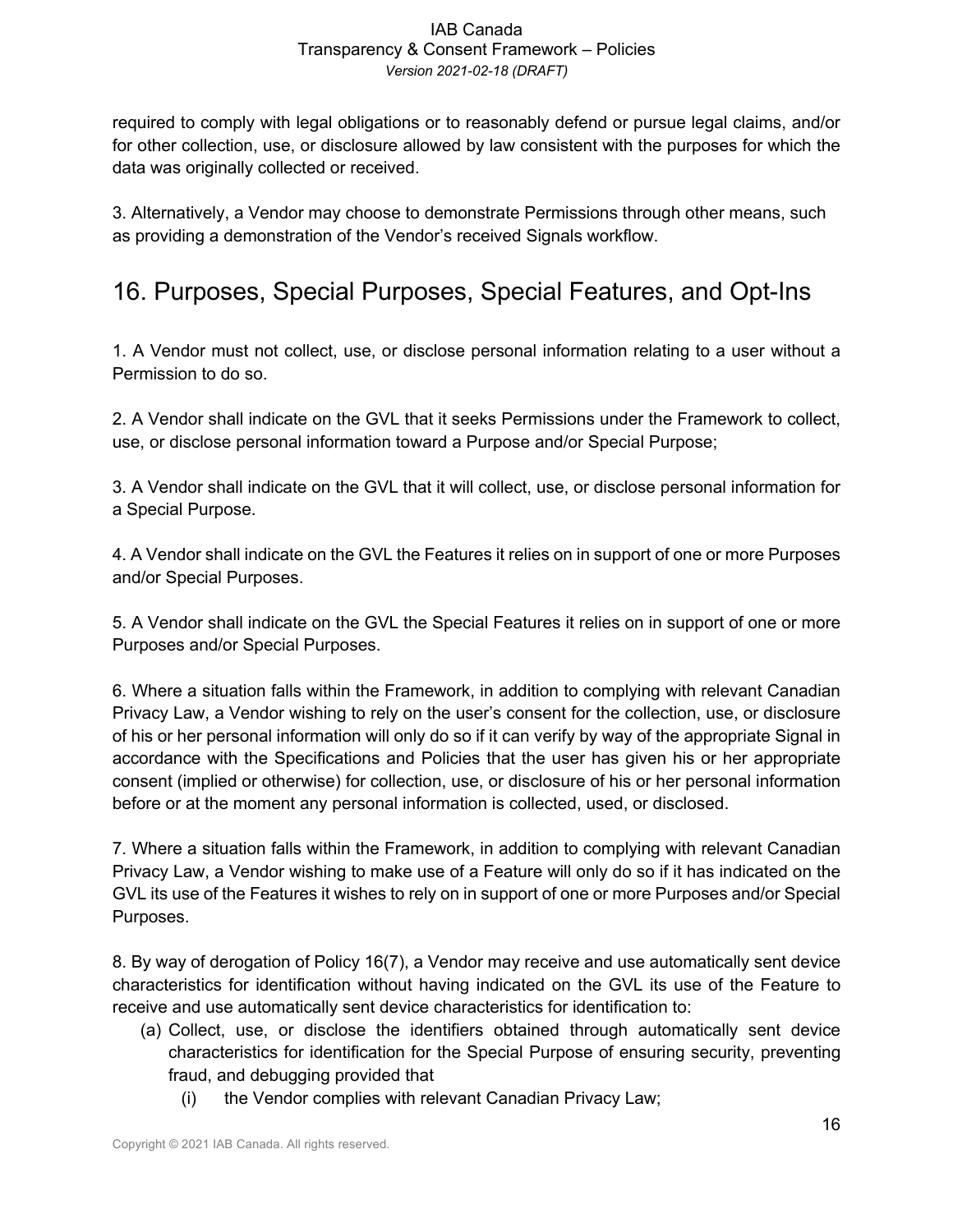required to comply with legal obligations or to reasonably defend or pursue legal claims, and/or for other collection, use, or disclosure allowed by law consistent with the purposes for which the data was originally collected or received.

3. Alternatively, a Vendor may choose to demonstrate Permissions through other means, such as providing a demonstration of the Vendor's received Signals workflow.

## 16. Purposes, Special Purposes, Special Features, and Opt-Ins

1. A Vendor must not collect, use, or disclose personal information relating to a user without a Permission to do so.

2. A Vendor shall indicate on the GVL that it seeks Permissions under the Framework to collect, use, or disclose personal information toward a Purpose and/or Special Purpose;

3. A Vendor shall indicate on the GVL that it will collect, use, or disclose personal information for a Special Purpose.

4. A Vendor shall indicate on the GVL the Features it relies on in support of one or more Purposes and/or Special Purposes.

5. A Vendor shall indicate on the GVL the Special Features it relies on in support of one or more Purposes and/or Special Purposes.

6. Where a situation falls within the Framework, in addition to complying with relevant Canadian Privacy Law, a Vendor wishing to rely on the user's consent for the collection, use, or disclosure of his or her personal information will only do so if it can verify by way of the appropriate Signal in accordance with the Specifications and Policies that the user has given his or her appropriate consent (implied or otherwise) for collection, use, or disclosure of his or her personal information before or at the moment any personal information is collected, used, or disclosed.

7. Where a situation falls within the Framework, in addition to complying with relevant Canadian Privacy Law, a Vendor wishing to make use of a Feature will only do so if it has indicated on the GVL its use of the Features it wishes to rely on in support of one or more Purposes and/or Special Purposes.

8. By way of derogation of Policy 16(7), a Vendor may receive and use automatically sent device characteristics for identification without having indicated on the GVL its use of the Feature to receive and use automatically sent device characteristics for identification to:

(a) Collect, use, or disclose the identifiers obtained through automatically sent device characteristics for identification for the Special Purpose of ensuring security, preventing fraud, and debugging provided that

  (i) the Vendor complies with relevant Canadian Privacy Law;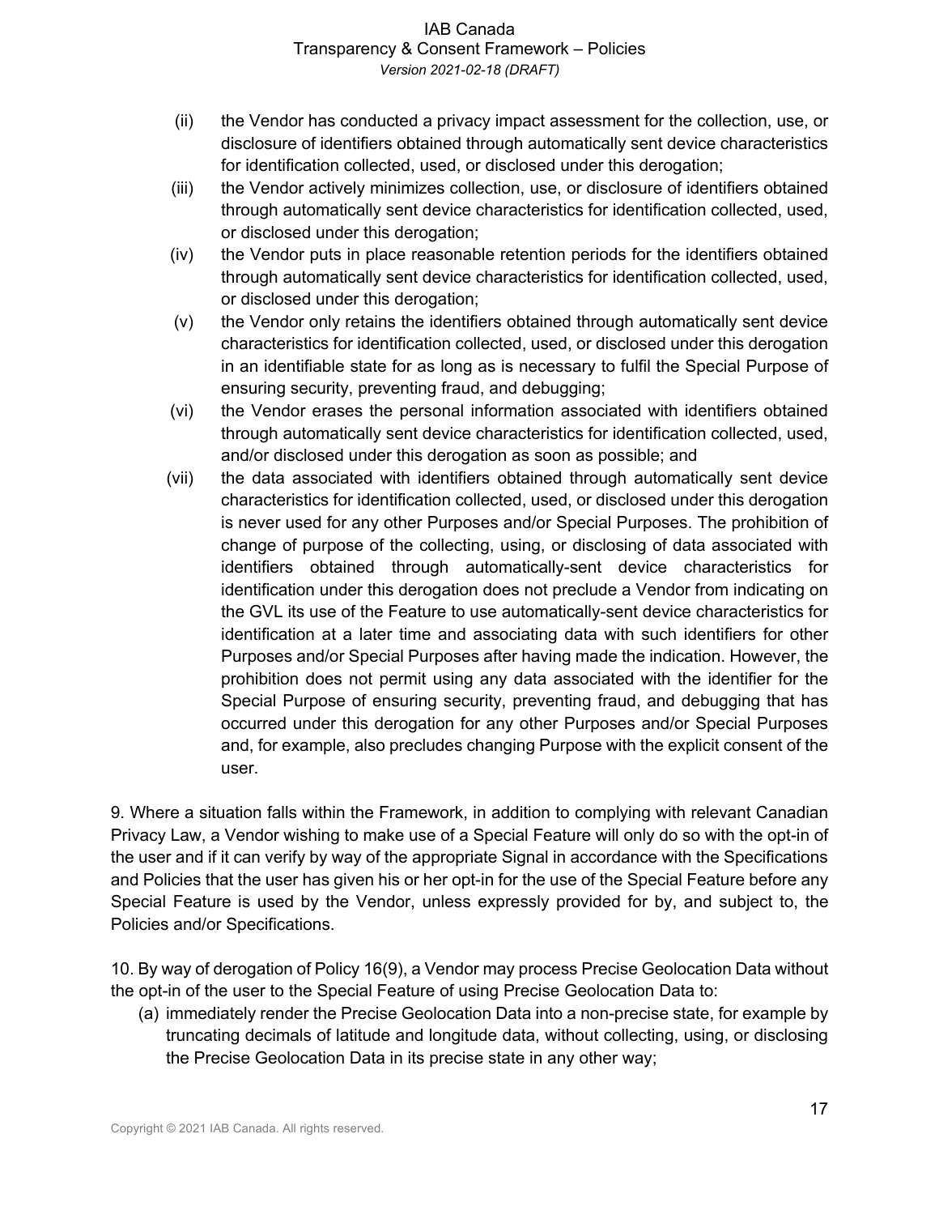(ii) the Vendor has conducted a privacy impact assessment for the collection, use, or disclosure of identifiers obtained through automatically sent device characteristics for identification collected, used, or disclosed under this derogation;

(iii) the Vendor actively minimizes collection, use, or disclosure of identifiers obtained through automatically sent device characteristics for identification collected, used, or disclosed under this derogation;

(iv) the Vendor puts in place reasonable retention periods for the identifiers obtained through automatically sent device characteristics for identification collected, used, or disclosed under this derogation;

(v) the Vendor only retains the identifiers obtained through automatically sent device characteristics for identification collected, used, or disclosed under this derogation in an identifiable state for as long as is necessary to fulfil the Special Purpose of ensuring security, preventing fraud, and debugging;

(vi) the Vendor erases the personal information associated with identifiers obtained through automatically sent device characteristics for identification collected, used, and/or disclosed under this derogation as soon as possible; and

(vii) the data associated with identifiers obtained through automatically sent device characteristics for identification collected, used, or disclosed under this derogation is never used for any other Purposes and/or Special Purposes. The prohibition of change of purpose of the collecting, using, or disclosing of data associated with identifiers obtained through automatically-sent device characteristics for identification under this derogation does not preclude a Vendor from indicating on the GVL its use of the Feature to use automatically-sent device characteristics for identification at a later time and associating data with such identifiers for other Purposes and/or Special Purposes after having made the indication. However, the prohibition does not permit using any data associated with the identifier for the Special Purpose of ensuring security, preventing fraud, and debugging that has occurred under this derogation for any other Purposes and/or Special Purposes and, for example, also precludes changing Purpose with the explicit consent of the user.

9. Where a situation falls within the Framework, in addition to complying with relevant Canadian Privacy Law, a Vendor wishing to make use of a Special Feature will only do so with the opt-in of the user and if it can verify by way of the appropriate Signal in accordance with the Specifications and Policies that the user has given his or her opt-in for the use of the Special Feature before any Special Feature is used by the Vendor, unless expressly provided for by, and subject to, the Policies and/or Specifications.

10. By way of derogation of Policy 16(9), a Vendor may process Precise Geolocation Data without the opt-in of the user to the Special Feature of using Precise Geolocation Data to:

(a) immediately render the Precise Geolocation Data into a non-precise state, for example by truncating decimals of latitude and longitude data, without collecting, using, or disclosing the Precise Geolocation Data in its precise state in any other way;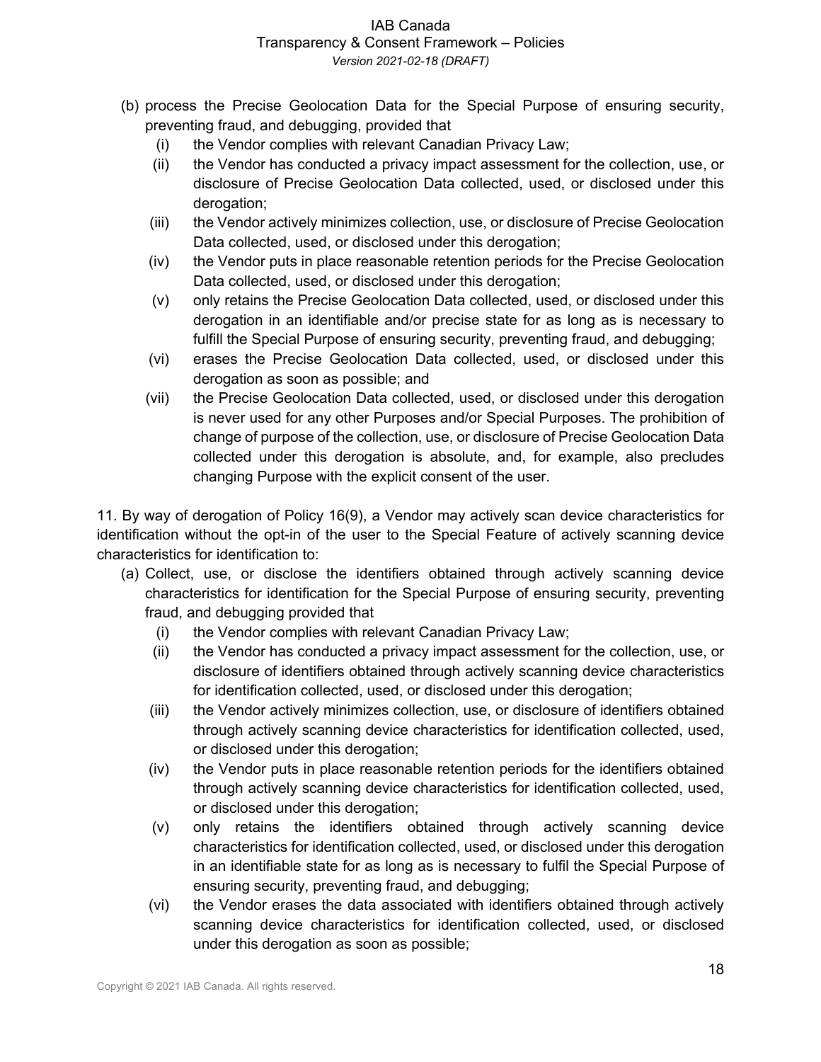(b) process the Precise Geolocation Data for the Special Purpose of ensuring security, preventing fraud, and debugging, provided that
   (i) the Vendor complies with relevant Canadian Privacy Law;
   (ii) the Vendor has conducted a privacy impact assessment for the collection, use, or disclosure of Precise Geolocation Data collected, used, or disclosed under this derogation;
   (iii) the Vendor actively minimizes collection, use, or disclosure of Precise Geolocation Data collected, used, or disclosed under this derogation;
   (iv) the Vendor puts in place reasonable retention periods for the Precise Geolocation Data collected, used, or disclosed under this derogation;
   (v) only retains the Precise Geolocation Data collected, used, or disclosed under this derogation in an identifiable and/or precise state for as long as is necessary to fulfill the Special Purpose of ensuring security, preventing fraud, and debugging;
   (vi) erases the Precise Geolocation Data collected, used, or disclosed under this derogation as soon as possible; and
   (vii) the Precise Geolocation Data collected, used, or disclosed under this derogation is never used for any other Purposes and/or Special Purposes. The prohibition of change of purpose of the collection, use, or disclosure of Precise Geolocation Data collected under this derogation is absolute, and, for example, also precludes changing Purpose with the explicit consent of the user.

11. By way of derogation of Policy 16(9), a Vendor may actively scan device characteristics for identification without the opt-in of the user to the Special Feature of actively scanning device characteristics for identification to:

(a) Collect, use, or disclose the identifiers obtained through actively scanning device characteristics for identification for the Special Purpose of ensuring security, preventing fraud, and debugging provided that
   (i) the Vendor complies with relevant Canadian Privacy Law;
   (ii) the Vendor has conducted a privacy impact assessment for the collection, use, or disclosure of identifiers obtained through actively scanning device characteristics for identification collected, used, or disclosed under this derogation;
   (iii) the Vendor actively minimizes collection, use, or disclosure of identifiers obtained through actively scanning device characteristics for identification collected, used, or disclosed under this derogation;
   (iv) the Vendor puts in place reasonable retention periods for the identifiers obtained through actively scanning device characteristics for identification collected, used, or disclosed under this derogation;
   (v) only retains the identifiers obtained through actively scanning device characteristics for identification collected, used, or disclosed under this derogation in an identifiable state for as long as is necessary to fulfil the Special Purpose of ensuring security, preventing fraud, and debugging;
   (vi) the Vendor erases the data associated with identifiers obtained through actively scanning device characteristics for identification collected, used, or disclosed under this derogation as soon as possible;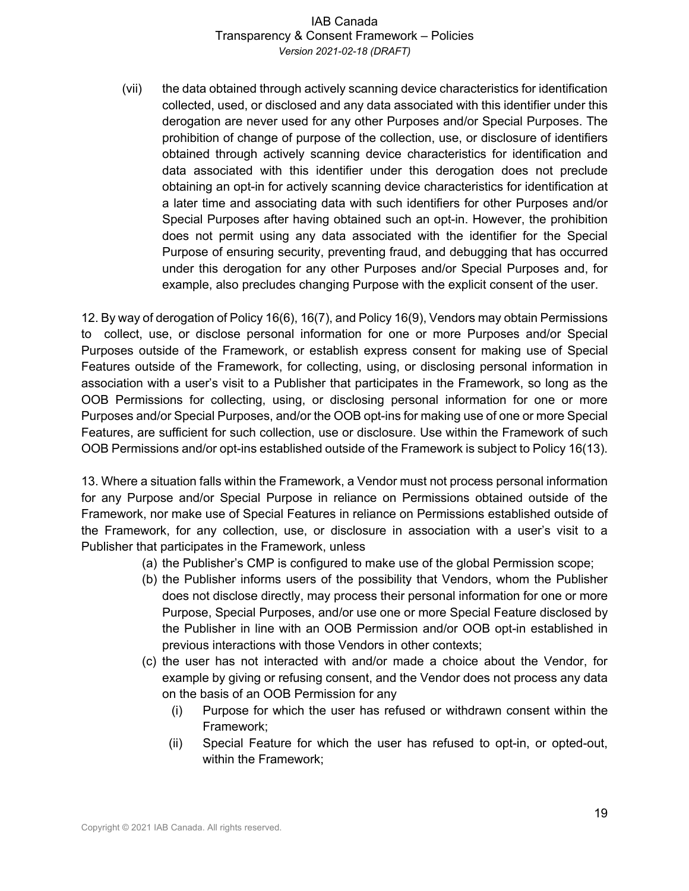(vii) the data obtained through actively scanning device characteristics for identification collected, used, or disclosed and any data associated with this identifier under this derogation are never used for any other Purposes and/or Special Purposes. The prohibition of change of purpose of the collection, use, or disclosure of identifiers obtained through actively scanning device characteristics for identification and data associated with this identifier under this derogation does not preclude obtaining an opt-in for actively scanning device characteristics for identification at a later time and associating data with such identifiers for other Purposes and/or Special Purposes after having obtained such an opt-in. However, the prohibition does not permit using any data associated with the identifier for the Special Purpose of ensuring security, preventing fraud, and debugging that has occurred under this derogation for any other Purposes and/or Special Purposes and, for example, also precludes changing Purpose with the explicit consent of the user.

12. By way of derogation of Policy 16(6), 16(7), and Policy 16(9), Vendors may obtain Permissions to collect, use, or disclose personal information for one or more Purposes and/or Special Purposes outside of the Framework, or establish express consent for making use of Special Features outside of the Framework, for collecting, using, or disclosing personal information in association with a user's visit to a Publisher that participates in the Framework, so long as the OOB Permissions for collecting, using, or disclosing personal information for one or more Purposes and/or Special Purposes, and/or the OOB opt-ins for making use of one or more Special Features, are sufficient for such collection, use or disclosure. Use within the Framework of such OOB Permissions and/or opt-ins established outside of the Framework is subject to Policy 16(13).

13. Where a situation falls within the Framework, a Vendor must not process personal information for any Purpose and/or Special Purpose in reliance on Permissions obtained outside of the Framework, nor make use of Special Features in reliance on Permissions established outside of the Framework, for any collection, use, or disclosure in association with a user's visit to a Publisher that participates in the Framework, unless

(a) the Publisher's CMP is configured to make use of the global Permission scope;

(b) the Publisher informs users of the possibility that Vendors, whom the Publisher does not disclose directly, may process their personal information for one or more Purpose, Special Purposes, and/or use one or more Special Feature disclosed by the Publisher in line with an OOB Permission and/or OOB opt-in established in previous interactions with those Vendors in other contexts;

(c) the user has not interacted with and/or made a choice about the Vendor, for example by giving or refusing consent, and the Vendor does not process any data on the basis of an OOB Permission for any

  (i) Purpose for which the user has refused or withdrawn consent within the Framework;

  (ii) Special Feature for which the user has refused to opt-in, or opted-out, within the Framework;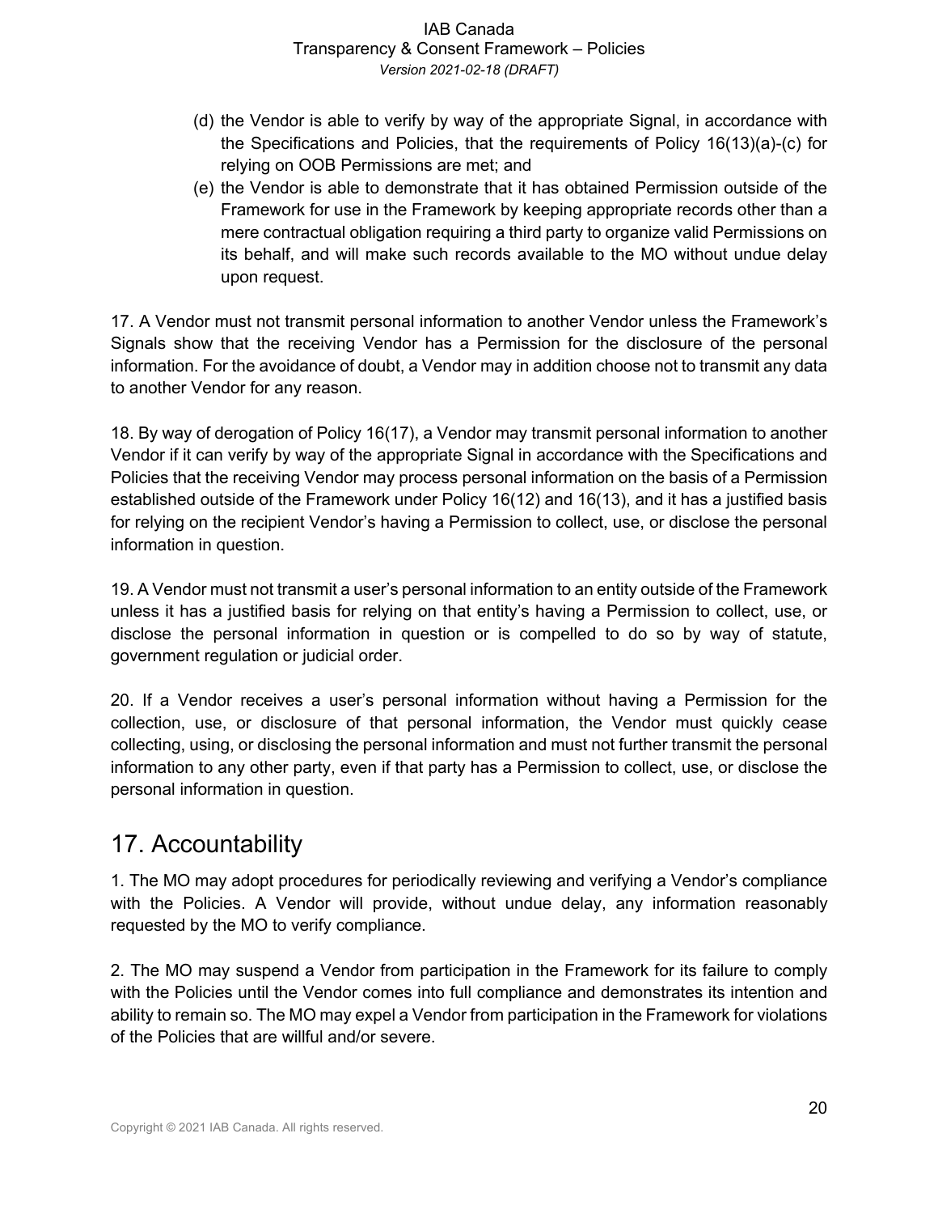(d) the Vendor is able to verify by way of the appropriate Signal, in accordance with the Specifications and Policies, that the requirements of Policy 16(13)(a)-(c) for relying on OOB Permissions are met; and
(e) the Vendor is able to demonstrate that it has obtained Permission outside of the Framework for use in the Framework by keeping appropriate records other than a mere contractual obligation requiring a third party to organize valid Permissions on its behalf, and will make such records available to the MO without undue delay upon request.

17. A Vendor must not transmit personal information to another Vendor unless the Framework's Signals show that the receiving Vendor has a Permission for the disclosure of the personal information. For the avoidance of doubt, a Vendor may in addition choose not to transmit any data to another Vendor for any reason.

18. By way of derogation of Policy 16(17), a Vendor may transmit personal information to another Vendor if it can verify by way of the appropriate Signal in accordance with the Specifications and Policies that the receiving Vendor may process personal information on the basis of a Permission established outside of the Framework under Policy 16(12) and 16(13), and it has a justified basis for relying on the recipient Vendor's having a Permission to collect, use, or disclose the personal information in question.

19. A Vendor must not transmit a user's personal information to an entity outside of the Framework unless it has a justified basis for relying on that entity's having a Permission to collect, use, or disclose the personal information in question or is compelled to do so by way of statute, government regulation or judicial order.

20. If a Vendor receives a user's personal information without having a Permission for the collection, use, or disclosure of that personal information, the Vendor must quickly cease collecting, using, or disclosing the personal information and must not further transmit the personal information to any other party, even if that party has a Permission to collect, use, or disclose the personal information in question.

# 17. Accountability

1. The MO may adopt procedures for periodically reviewing and verifying a Vendor's compliance with the Policies. A Vendor will provide, without undue delay, any information reasonably requested by the MO to verify compliance.

2. The MO may suspend a Vendor from participation in the Framework for its failure to comply with the Policies until the Vendor comes into full compliance and demonstrates its intention and ability to remain so. The MO may expel a Vendor from participation in the Framework for violations of the Policies that are willful and/or severe.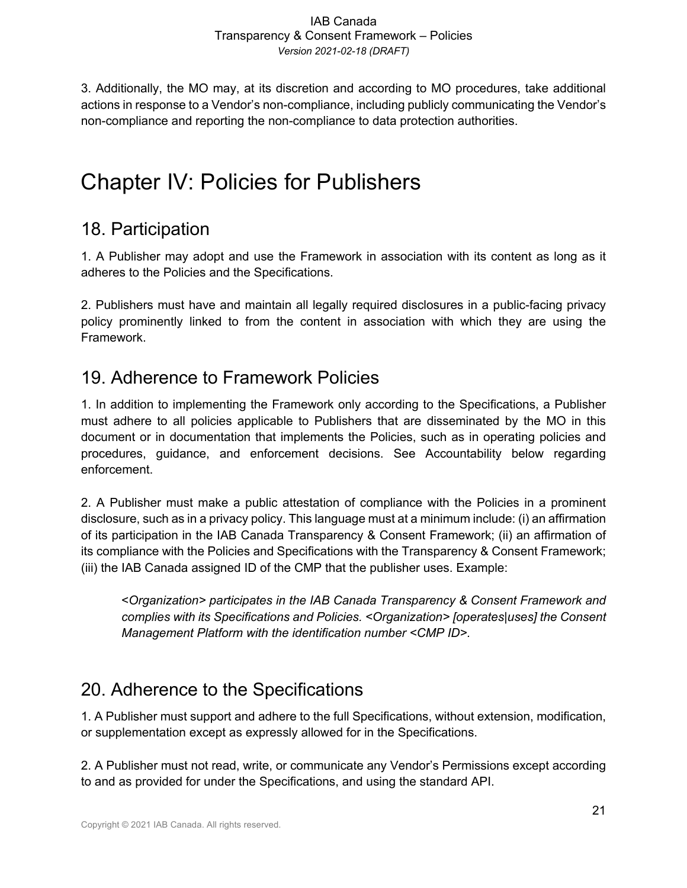3. Additionally, the MO may, at its discretion and according to MO procedures, take additional actions in response to a Vendor's non-compliance, including publicly communicating the Vendor's non-compliance and reporting the non-compliance to data protection authorities.

# Chapter IV: Policies for Publishers

## 18. Participation

1. A Publisher may adopt and use the Framework in association with its content as long as it adheres to the Policies and the Specifications.

2. Publishers must have and maintain all legally required disclosures in a public-facing privacy policy prominently linked to from the content in association with which they are using the Framework.

## 19. Adherence to Framework Policies

1. In addition to implementing the Framework only according to the Specifications, a Publisher must adhere to all policies applicable to Publishers that are disseminated by the MO in this document or in documentation that implements the Policies, such as in operating policies and procedures, guidance, and enforcement decisions. See Accountability below regarding enforcement.

2. A Publisher must make a public attestation of compliance with the Policies in a prominent disclosure, such as in a privacy policy. This language must at a minimum include: (i) an affirmation of its participation in the IAB Canada Transparency & Consent Framework; (ii) an affirmation of its compliance with the Policies and Specifications with the Transparency & Consent Framework; (iii) the IAB Canada assigned ID of the CMP that the publisher uses. Example:

> *<Organization> participates in the IAB Canada Transparency & Consent Framework and complies with its Specifications and Policies. <Organization> [operates|uses] the Consent Management Platform with the identification number <CMP ID>.*

## 20. Adherence to the Specifications

1. A Publisher must support and adhere to the full Specifications, without extension, modification, or supplementation except as expressly allowed for in the Specifications.

2. A Publisher must not read, write, or communicate any Vendor's Permissions except according to and as provided for under the Specifications, and using the standard API.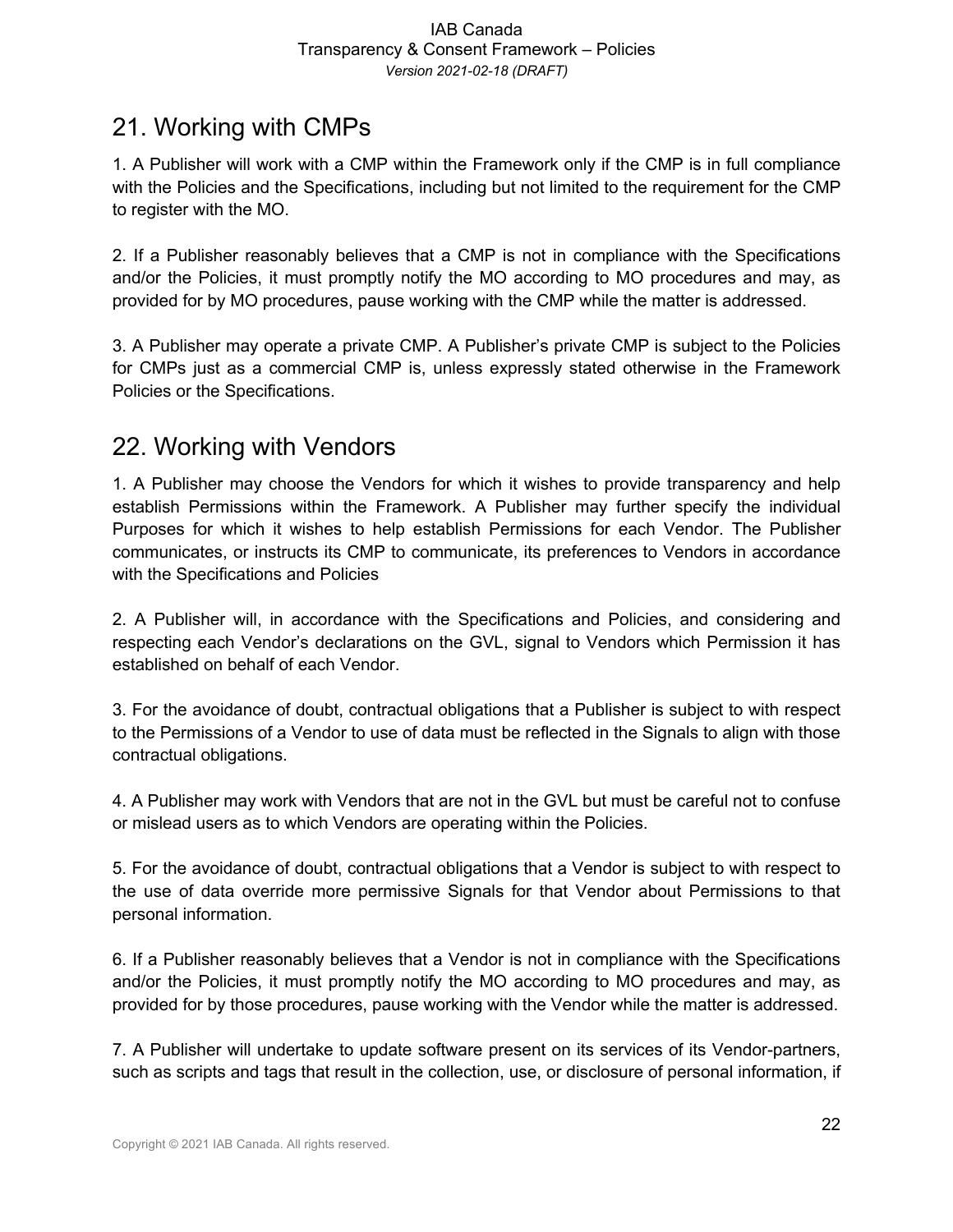## 21. Working with CMPs

1. A Publisher will work with a CMP within the Framework only if the CMP is in full compliance with the Policies and the Specifications, including but not limited to the requirement for the CMP to register with the MO.

2. If a Publisher reasonably believes that a CMP is not in compliance with the Specifications and/or the Policies, it must promptly notify the MO according to MO procedures and may, as provided for by MO procedures, pause working with the CMP while the matter is addressed.

3. A Publisher may operate a private CMP. A Publisher's private CMP is subject to the Policies for CMPs just as a commercial CMP is, unless expressly stated otherwise in the Framework Policies or the Specifications.

## 22. Working with Vendors

1. A Publisher may choose the Vendors for which it wishes to provide transparency and help establish Permissions within the Framework. A Publisher may further specify the individual Purposes for which it wishes to help establish Permissions for each Vendor. The Publisher communicates, or instructs its CMP to communicate, its preferences to Vendors in accordance with the Specifications and Policies

2. A Publisher will, in accordance with the Specifications and Policies, and considering and respecting each Vendor's declarations on the GVL, signal to Vendors which Permission it has established on behalf of each Vendor.

3. For the avoidance of doubt, contractual obligations that a Publisher is subject to with respect to the Permissions of a Vendor to use of data must be reflected in the Signals to align with those contractual obligations.

4. A Publisher may work with Vendors that are not in the GVL but must be careful not to confuse or mislead users as to which Vendors are operating within the Policies.

5. For the avoidance of doubt, contractual obligations that a Vendor is subject to with respect to the use of data override more permissive Signals for that Vendor about Permissions to that personal information.

6. If a Publisher reasonably believes that a Vendor is not in compliance with the Specifications and/or the Policies, it must promptly notify the MO according to MO procedures and may, as provided for by those procedures, pause working with the Vendor while the matter is addressed.

7. A Publisher will undertake to update software present on its services of its Vendor-partners, such as scripts and tags that result in the collection, use, or disclosure of personal information, if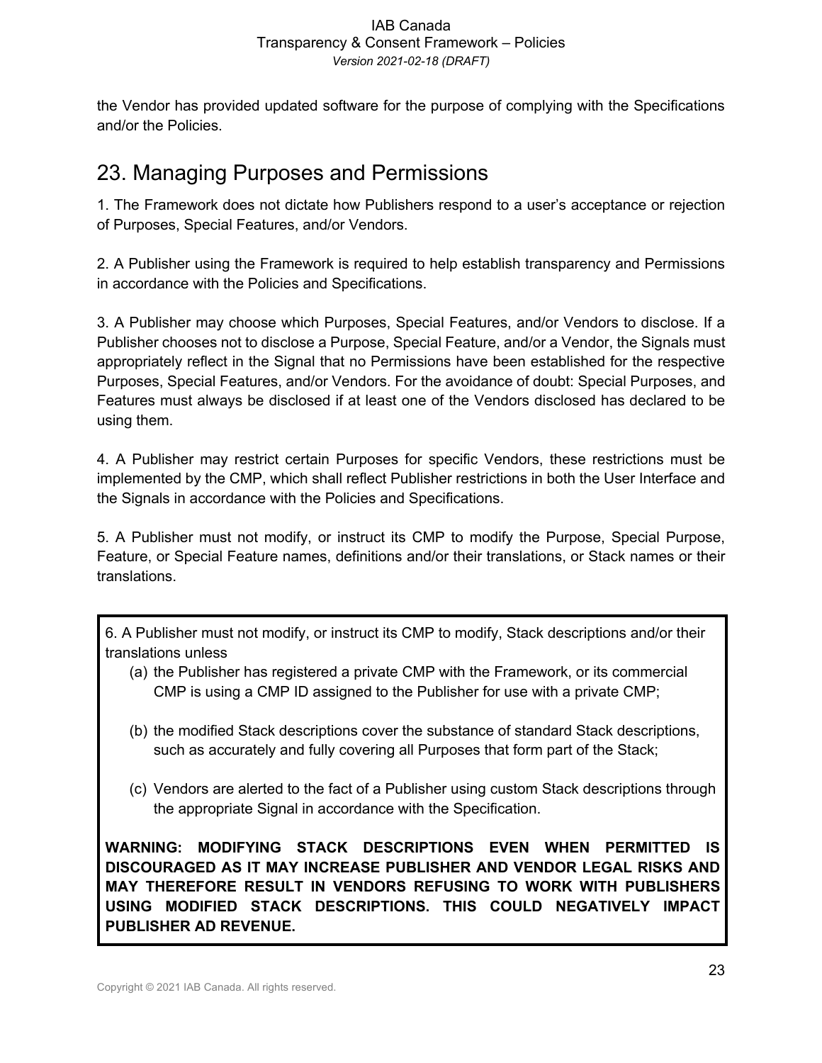the Vendor has provided updated software for the purpose of complying with the Specifications and/or the Policies.

## 23. Managing Purposes and Permissions

1. The Framework does not dictate how Publishers respond to a user's acceptance or rejection of Purposes, Special Features, and/or Vendors.

2. A Publisher using the Framework is required to help establish transparency and Permissions in accordance with the Policies and Specifications.

3. A Publisher may choose which Purposes, Special Features, and/or Vendors to disclose. If a Publisher chooses not to disclose a Purpose, Special Feature, and/or a Vendor, the Signals must appropriately reflect in the Signal that no Permissions have been established for the respective Purposes, Special Features, and/or Vendors. For the avoidance of doubt: Special Purposes, and Features must always be disclosed if at least one of the Vendors disclosed has declared to be using them.

4. A Publisher may restrict certain Purposes for specific Vendors, these restrictions must be implemented by the CMP, which shall reflect Publisher restrictions in both the User Interface and the Signals in accordance with the Policies and Specifications.

5. A Publisher must not modify, or instruct its CMP to modify the Purpose, Special Purpose, Feature, or Special Feature names, definitions and/or their translations, or Stack names or their translations.

6. A Publisher must not modify, or instruct its CMP to modify, Stack descriptions and/or their translations unless

(a) the Publisher has registered a private CMP with the Framework, or its commercial CMP is using a CMP ID assigned to the Publisher for use with a private CMP;

(b) the modified Stack descriptions cover the substance of standard Stack descriptions, such as accurately and fully covering all Purposes that form part of the Stack;

(c) Vendors are alerted to the fact of a Publisher using custom Stack descriptions through the appropriate Signal in accordance with the Specification.

**WARNING: MODIFYING STACK DESCRIPTIONS EVEN WHEN PERMITTED IS DISCOURAGED AS IT MAY INCREASE PUBLISHER AND VENDOR LEGAL RISKS AND MAY THEREFORE RESULT IN VENDORS REFUSING TO WORK WITH PUBLISHERS USING MODIFIED STACK DESCRIPTIONS. THIS COULD NEGATIVELY IMPACT PUBLISHER AD REVENUE.**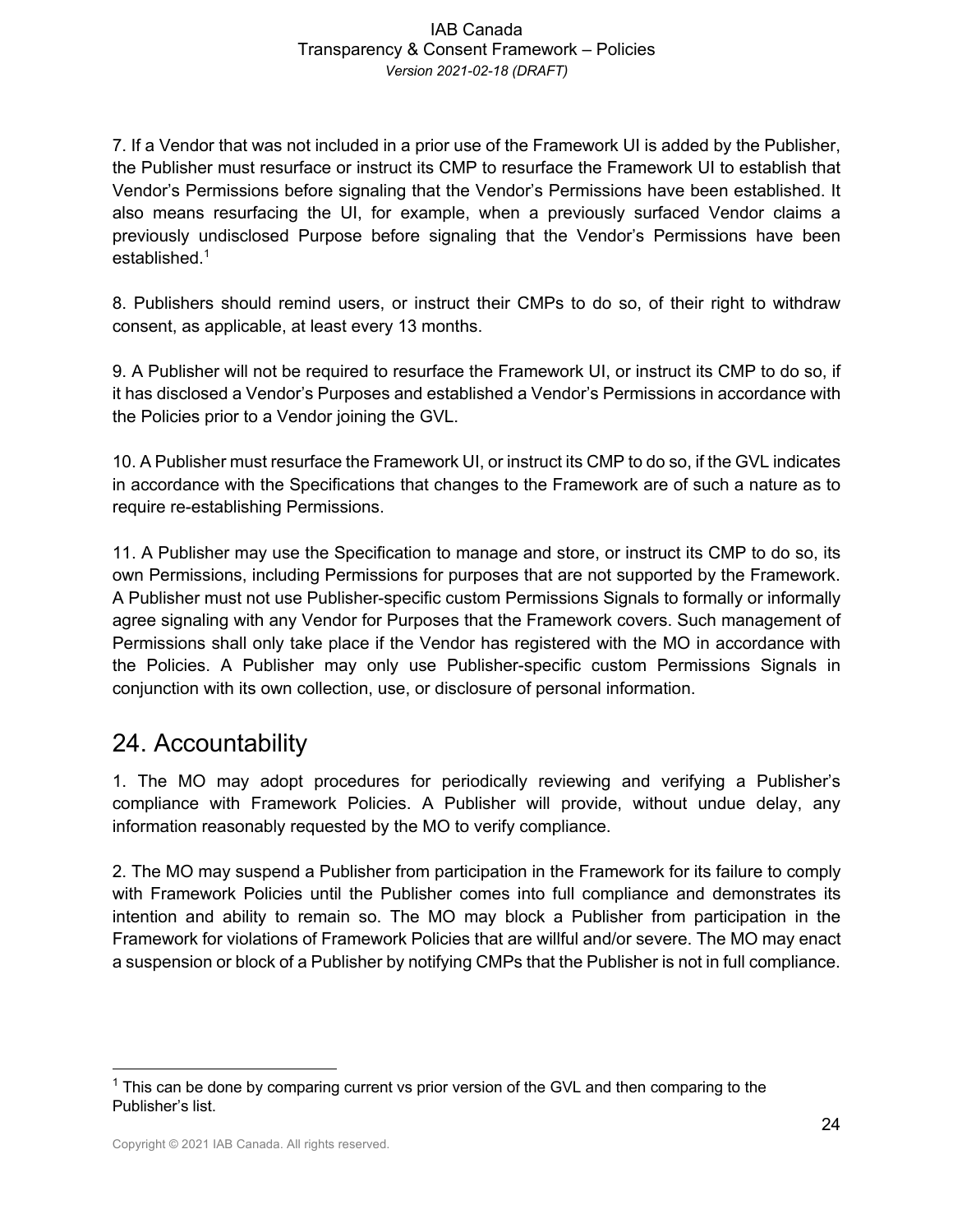7. If a Vendor that was not included in a prior use of the Framework UI is added by the Publisher, the Publisher must resurface or instruct its CMP to resurface the Framework UI to establish that Vendor's Permissions before signaling that the Vendor's Permissions have been established. It also means resurfacing the UI, for example, when a previously surfaced Vendor claims a previously undisclosed Purpose before signaling that the Vendor's Permissions have been established.[1]

8. Publishers should remind users, or instruct their CMPs to do so, of their right to withdraw consent, as applicable, at least every 13 months.

9. A Publisher will not be required to resurface the Framework UI, or instruct its CMP to do so, if it has disclosed a Vendor's Purposes and established a Vendor's Permissions in accordance with the Policies prior to a Vendor joining the GVL.

10. A Publisher must resurface the Framework UI, or instruct its CMP to do so, if the GVL indicates in accordance with the Specifications that changes to the Framework are of such a nature as to require re-establishing Permissions.

11. A Publisher may use the Specification to manage and store, or instruct its CMP to do so, its own Permissions, including Permissions for purposes that are not supported by the Framework. A Publisher must not use Publisher-specific custom Permissions Signals to formally or informally agree signaling with any Vendor for Purposes that the Framework covers. Such management of Permissions shall only take place if the Vendor has registered with the MO in accordance with the Policies. A Publisher may only use Publisher-specific custom Permissions Signals in conjunction with its own collection, use, or disclosure of personal information.

## 24. Accountability

1. The MO may adopt procedures for periodically reviewing and verifying a Publisher's compliance with Framework Policies. A Publisher will provide, without undue delay, any information reasonably requested by the MO to verify compliance.

2. The MO may suspend a Publisher from participation in the Framework for its failure to comply with Framework Policies until the Publisher comes into full compliance and demonstrates its intention and ability to remain so. The MO may block a Publisher from participation in the Framework for violations of Framework Policies that are willful and/or severe. The MO may enact a suspension or block of a Publisher by notifying CMPs that the Publisher is not in full compliance.

[1] This can be done by comparing current vs prior version of the GVL and then comparing to the Publisher's list.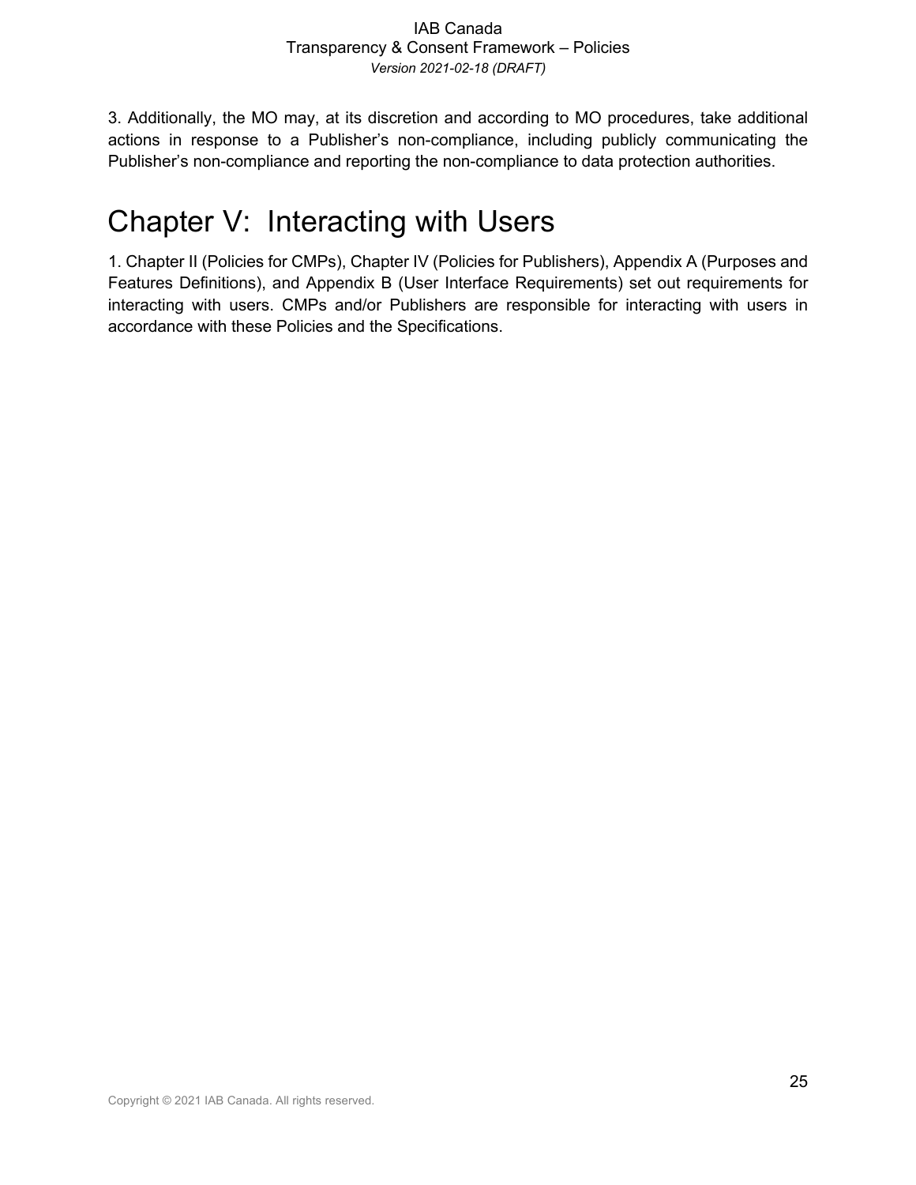3. Additionally, the MO may, at its discretion and according to MO procedures, take additional actions in response to a Publisher's non-compliance, including publicly communicating the Publisher's non-compliance and reporting the non-compliance to data protection authorities.

# Chapter V: Interacting with Users

1. Chapter II (Policies for CMPs), Chapter IV (Policies for Publishers), Appendix A (Purposes and Features Definitions), and Appendix B (User Interface Requirements) set out requirements for interacting with users. CMPs and/or Publishers are responsible for interacting with users in accordance with these Policies and the Specifications.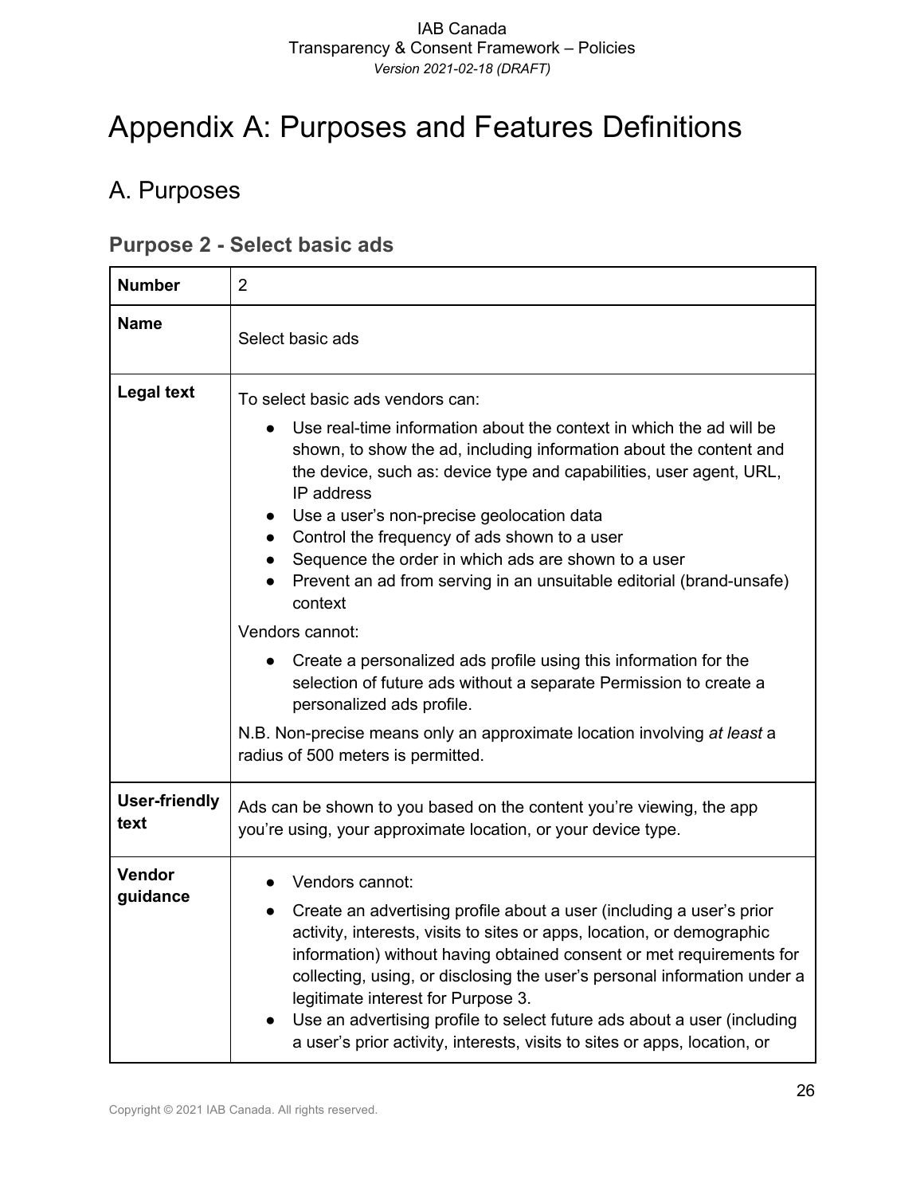# Appendix A: Purposes and Features Definitions

## A. Purposes

### Purpose 2 - Select basic ads

| **Number** | 2 |
|---|---|
| **Name** | Select basic ads |
| **Legal text** | To select basic ads vendors can:<br>● Use real-time information about the context in which the ad will be shown, to show the ad, including information about the content and the device, such as: device type and capabilities, user agent, URL, IP address<br>● Use a user's non-precise geolocation data<br>● Control the frequency of ads shown to a user<br>● Sequence the order in which ads are shown to a user<br>● Prevent an ad from serving in an unsuitable editorial (brand-unsafe) context<br>Vendors cannot:<br>● Create a personalized ads profile using this information for the selection of future ads without a separate Permission to create a personalized ads profile.<br>N.B. Non-precise means only an approximate location involving *at least* a radius of 500 meters is permitted. |
| **User-friendly text** | Ads can be shown to you based on the content you're viewing, the app you're using, your approximate location, or your device type. |
| **Vendor guidance** | ● Vendors cannot:<br>● Create an advertising profile about a user (including a user's prior activity, interests, visits to sites or apps, location, or demographic information) without having obtained consent or met requirements for collecting, using, or disclosing the user's personal information under a legitimate interest for Purpose 3.<br>● Use an advertising profile to select future ads about a user (including a user's prior activity, interests, visits to sites or apps, location, or |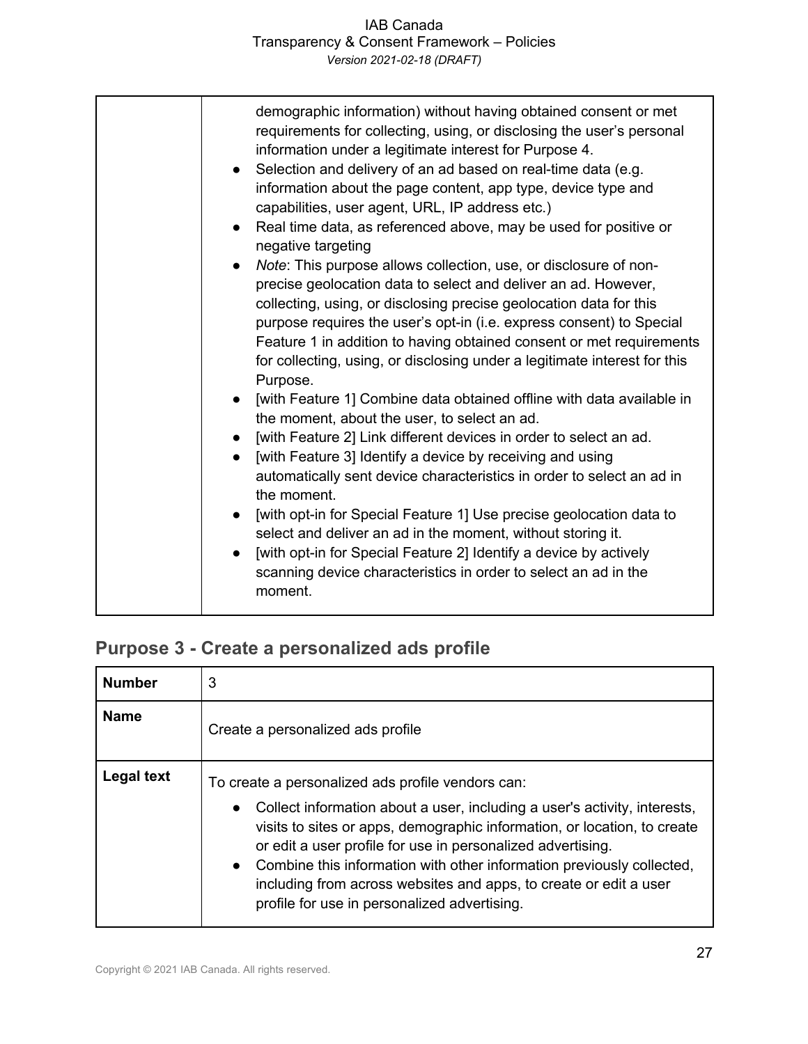| | |
|---|---|
| | demographic information) without having obtained consent or met requirements for collecting, using, or disclosing the user's personal information under a legitimate interest for Purpose 4.<br>• Selection and delivery of an ad based on real-time data (e.g. information about the page content, app type, device type and capabilities, user agent, URL, IP address etc.)<br>• Real time data, as referenced above, may be used for positive or negative targeting<br>• *Note*: This purpose allows collection, use, or disclosure of non-precise geolocation data to select and deliver an ad. However, collecting, using, or disclosing precise geolocation data for this purpose requires the user's opt-in (i.e. express consent) to Special Feature 1 in addition to having obtained consent or met requirements for collecting, using, or disclosing under a legitimate interest for this Purpose.<br>• [with Feature 1] Combine data obtained offline with data available in the moment, about the user, to select an ad.<br>• [with Feature 2] Link different devices in order to select an ad.<br>• [with Feature 3] Identify a device by receiving and using automatically sent device characteristics in order to select an ad in the moment.<br>• [with opt-in for Special Feature 1] Use precise geolocation data to select and deliver an ad in the moment, without storing it.<br>• [with opt-in for Special Feature 2] Identify a device by actively scanning device characteristics in order to select an ad in the moment. |

## Purpose 3 - Create a personalized ads profile

| **Number** | 3 |
|---|---|
| **Name** | Create a personalized ads profile |
| **Legal text** | To create a personalized ads profile vendors can:<br>• Collect information about a user, including a user's activity, interests, visits to sites or apps, demographic information, or location, to create or edit a user profile for use in personalized advertising.<br>• Combine this information with other information previously collected, including from across websites and apps, to create or edit a user profile for use in personalized advertising. |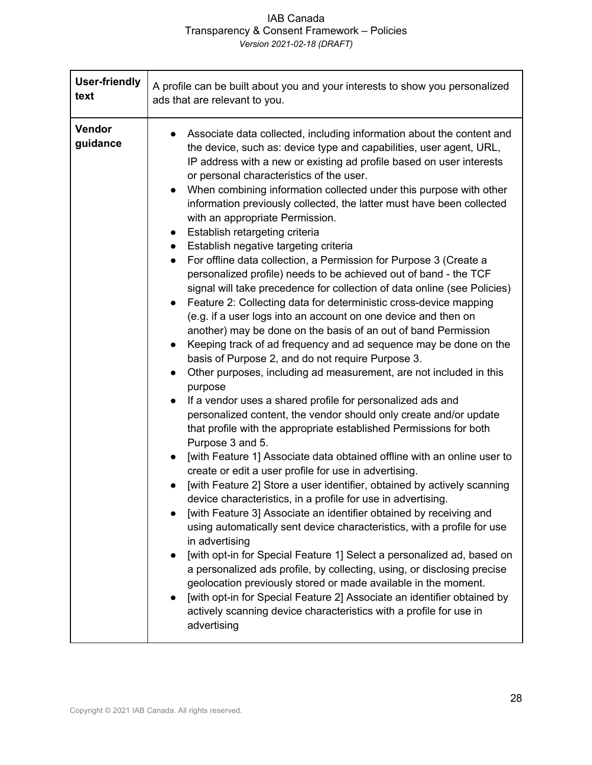| | |
|---|---|
| **User-friendly text** | A profile can be built about you and your interests to show you personalized ads that are relevant to you. |
| **Vendor guidance** | • Associate data collected, including information about the content and the device, such as: device type and capabilities, user agent, URL, IP address with a new or existing ad profile based on user interests or personal characteristics of the user.<br>• When combining information collected under this purpose with other information previously collected, the latter must have been collected with an appropriate Permission.<br>• Establish retargeting criteria<br>• Establish negative targeting criteria<br>• For offline data collection, a Permission for Purpose 3 (Create a personalized profile) needs to be achieved out of band - the TCF signal will take precedence for collection of data online (see Policies)<br>• Feature 2: Collecting data for deterministic cross-device mapping (e.g. if a user logs into an account on one device and then on another) may be done on the basis of an out of band Permission<br>• Keeping track of ad frequency and ad sequence may be done on the basis of Purpose 2, and do not require Purpose 3.<br>• Other purposes, including ad measurement, are not included in this purpose<br>• If a vendor uses a shared profile for personalized ads and personalized content, the vendor should only create and/or update that profile with the appropriate established Permissions for both Purpose 3 and 5.<br>• [with Feature 1] Associate data obtained offline with an online user to create or edit a user profile for use in advertising.<br>• [with Feature 2] Store a user identifier, obtained by actively scanning device characteristics, in a profile for use in advertising.<br>• [with Feature 3] Associate an identifier obtained by receiving and using automatically sent device characteristics, with a profile for use in advertising<br>• [with opt-in for Special Feature 1] Select a personalized ad, based on a personalized ads profile, by collecting, using, or disclosing precise geolocation previously stored or made available in the moment.<br>• [with opt-in for Special Feature 2] Associate an identifier obtained by actively scanning device characteristics with a profile for use in advertising |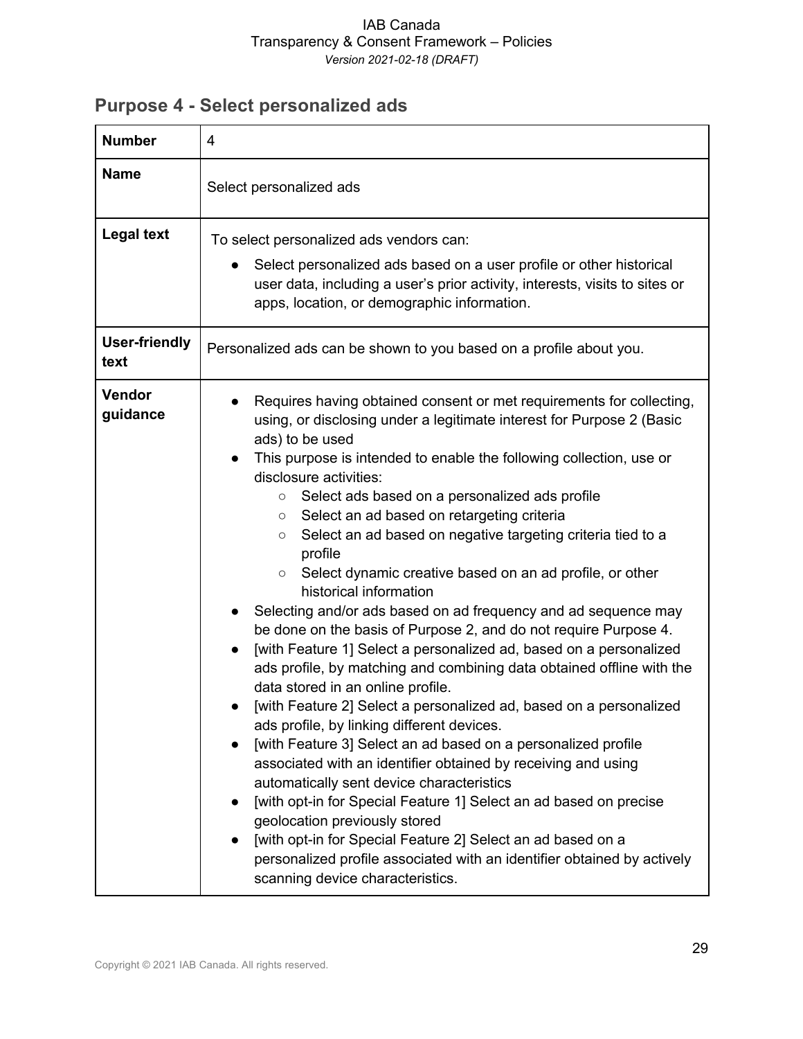## Purpose 4 - Select personalized ads

| **Number** | 4 |
|---|---|
| **Name** | Select personalized ads |
| **Legal text** | To select personalized ads vendors can:<br>● Select personalized ads based on a user profile or other historical user data, including a user's prior activity, interests, visits to sites or apps, location, or demographic information. |
| **User-friendly text** | Personalized ads can be shown to you based on a profile about you. |
| **Vendor guidance** | ● Requires having obtained consent or met requirements for collecting, using, or disclosing under a legitimate interest for Purpose 2 (Basic ads) to be used<br>● This purpose is intended to enable the following collection, use or disclosure activities:<br>○ Select ads based on a personalized ads profile<br>○ Select an ad based on retargeting criteria<br>○ Select an ad based on negative targeting criteria tied to a profile<br>○ Select dynamic creative based on an ad profile, or other historical information<br>● Selecting and/or ads based on ad frequency and ad sequence may be done on the basis of Purpose 2, and do not require Purpose 4.<br>● [with Feature 1] Select a personalized ad, based on a personalized ads profile, by matching and combining data obtained offline with the data stored in an online profile.<br>● [with Feature 2] Select a personalized ad, based on a personalized ads profile, by linking different devices.<br>● [with Feature 3] Select an ad based on a personalized profile associated with an identifier obtained by receiving and using automatically sent device characteristics<br>● [with opt-in for Special Feature 1] Select an ad based on precise geolocation previously stored<br>● [with opt-in for Special Feature 2] Select an ad based on a personalized profile associated with an identifier obtained by actively scanning device characteristics. |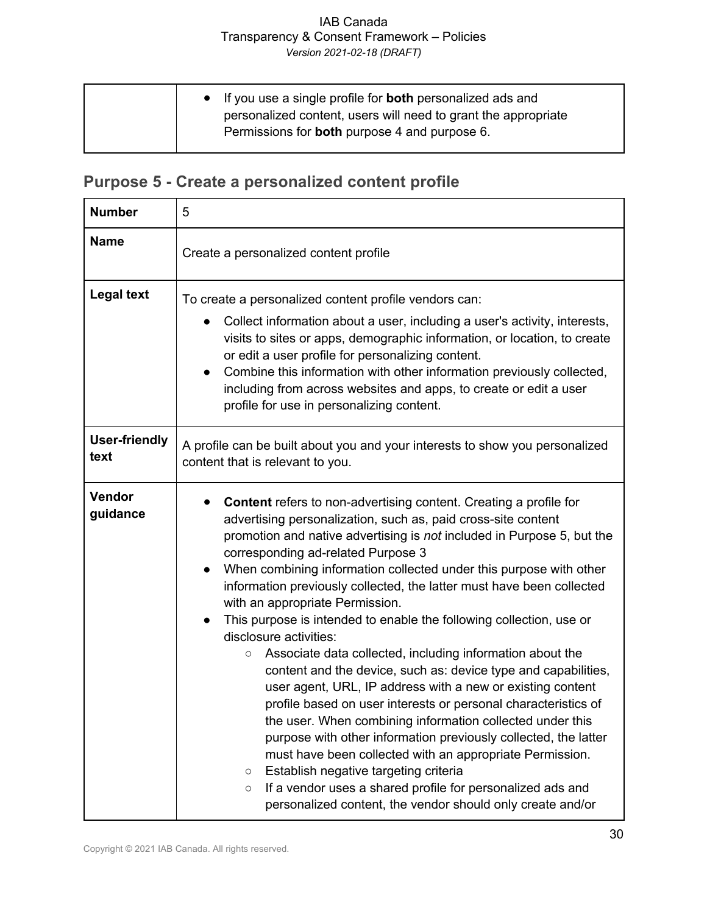| | • If you use a single profile for **both** personalized ads and personalized content, users will need to grant the appropriate Permissions for **both** purpose 4 and purpose 6. |
|---|---|

## Purpose 5 - Create a personalized content profile

| **Number** | 5 |
|---|---|
| **Name** | Create a personalized content profile |
| **Legal text** | To create a personalized content profile vendors can:<br>• Collect information about a user, including a user's activity, interests, visits to sites or apps, demographic information, or location, to create or edit a user profile for personalizing content.<br>• Combine this information with other information previously collected, including from across websites and apps, to create or edit a user profile for use in personalizing content. |
| **User-friendly text** | A profile can be built about you and your interests to show you personalized content that is relevant to you. |
| **Vendor guidance** | • **Content** refers to non-advertising content. Creating a profile for advertising personalization, such as, paid cross-site content promotion and native advertising is *not* included in Purpose 5, but the corresponding ad-related Purpose 3<br>• When combining information collected under this purpose with other information previously collected, the latter must have been collected with an appropriate Permission.<br>• This purpose is intended to enable the following collection, use or disclosure activities:<br>  ○ Associate data collected, including information about the content and the device, such as: device type and capabilities, user agent, URL, IP address with a new or existing content profile based on user interests or personal characteristics of the user. When combining information collected under this purpose with other information previously collected, the latter must have been collected with an appropriate Permission.<br>  ○ Establish negative targeting criteria<br>  ○ If a vendor uses a shared profile for personalized ads and personalized content, the vendor should only create and/or |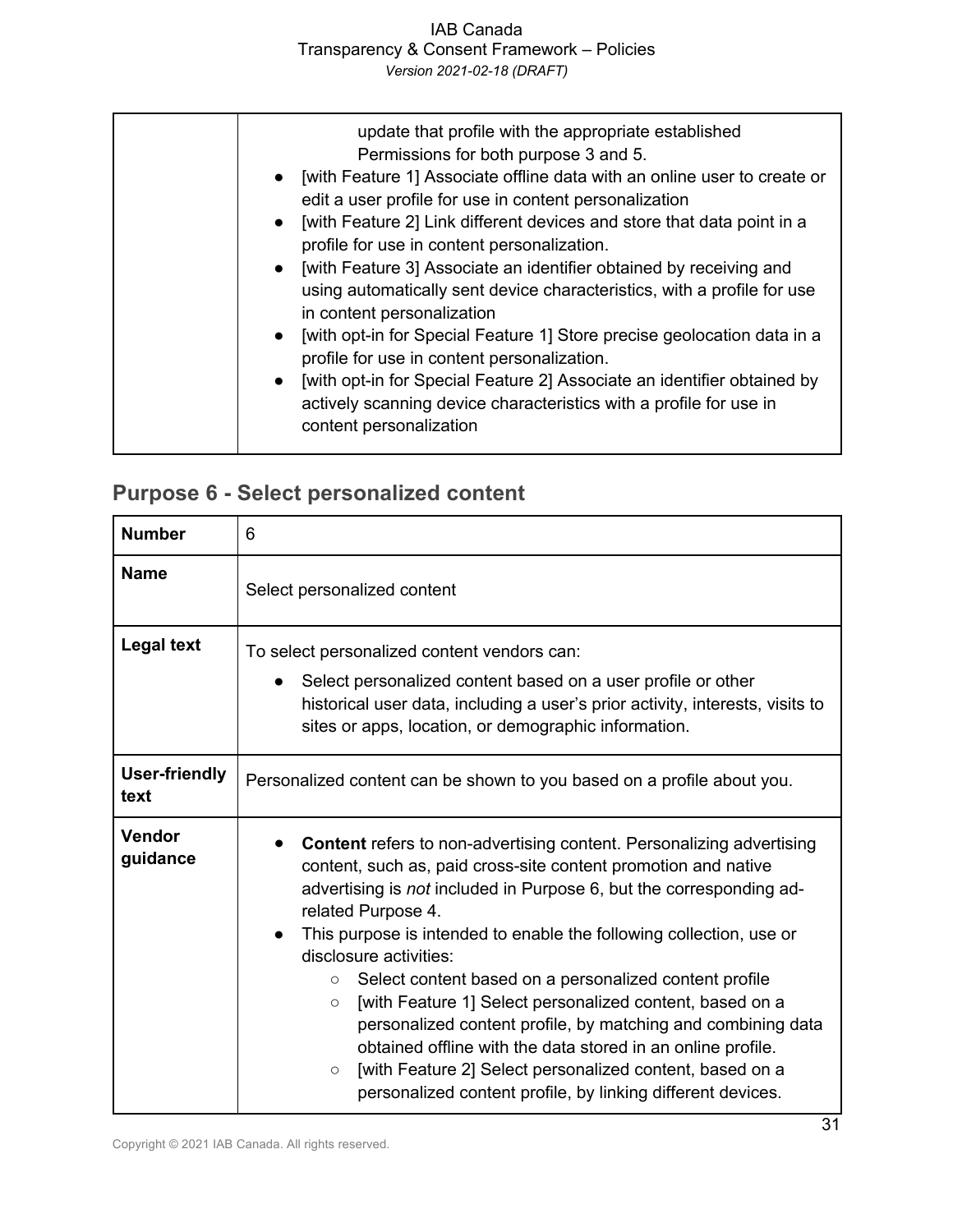| | |
|---|---|
| | update that profile with the appropriate established Permissions for both purpose 3 and 5.<br>• [with Feature 1] Associate offline data with an online user to create or edit a user profile for use in content personalization<br>• [with Feature 2] Link different devices and store that data point in a profile for use in content personalization.<br>• [with Feature 3] Associate an identifier obtained by receiving and using automatically sent device characteristics, with a profile for use in content personalization<br>• [with opt-in for Special Feature 1] Store precise geolocation data in a profile for use in content personalization.<br>• [with opt-in for Special Feature 2] Associate an identifier obtained by actively scanning device characteristics with a profile for use in content personalization |

## Purpose 6 - Select personalized content

| | |
|---|---|
| **Number** | 6 |
| **Name** | Select personalized content |
| **Legal text** | To select personalized content vendors can:<br>• Select personalized content based on a user profile or other historical user data, including a user's prior activity, interests, visits to sites or apps, location, or demographic information. |
| **User-friendly text** | Personalized content can be shown to you based on a profile about you. |
| **Vendor guidance** | • **Content** refers to non-advertising content. Personalizing advertising content, such as, paid cross-site content promotion and native advertising is *not* included in Purpose 6, but the corresponding ad-related Purpose 4.<br>• This purpose is intended to enable the following collection, use or disclosure activities:<br>○ Select content based on a personalized content profile<br>○ [with Feature 1] Select personalized content, based on a personalized content profile, by matching and combining data obtained offline with the data stored in an online profile.<br>○ [with Feature 2] Select personalized content, based on a personalized content profile, by linking different devices. |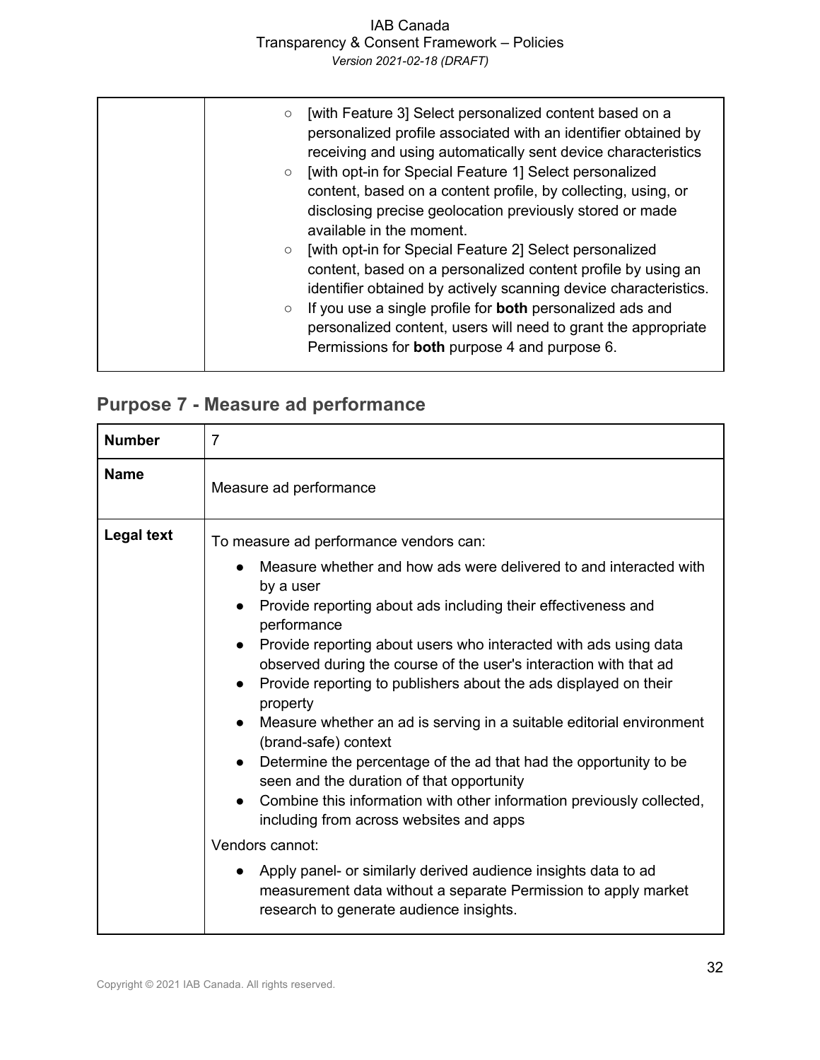| | |
|---|---|
| | ○ [with Feature 3] Select personalized content based on a personalized profile associated with an identifier obtained by receiving and using automatically sent device characteristics<br>○ [with opt-in for Special Feature 1] Select personalized content, based on a content profile, by collecting, using, or disclosing precise geolocation previously stored or made available in the moment.<br>○ [with opt-in for Special Feature 2] Select personalized content, based on a personalized content profile by using an identifier obtained by actively scanning device characteristics.<br>○ If you use a single profile for **both** personalized ads and personalized content, users will need to grant the appropriate Permissions for **both** purpose 4 and purpose 6. |

## Purpose 7 - Measure ad performance

| | |
|---|---|
| **Number** | 7 |
| **Name** | Measure ad performance |
| **Legal text** | To measure ad performance vendors can:<br>● Measure whether and how ads were delivered to and interacted with by a user<br>● Provide reporting about ads including their effectiveness and performance<br>● Provide reporting about users who interacted with ads using data observed during the course of the user's interaction with that ad<br>● Provide reporting to publishers about the ads displayed on their property<br>● Measure whether an ad is serving in a suitable editorial environment (brand-safe) context<br>● Determine the percentage of the ad that had the opportunity to be seen and the duration of that opportunity<br>● Combine this information with other information previously collected, including from across websites and apps<br>Vendors cannot:<br>● Apply panel- or similarly derived audience insights data to ad measurement data without a separate Permission to apply market research to generate audience insights. |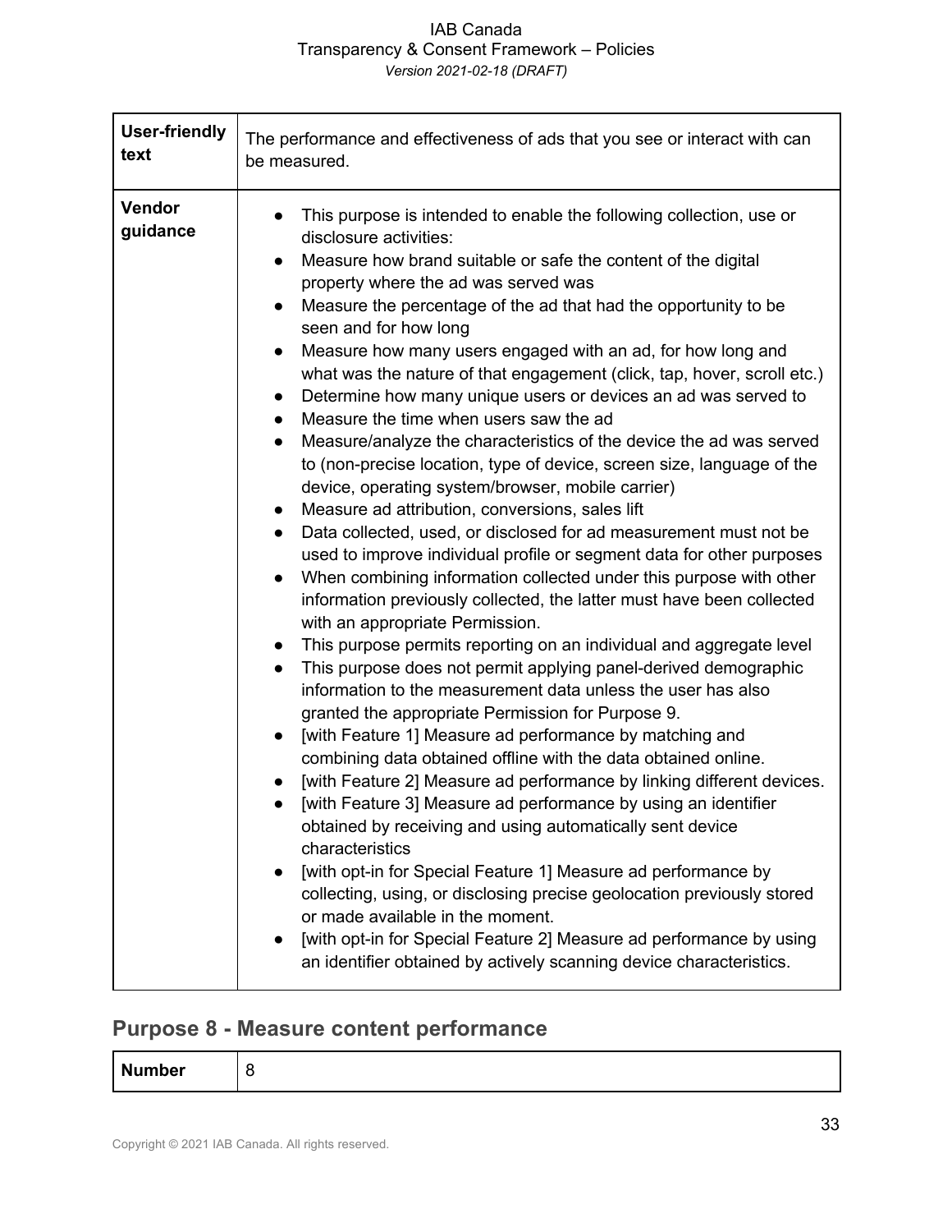| **User-friendly text** | The performance and effectiveness of ads that you see or interact with can be measured. |
|---|---|
| **Vendor guidance** | • This purpose is intended to enable the following collection, use or disclosure activities:<br>• Measure how brand suitable or safe the content of the digital property where the ad was served was<br>• Measure the percentage of the ad that had the opportunity to be seen and for how long<br>• Measure how many users engaged with an ad, for how long and what was the nature of that engagement (click, tap, hover, scroll etc.)<br>• Determine how many unique users or devices an ad was served to<br>• Measure the time when users saw the ad<br>• Measure/analyze the characteristics of the device the ad was served to (non-precise location, type of device, screen size, language of the device, operating system/browser, mobile carrier)<br>• Measure ad attribution, conversions, sales lift<br>• Data collected, used, or disclosed for ad measurement must not be used to improve individual profile or segment data for other purposes<br>• When combining information collected under this purpose with other information previously collected, the latter must have been collected with an appropriate Permission.<br>• This purpose permits reporting on an individual and aggregate level<br>• This purpose does not permit applying panel-derived demographic information to the measurement data unless the user has also granted the appropriate Permission for Purpose 9.<br>• [with Feature 1] Measure ad performance by matching and combining data obtained offline with the data obtained online.<br>• [with Feature 2] Measure ad performance by linking different devices.<br>• [with Feature 3] Measure ad performance by using an identifier obtained by receiving and using automatically sent device characteristics<br>• [with opt-in for Special Feature 1] Measure ad performance by collecting, using, or disclosing precise geolocation previously stored or made available in the moment.<br>• [with opt-in for Special Feature 2] Measure ad performance by using an identifier obtained by actively scanning device characteristics. |

## Purpose 8 - Measure content performance

| **Number** | 8 |
|---|---|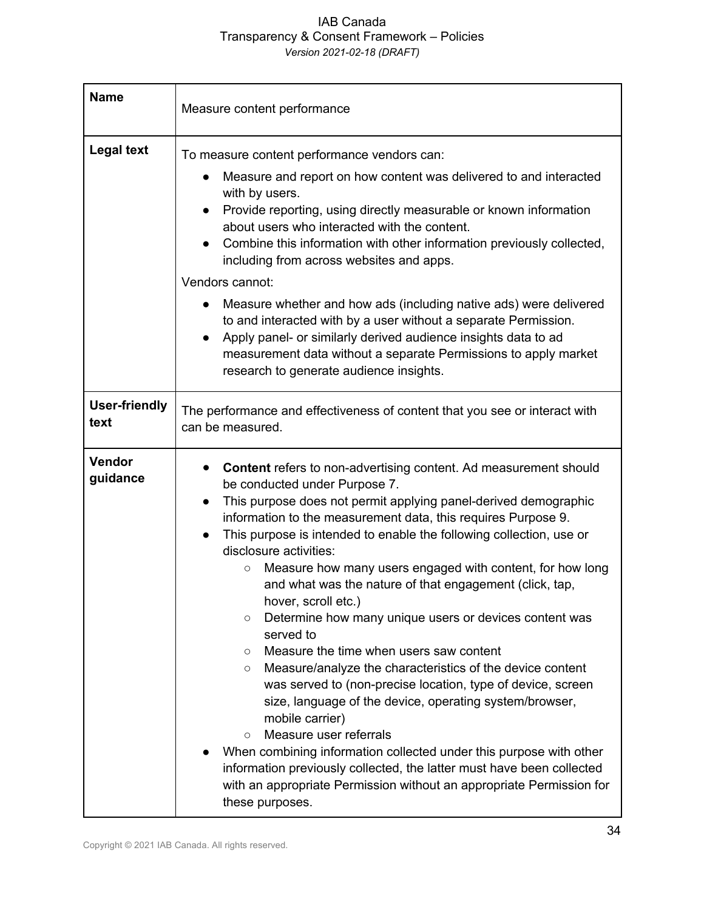| **Name** | Measure content performance |
| --- | --- |
| **Legal text** | To measure content performance vendors can:<br>● Measure and report on how content was delivered to and interacted with by users.<br>● Provide reporting, using directly measurable or known information about users who interacted with the content.<br>● Combine this information with other information previously collected, including from across websites and apps.<br>Vendors cannot:<br>● Measure whether and how ads (including native ads) were delivered to and interacted with by a user without a separate Permission.<br>● Apply panel- or similarly derived audience insights data to ad measurement data without a separate Permissions to apply market research to generate audience insights. |
| **User-friendly text** | The performance and effectiveness of content that you see or interact with can be measured. |
| **Vendor guidance** | ● **Content** refers to non-advertising content. Ad measurement should be conducted under Purpose 7.<br>● This purpose does not permit applying panel-derived demographic information to the measurement data, this requires Purpose 9.<br>● This purpose is intended to enable the following collection, use or disclosure activities:<br>○ Measure how many users engaged with content, for how long and what was the nature of that engagement (click, tap, hover, scroll etc.)<br>○ Determine how many unique users or devices content was served to<br>○ Measure the time when users saw content<br>○ Measure/analyze the characteristics of the device content was served to (non-precise location, type of device, screen size, language of the device, operating system/browser, mobile carrier)<br>○ Measure user referrals<br>● When combining information collected under this purpose with other information previously collected, the latter must have been collected with an appropriate Permission without an appropriate Permission for these purposes. |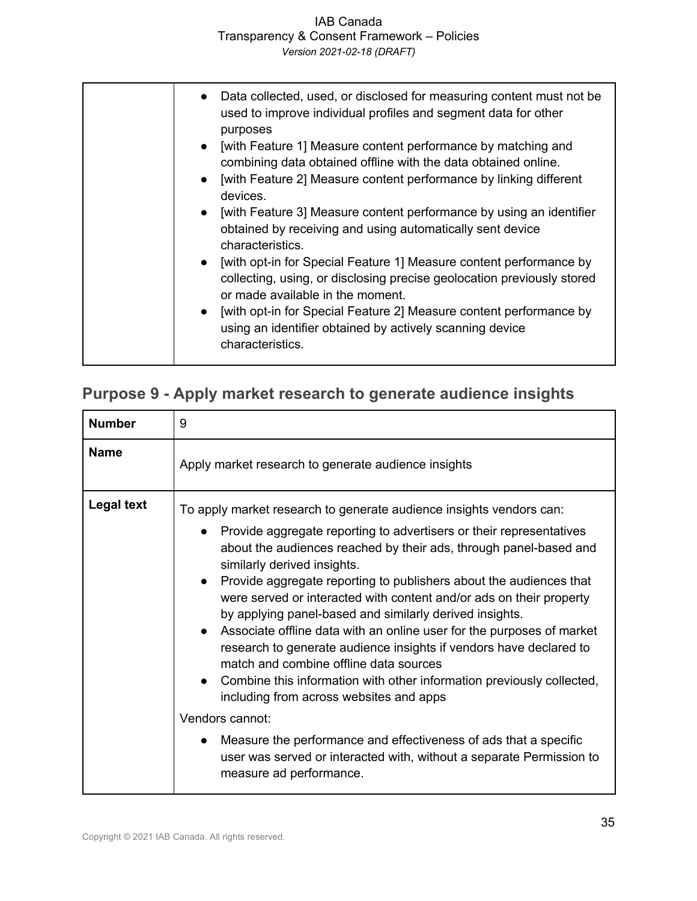| | |
|---|---|
| | • Data collected, used, or disclosed for measuring content must not be used to improve individual profiles and segment data for other purposes<br>• [with Feature 1] Measure content performance by matching and combining data obtained offline with the data obtained online.<br>• [with Feature 2] Measure content performance by linking different devices.<br>• [with Feature 3] Measure content performance by using an identifier obtained by receiving and using automatically sent device characteristics.<br>• [with opt-in for Special Feature 1] Measure content performance by collecting, using, or disclosing precise geolocation previously stored or made available in the moment.<br>• [with opt-in for Special Feature 2] Measure content performance by using an identifier obtained by actively scanning device characteristics. |

## Purpose 9 - Apply market research to generate audience insights

| **Number** | 9 |
|---|---|
| **Name** | Apply market research to generate audience insights |
| **Legal text** | To apply market research to generate audience insights vendors can:<br>• Provide aggregate reporting to advertisers or their representatives about the audiences reached by their ads, through panel-based and similarly derived insights.<br>• Provide aggregate reporting to publishers about the audiences that were served or interacted with content and/or ads on their property by applying panel-based and similarly derived insights.<br>• Associate offline data with an online user for the purposes of market research to generate audience insights if vendors have declared to match and combine offline data sources<br>• Combine this information with other information previously collected, including from across websites and apps<br><br>Vendors cannot:<br>• Measure the performance and effectiveness of ads that a specific user was served or interacted with, without a separate Permission to measure ad performance. |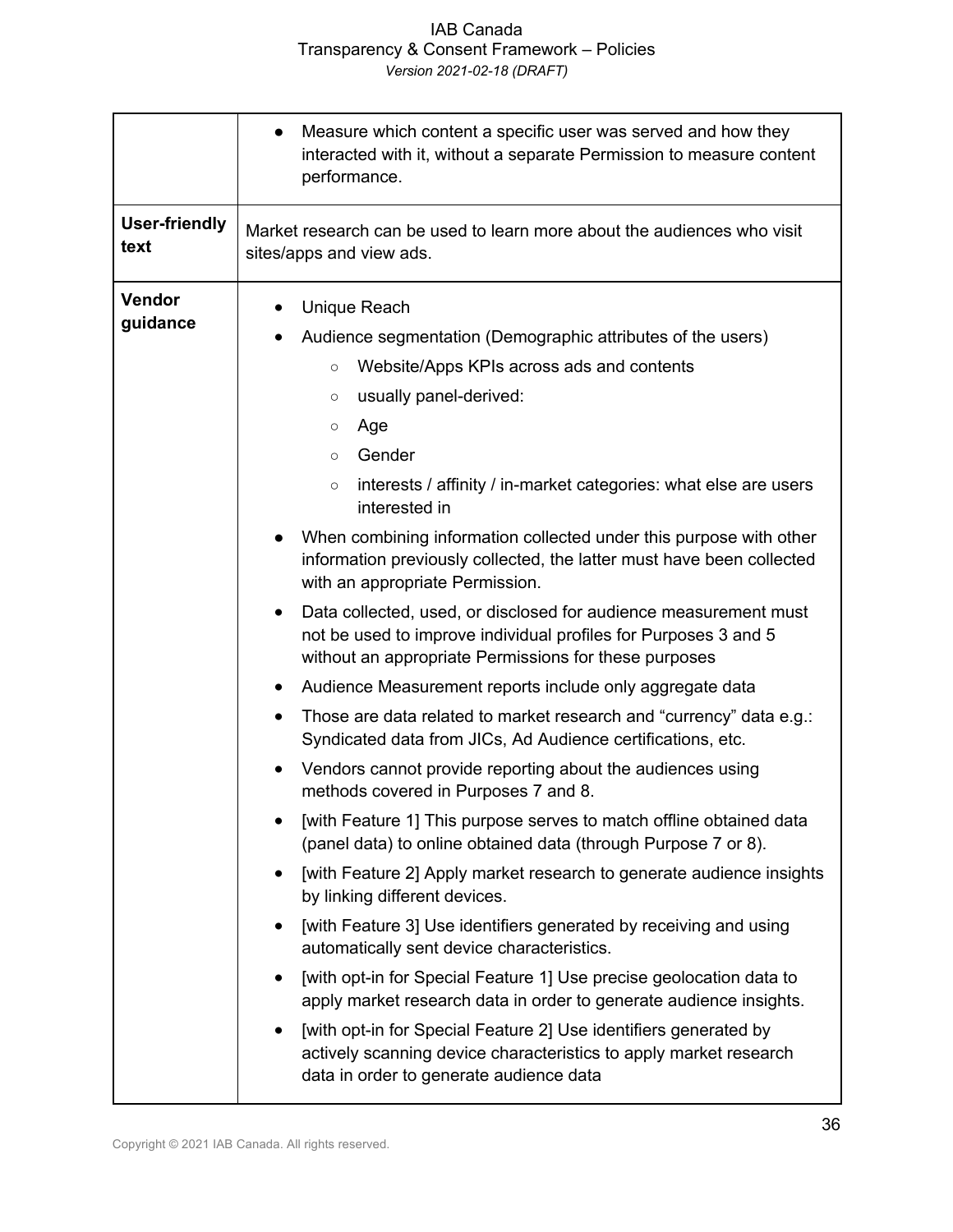|  |  |
| --- | --- |
|  | • Measure which content a specific user was served and how they interacted with it, without a separate Permission to measure content performance. |
| **User-friendly text** | Market research can be used to learn more about the audiences who visit sites/apps and view ads. |
| **Vendor guidance** | • Unique Reach<br>• Audience segmentation (Demographic attributes of the users)<br>&nbsp;&nbsp;&nbsp;&nbsp;○ Website/Apps KPIs across ads and contents<br>&nbsp;&nbsp;&nbsp;&nbsp;○ usually panel-derived:<br>&nbsp;&nbsp;&nbsp;&nbsp;○ Age<br>&nbsp;&nbsp;&nbsp;&nbsp;○ Gender<br>&nbsp;&nbsp;&nbsp;&nbsp;○ interests / affinity / in-market categories: what else are users interested in<br>• When combining information collected under this purpose with other information previously collected, the latter must have been collected with an appropriate Permission.<br>• Data collected, used, or disclosed for audience measurement must not be used to improve individual profiles for Purposes 3 and 5 without an appropriate Permissions for these purposes<br>• Audience Measurement reports include only aggregate data<br>• Those are data related to market research and "currency" data e.g.: Syndicated data from JICs, Ad Audience certifications, etc.<br>• Vendors cannot provide reporting about the audiences using methods covered in Purposes 7 and 8.<br>• [with Feature 1] This purpose serves to match offline obtained data (panel data) to online obtained data (through Purpose 7 or 8).<br>• [with Feature 2] Apply market research to generate audience insights by linking different devices.<br>• [with Feature 3] Use identifiers generated by receiving and using automatically sent device characteristics.<br>• [with opt-in for Special Feature 1] Use precise geolocation data to apply market research data in order to generate audience insights.<br>• [with opt-in for Special Feature 2] Use identifiers generated by actively scanning device characteristics to apply market research data in order to generate audience data |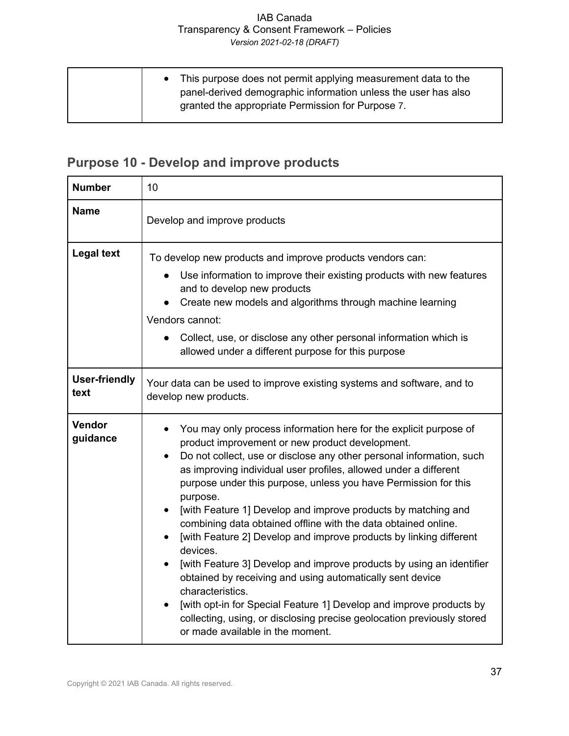| | |
|---|---|
| | • This purpose does not permit applying measurement data to the panel-derived demographic information unless the user has also granted the appropriate Permission for Purpose 7. |

## Purpose 10 - Develop and improve products

| **Number** | 10 |
|---|---|
| **Name** | Develop and improve products |
| **Legal text** | To develop new products and improve products vendors can:<br>• Use information to improve their existing products with new features and to develop new products<br>• Create new models and algorithms through machine learning<br>Vendors cannot:<br>• Collect, use, or disclose any other personal information which is allowed under a different purpose for this purpose |
| **User-friendly text** | Your data can be used to improve existing systems and software, and to develop new products. |
| **Vendor guidance** | • You may only process information here for the explicit purpose of product improvement or new product development.<br>• Do not collect, use or disclose any other personal information, such as improving individual user profiles, allowed under a different purpose under this purpose, unless you have Permission for this purpose.<br>• [with Feature 1] Develop and improve products by matching and combining data obtained offline with the data obtained online.<br>• [with Feature 2] Develop and improve products by linking different devices.<br>• [with Feature 3] Develop and improve products by using an identifier obtained by receiving and using automatically sent device characteristics.<br>• [with opt-in for Special Feature 1] Develop and improve products by collecting, using, or disclosing precise geolocation previously stored or made available in the moment. |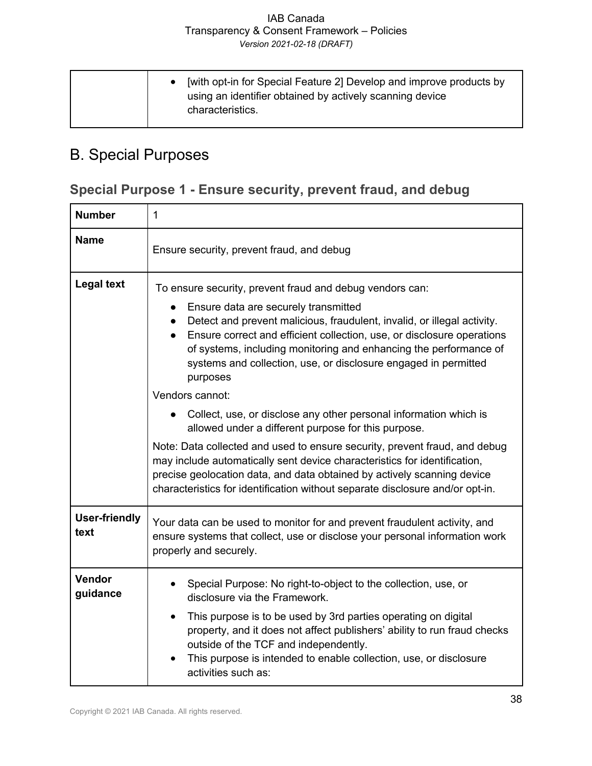| | |
|---|---|
| | • [with opt-in for Special Feature 2] Develop and improve products by using an identifier obtained by actively scanning device characteristics. |

## B. Special Purposes

### Special Purpose 1 - Ensure security, prevent fraud, and debug

| **Number** | 1 |
|---|---|
| **Name** | Ensure security, prevent fraud, and debug |
| **Legal text** | To ensure security, prevent fraud and debug vendors can:<br>● Ensure data are securely transmitted<br>● Detect and prevent malicious, fraudulent, invalid, or illegal activity.<br>● Ensure correct and efficient collection, use, or disclosure operations of systems, including monitoring and enhancing the performance of systems and collection, use, or disclosure engaged in permitted purposes<br>Vendors cannot:<br>● Collect, use, or disclose any other personal information which is allowed under a different purpose for this purpose.<br>Note: Data collected and used to ensure security, prevent fraud, and debug may include automatically sent device characteristics for identification, precise geolocation data, and data obtained by actively scanning device characteristics for identification without separate disclosure and/or opt-in. |
| **User-friendly text** | Your data can be used to monitor for and prevent fraudulent activity, and ensure systems that collect, use or disclose your personal information work properly and securely. |
| **Vendor guidance** | • Special Purpose: No right-to-object to the collection, use, or disclosure via the Framework.<br>• This purpose is to be used by 3rd parties operating on digital property, and it does not affect publishers' ability to run fraud checks outside of the TCF and independently.<br>• This purpose is intended to enable collection, use, or disclosure activities such as: |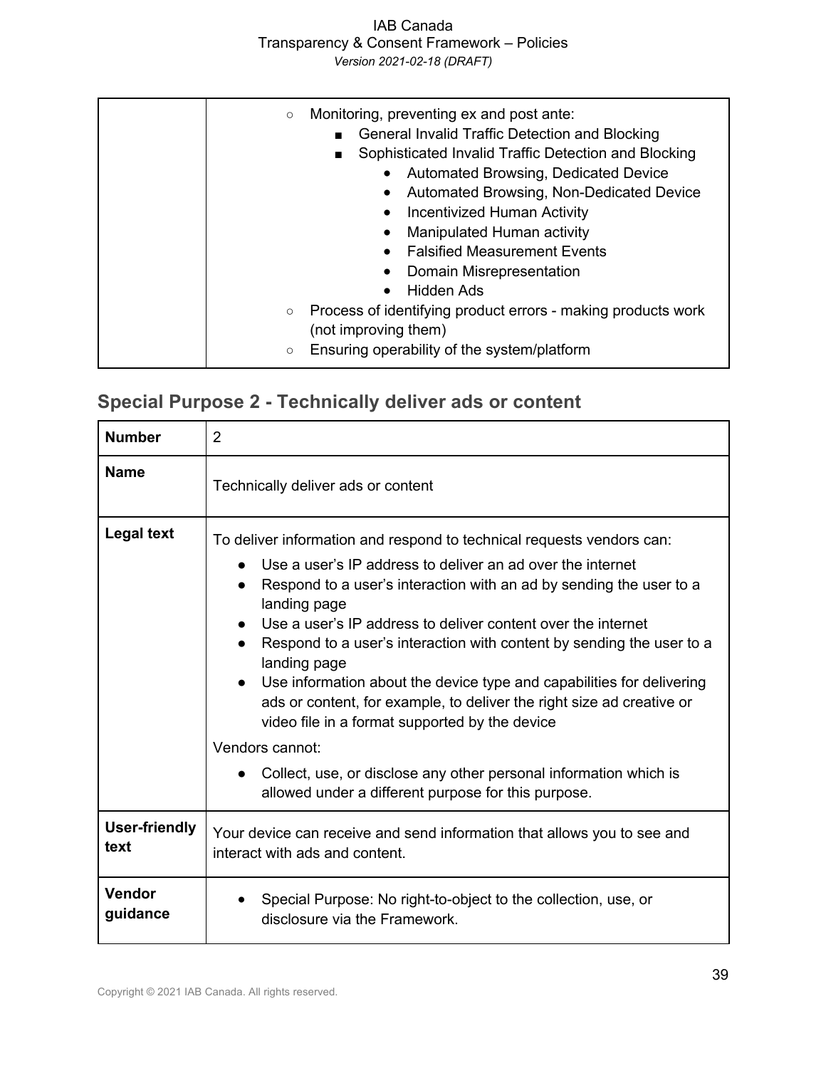| | |
|---|---|
| | ○ Monitoring, preventing ex and post ante:<br>&nbsp;&nbsp;&nbsp;&nbsp;■ General Invalid Traffic Detection and Blocking<br>&nbsp;&nbsp;&nbsp;&nbsp;■ Sophisticated Invalid Traffic Detection and Blocking<br>&nbsp;&nbsp;&nbsp;&nbsp;&nbsp;&nbsp;&nbsp;&nbsp;• Automated Browsing, Dedicated Device<br>&nbsp;&nbsp;&nbsp;&nbsp;&nbsp;&nbsp;&nbsp;&nbsp;• Automated Browsing, Non-Dedicated Device<br>&nbsp;&nbsp;&nbsp;&nbsp;&nbsp;&nbsp;&nbsp;&nbsp;• Incentivized Human Activity<br>&nbsp;&nbsp;&nbsp;&nbsp;&nbsp;&nbsp;&nbsp;&nbsp;• Manipulated Human activity<br>&nbsp;&nbsp;&nbsp;&nbsp;&nbsp;&nbsp;&nbsp;&nbsp;• Falsified Measurement Events<br>&nbsp;&nbsp;&nbsp;&nbsp;&nbsp;&nbsp;&nbsp;&nbsp;• Domain Misrepresentation<br>&nbsp;&nbsp;&nbsp;&nbsp;&nbsp;&nbsp;&nbsp;&nbsp;• Hidden Ads<br>○ Process of identifying product errors - making products work (not improving them)<br>○ Ensuring operability of the system/platform |

## Special Purpose 2 - Technically deliver ads or content

| | |
|---|---|
| **Number** | 2 |
| **Name** | Technically deliver ads or content |
| **Legal text** | To deliver information and respond to technical requests vendors can:<br>● Use a user's IP address to deliver an ad over the internet<br>● Respond to a user's interaction with an ad by sending the user to a landing page<br>● Use a user's IP address to deliver content over the internet<br>● Respond to a user's interaction with content by sending the user to a landing page<br>● Use information about the device type and capabilities for delivering ads or content, for example, to deliver the right size ad creative or video file in a format supported by the device<br><br>Vendors cannot:<br>● Collect, use, or disclose any other personal information which is allowed under a different purpose for this purpose. |
| **User-friendly text** | Your device can receive and send information that allows you to see and interact with ads and content. |
| **Vendor guidance** | • Special Purpose: No right-to-object to the collection, use, or disclosure via the Framework. |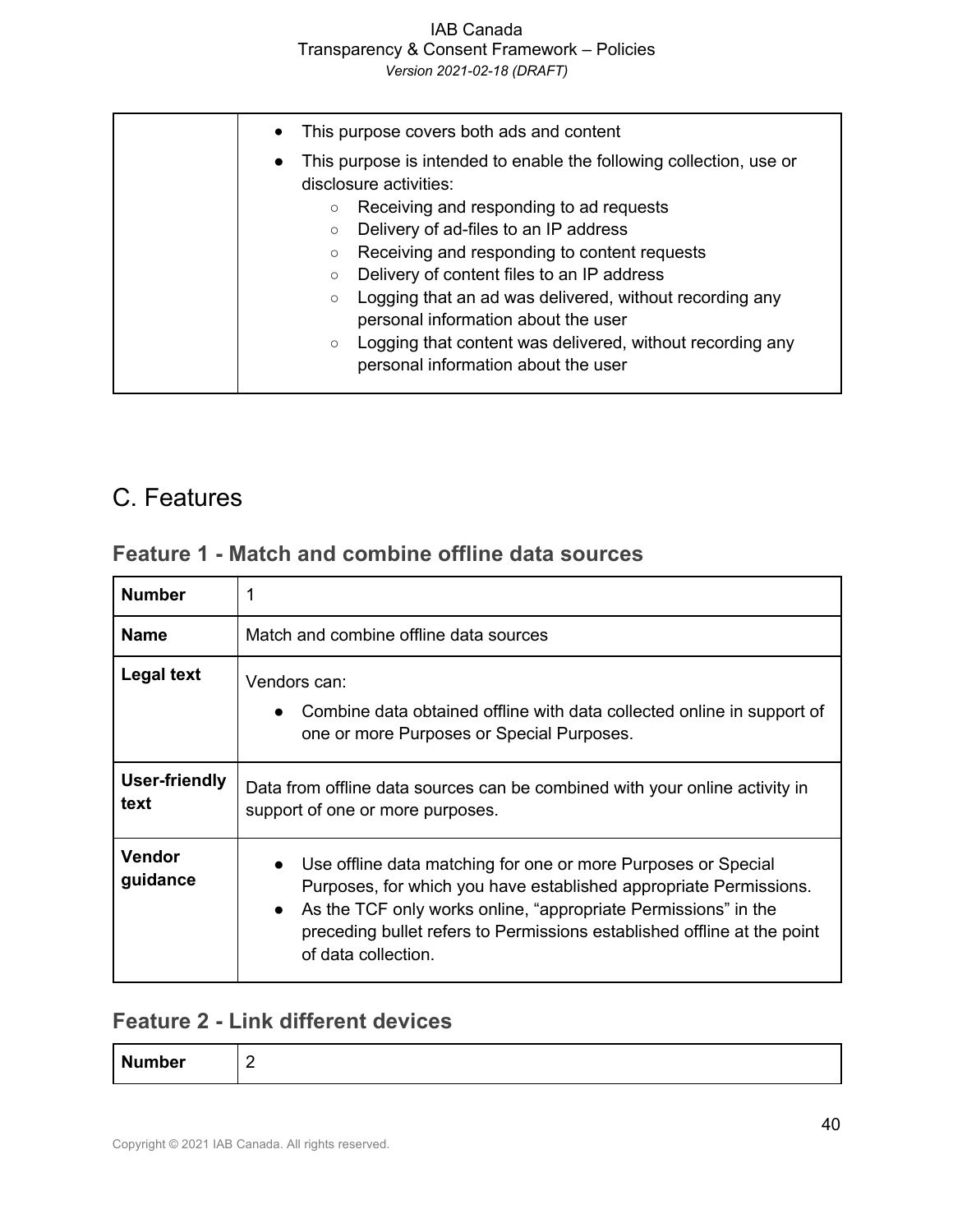| | |
|---|---|
| | • This purpose covers both ads and content<br>• This purpose is intended to enable the following collection, use or disclosure activities:<br>  ○ Receiving and responding to ad requests<br>  ○ Delivery of ad-files to an IP address<br>  ○ Receiving and responding to content requests<br>  ○ Delivery of content files to an IP address<br>  ○ Logging that an ad was delivered, without recording any personal information about the user<br>  ○ Logging that content was delivered, without recording any personal information about the user |

# C. Features

## Feature 1 - Match and combine offline data sources

| | |
|---|---|
| **Number** | 1 |
| **Name** | Match and combine offline data sources |
| **Legal text** | Vendors can:<br>• Combine data obtained offline with data collected online in support of one or more Purposes or Special Purposes. |
| **User-friendly text** | Data from offline data sources can be combined with your online activity in support of one or more purposes. |
| **Vendor guidance** | • Use offline data matching for one or more Purposes or Special Purposes, for which you have established appropriate Permissions.<br>• As the TCF only works online, "appropriate Permissions" in the preceding bullet refers to Permissions established offline at the point of data collection. |

## Feature 2 - Link different devices

| | |
|---|---|
| **Number** | 2 |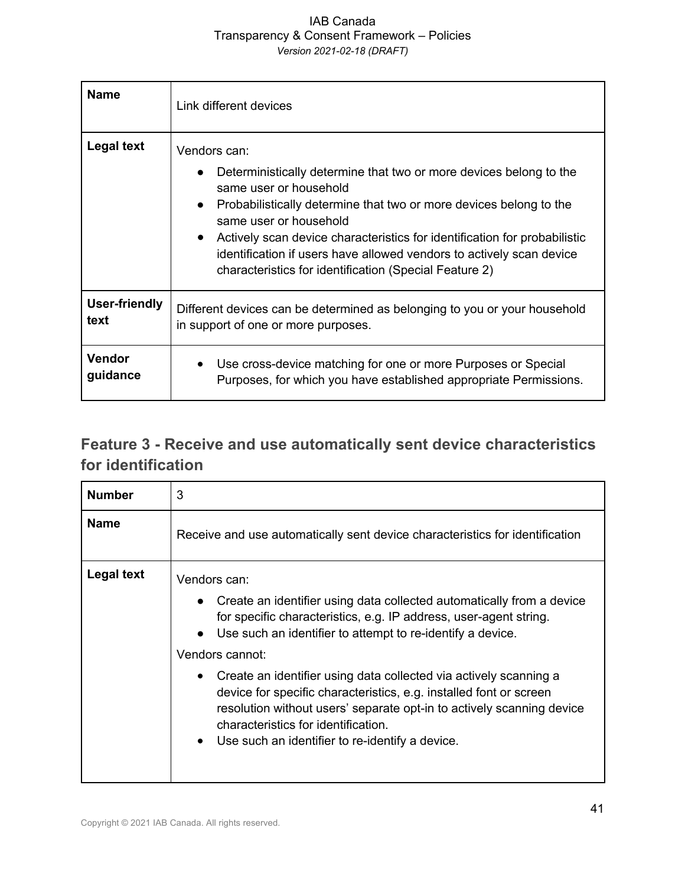| Name | Link different devices |
|---|---|
| Legal text | Vendors can:<br>● Deterministically determine that two or more devices belong to the same user or household<br>● Probabilistically determine that two or more devices belong to the same user or household<br>● Actively scan device characteristics for identification for probabilistic identification if users have allowed vendors to actively scan device characteristics for identification (Special Feature 2) |
| User-friendly text | Different devices can be determined as belonging to you or your household in support of one or more purposes. |
| Vendor guidance | ● Use cross-device matching for one or more Purposes or Special Purposes, for which you have established appropriate Permissions. |

## Feature 3 - Receive and use automatically sent device characteristics for identification

| Number | 3 |
|---|---|
| Name | Receive and use automatically sent device characteristics for identification |
| Legal text | Vendors can:<br>● Create an identifier using data collected automatically from a device for specific characteristics, e.g. IP address, user-agent string.<br>● Use such an identifier to attempt to re-identify a device.<br>Vendors cannot:<br>● Create an identifier using data collected via actively scanning a device for specific characteristics, e.g. installed font or screen resolution without users' separate opt-in to actively scanning device characteristics for identification.<br>● Use such an identifier to re-identify a device. |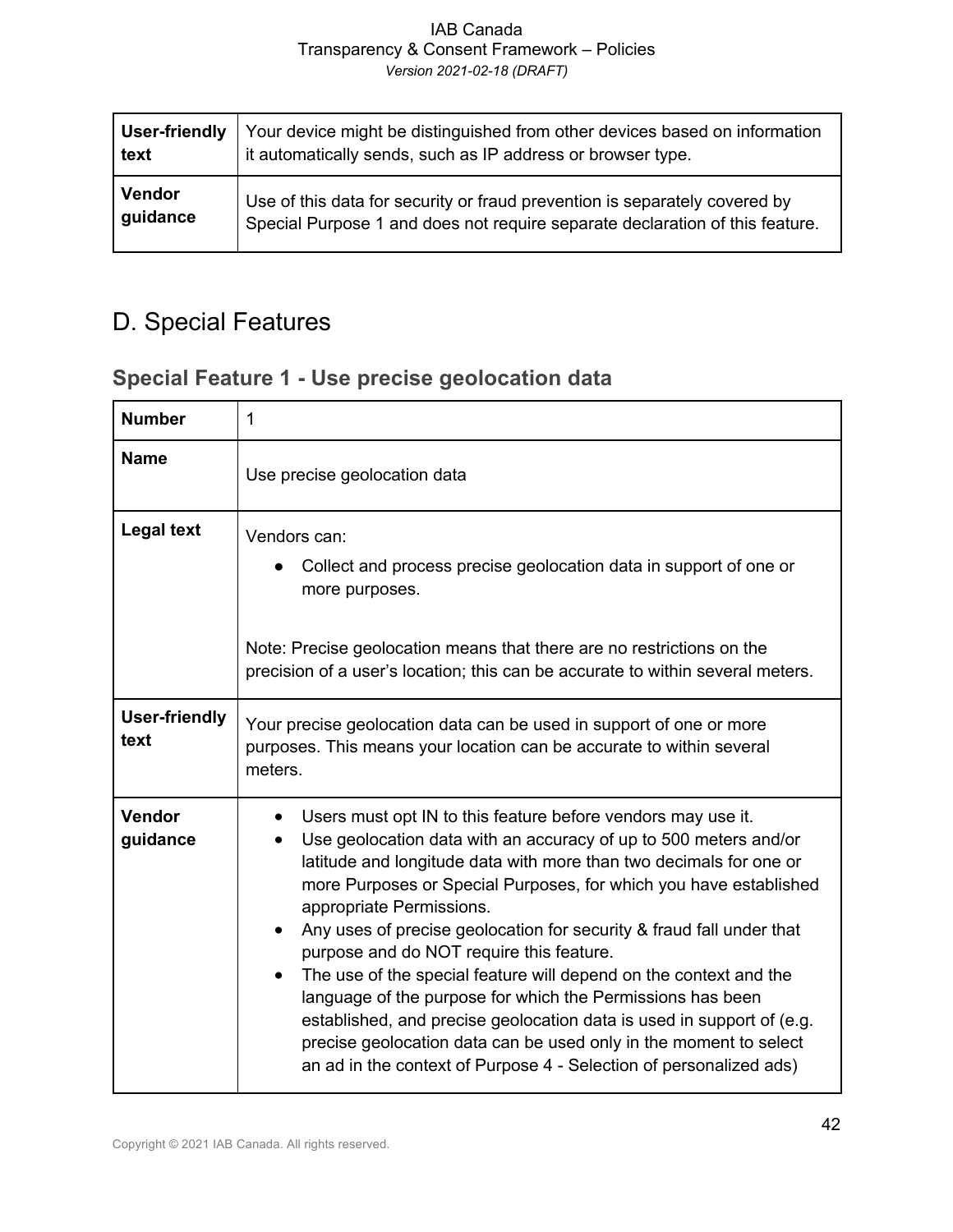| User-friendly text | Your device might be distinguished from other devices based on information it automatically sends, such as IP address or browser type. |
|---|---|
| Vendor guidance | Use of this data for security or fraud prevention is separately covered by Special Purpose 1 and does not require separate declaration of this feature. |

# D. Special Features

## Special Feature 1 - Use precise geolocation data

| Number | 1 |
|---|---|
| Name | Use precise geolocation data |
| Legal text | Vendors can:<br>• Collect and process precise geolocation data in support of one or more purposes.<br><br>Note: Precise geolocation means that there are no restrictions on the precision of a user's location; this can be accurate to within several meters. |
| User-friendly text | Your precise geolocation data can be used in support of one or more purposes. This means your location can be accurate to within several meters. |
| Vendor guidance | • Users must opt IN to this feature before vendors may use it.<br>• Use geolocation data with an accuracy of up to 500 meters and/or latitude and longitude data with more than two decimals for one or more Purposes or Special Purposes, for which you have established appropriate Permissions.<br>• Any uses of precise geolocation for security & fraud fall under that purpose and do NOT require this feature.<br>• The use of the special feature will depend on the context and the language of the purpose for which the Permissions has been established, and precise geolocation data is used in support of (e.g. precise geolocation data can be used only in the moment to select an ad in the context of Purpose 4 - Selection of personalized ads) |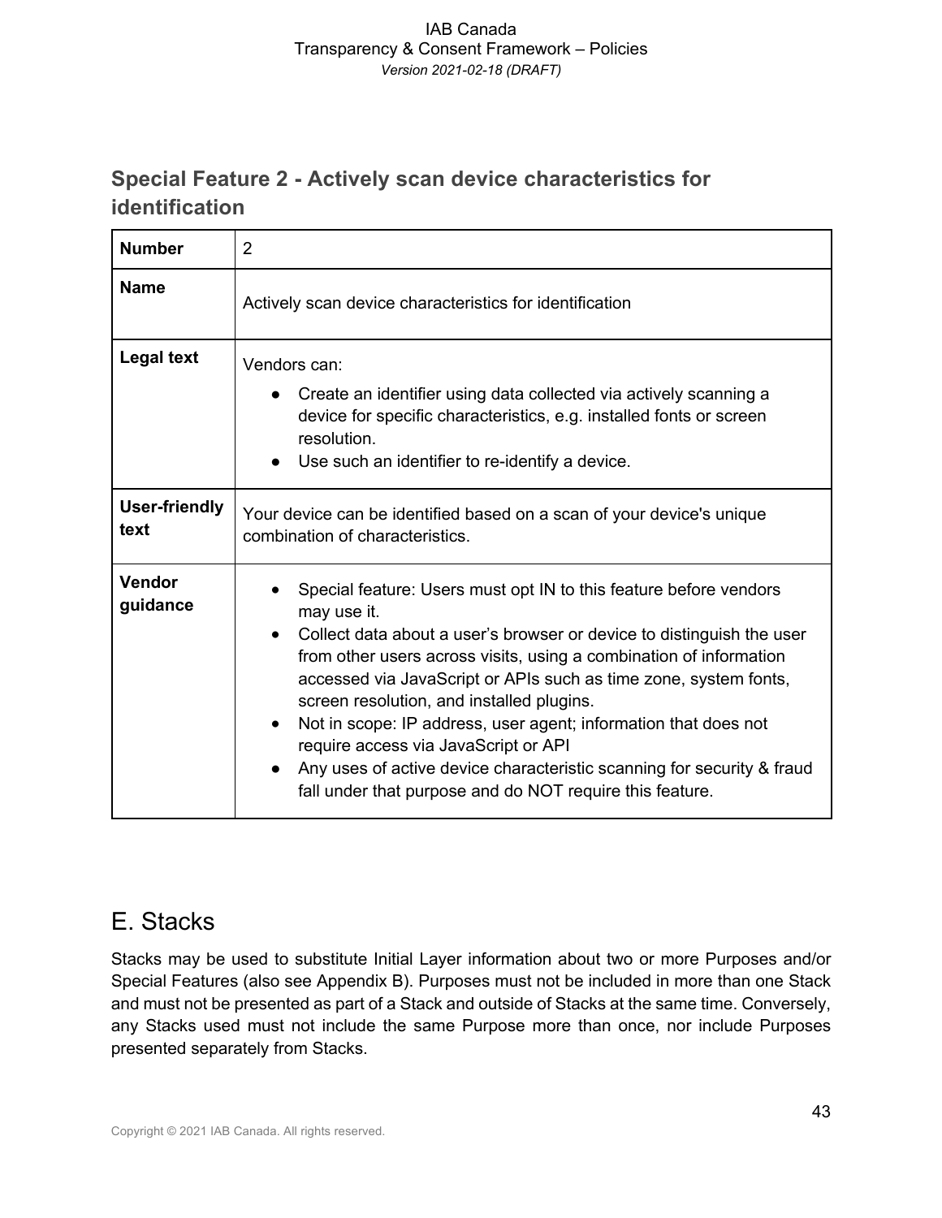### Special Feature 2 - Actively scan device characteristics for identification

| | |
|---|---|
| **Number** | 2 |
| **Name** | Actively scan device characteristics for identification |
| **Legal text** | Vendors can:<br>● Create an identifier using data collected via actively scanning a device for specific characteristics, e.g. installed fonts or screen resolution.<br>● Use such an identifier to re-identify a device. |
| **User-friendly text** | Your device can be identified based on a scan of your device's unique combination of characteristics. |
| **Vendor guidance** | ● Special feature: Users must opt IN to this feature before vendors may use it.<br>● Collect data about a user's browser or device to distinguish the user from other users across visits, using a combination of information accessed via JavaScript or APIs such as time zone, system fonts, screen resolution, and installed plugins.<br>● Not in scope: IP address, user agent; information that does not require access via JavaScript or API<br>● Any uses of active device characteristic scanning for security & fraud fall under that purpose and do NOT require this feature. |

## E. Stacks

Stacks may be used to substitute Initial Layer information about two or more Purposes and/or Special Features (also see Appendix B). Purposes must not be included in more than one Stack and must not be presented as part of a Stack and outside of Stacks at the same time. Conversely, any Stacks used must not include the same Purpose more than once, nor include Purposes presented separately from Stacks.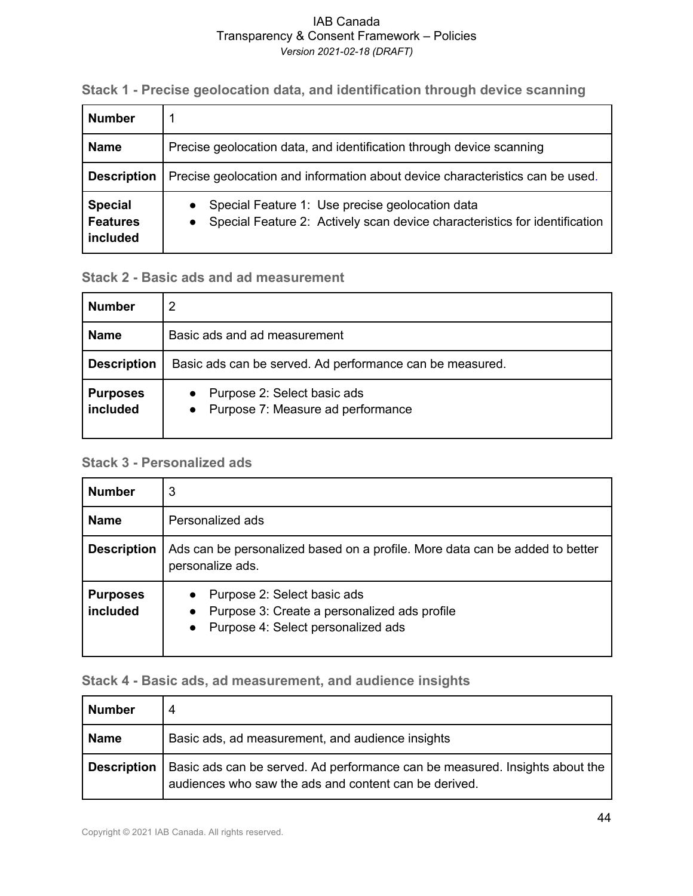### Stack 1 - Precise geolocation data, and identification through device scanning

| **Number** | 1 |
|---|---|
| **Name** | Precise geolocation data, and identification through device scanning |
| **Description** | Precise geolocation and information about device characteristics can be used. |
| **Special Features included** | • Special Feature 1: Use precise geolocation data<br>• Special Feature 2: Actively scan device characteristics for identification |

### Stack 2 - Basic ads and ad measurement

| **Number** | 2 |
|---|---|
| **Name** | Basic ads and ad measurement |
| **Description** | Basic ads can be served. Ad performance can be measured. |
| **Purposes included** | • Purpose 2: Select basic ads<br>• Purpose 7: Measure ad performance |

### Stack 3 - Personalized ads

| **Number** | 3 |
|---|---|
| **Name** | Personalized ads |
| **Description** | Ads can be personalized based on a profile. More data can be added to better personalize ads. |
| **Purposes included** | • Purpose 2: Select basic ads<br>• Purpose 3: Create a personalized ads profile<br>• Purpose 4: Select personalized ads |

### Stack 4 - Basic ads, ad measurement, and audience insights

| **Number** | 4 |
|---|---|
| **Name** | Basic ads, ad measurement, and audience insights |
| **Description** | Basic ads can be served. Ad performance can be measured. Insights about the audiences who saw the ads and content can be derived. |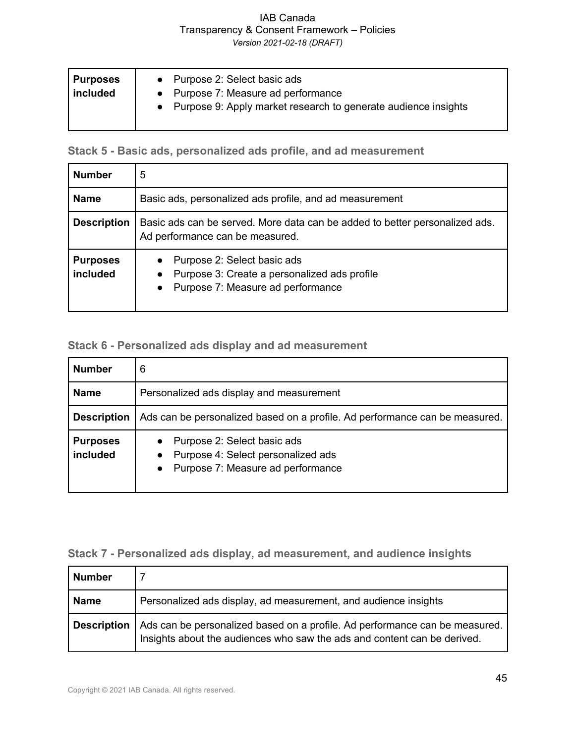| | |
|---|---|
| **Purposes included** | • Purpose 2: Select basic ads<br>• Purpose 7: Measure ad performance<br>• Purpose 9: Apply market research to generate audience insights |

### Stack 5 - Basic ads, personalized ads profile, and ad measurement

| | |
|---|---|
| **Number** | 5 |
| **Name** | Basic ads, personalized ads profile, and ad measurement |
| **Description** | Basic ads can be served. More data can be added to better personalized ads. Ad performance can be measured. |
| **Purposes included** | • Purpose 2: Select basic ads<br>• Purpose 3: Create a personalized ads profile<br>• Purpose 7: Measure ad performance |

### Stack 6 - Personalized ads display and ad measurement

| | |
|---|---|
| **Number** | 6 |
| **Name** | Personalized ads display and measurement |
| **Description** | Ads can be personalized based on a profile. Ad performance can be measured. |
| **Purposes included** | • Purpose 2: Select basic ads<br>• Purpose 4: Select personalized ads<br>• Purpose 7: Measure ad performance |

### Stack 7 - Personalized ads display, ad measurement, and audience insights

| | |
|---|---|
| **Number** | 7 |
| **Name** | Personalized ads display, ad measurement, and audience insights |
| **Description** | Ads can be personalized based on a profile. Ad performance can be measured. Insights about the audiences who saw the ads and content can be derived. |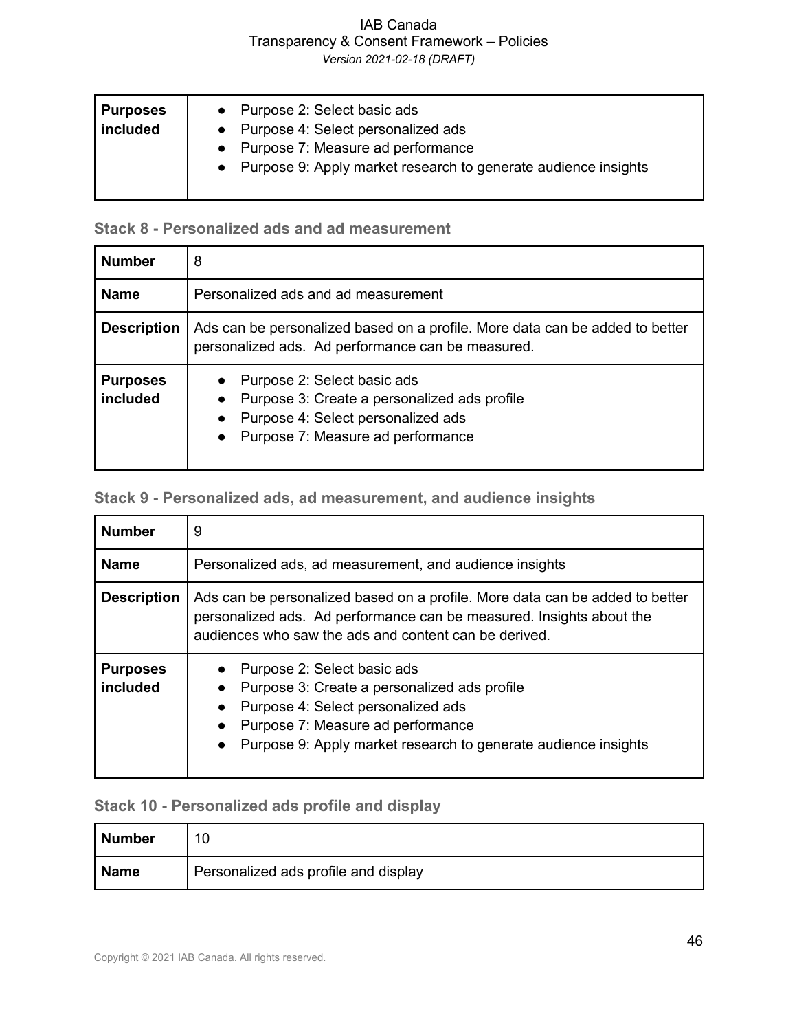| Purposes included | <ul><li>Purpose 2: Select basic ads</li><li>Purpose 4: Select personalized ads</li><li>Purpose 7: Measure ad performance</li><li>Purpose 9: Apply market research to generate audience insights</li></ul> |
|---|---|

### Stack 8 - Personalized ads and ad measurement

| Number | 8 |
|---|---|
| Name | Personalized ads and ad measurement |
| Description | Ads can be personalized based on a profile. More data can be added to better personalized ads. Ad performance can be measured. |
| Purposes included | <ul><li>Purpose 2: Select basic ads</li><li>Purpose 3: Create a personalized ads profile</li><li>Purpose 4: Select personalized ads</li><li>Purpose 7: Measure ad performance</li></ul> |

### Stack 9 - Personalized ads, ad measurement, and audience insights

| Number | 9 |
|---|---|
| Name | Personalized ads, ad measurement, and audience insights |
| Description | Ads can be personalized based on a profile. More data can be added to better personalized ads. Ad performance can be measured. Insights about the audiences who saw the ads and content can be derived. |
| Purposes included | <ul><li>Purpose 2: Select basic ads</li><li>Purpose 3: Create a personalized ads profile</li><li>Purpose 4: Select personalized ads</li><li>Purpose 7: Measure ad performance</li><li>Purpose 9: Apply market research to generate audience insights</li></ul> |

### Stack 10 - Personalized ads profile and display

| Number | 10 |
|---|---|
| Name | Personalized ads profile and display |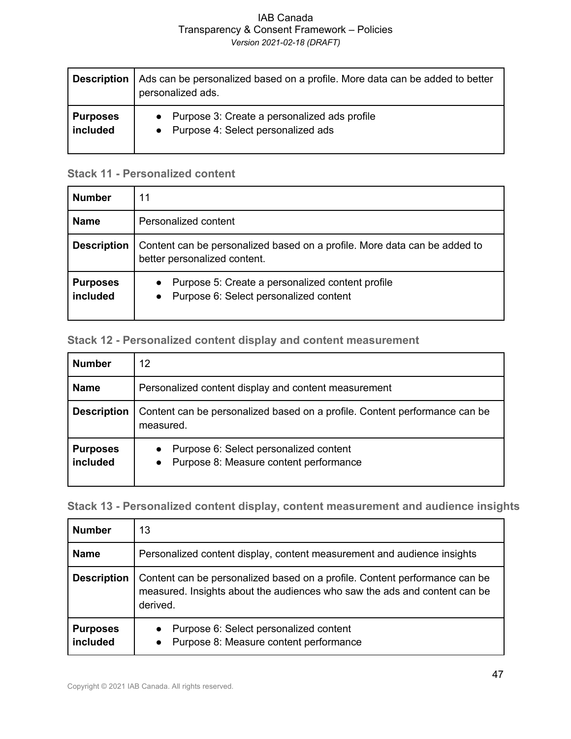| | |
|---|---|
| **Description** | Ads can be personalized based on a profile. More data can be added to better personalized ads. |
| **Purposes included** | • Purpose 3: Create a personalized ads profile<br>• Purpose 4: Select personalized ads |

### Stack 11 - Personalized content

| | |
|---|---|
| **Number** | 11 |
| **Name** | Personalized content |
| **Description** | Content can be personalized based on a profile. More data can be added to better personalized content. |
| **Purposes included** | • Purpose 5: Create a personalized content profile<br>• Purpose 6: Select personalized content |

### Stack 12 - Personalized content display and content measurement

| | |
|---|---|
| **Number** | 12 |
| **Name** | Personalized content display and content measurement |
| **Description** | Content can be personalized based on a profile. Content performance can be measured. |
| **Purposes included** | • Purpose 6: Select personalized content<br>• Purpose 8: Measure content performance |

### Stack 13 - Personalized content display, content measurement and audience insights

| | |
|---|---|
| **Number** | 13 |
| **Name** | Personalized content display, content measurement and audience insights |
| **Description** | Content can be personalized based on a profile. Content performance can be measured. Insights about the audiences who saw the ads and content can be derived. |
| **Purposes included** | • Purpose 6: Select personalized content<br>• Purpose 8: Measure content performance |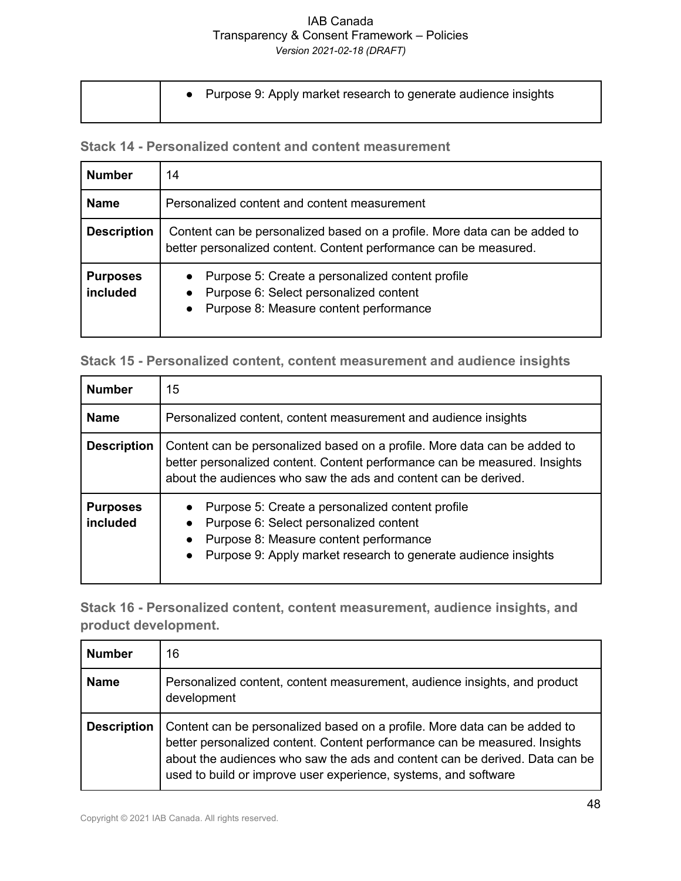| | • Purpose 9: Apply market research to generate audience insights |
|---|---|

### Stack 14 - Personalized content and content measurement

| **Number** | 14 |
|---|---|
| **Name** | Personalized content and content measurement |
| **Description** | Content can be personalized based on a profile. More data can be added to better personalized content. Content performance can be measured. |
| **Purposes included** | • Purpose 5: Create a personalized content profile<br>• Purpose 6: Select personalized content<br>• Purpose 8: Measure content performance |

### Stack 15 - Personalized content, content measurement and audience insights

| **Number** | 15 |
|---|---|
| **Name** | Personalized content, content measurement and audience insights |
| **Description** | Content can be personalized based on a profile. More data can be added to better personalized content. Content performance can be measured. Insights about the audiences who saw the ads and content can be derived. |
| **Purposes included** | • Purpose 5: Create a personalized content profile<br>• Purpose 6: Select personalized content<br>• Purpose 8: Measure content performance<br>• Purpose 9: Apply market research to generate audience insights |

### Stack 16 - Personalized content, content measurement, audience insights, and product development.

| **Number** | 16 |
|---|---|
| **Name** | Personalized content, content measurement, audience insights, and product development |
| **Description** | Content can be personalized based on a profile. More data can be added to better personalized content. Content performance can be measured. Insights about the audiences who saw the ads and content can be derived. Data can be used to build or improve user experience, systems, and software |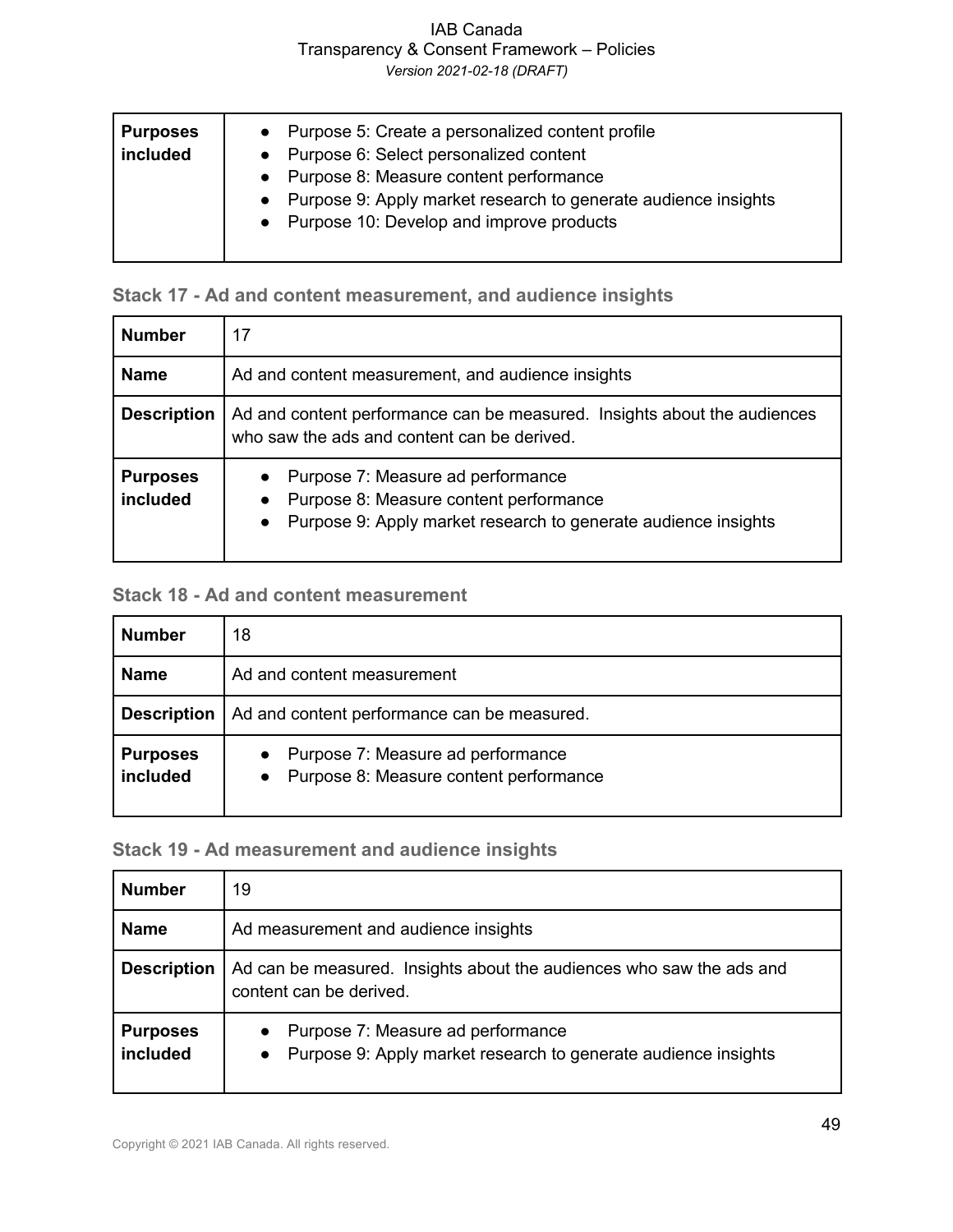| | |
|---|---|
| **Purposes included** | • Purpose 5: Create a personalized content profile<br>• Purpose 6: Select personalized content<br>• Purpose 8: Measure content performance<br>• Purpose 9: Apply market research to generate audience insights<br>• Purpose 10: Develop and improve products |

### Stack 17 - Ad and content measurement, and audience insights

| | |
|---|---|
| **Number** | 17 |
| **Name** | Ad and content measurement, and audience insights |
| **Description** | Ad and content performance can be measured. Insights about the audiences who saw the ads and content can be derived. |
| **Purposes included** | • Purpose 7: Measure ad performance<br>• Purpose 8: Measure content performance<br>• Purpose 9: Apply market research to generate audience insights |

### Stack 18 - Ad and content measurement

| | |
|---|---|
| **Number** | 18 |
| **Name** | Ad and content measurement |
| **Description** | Ad and content performance can be measured. |
| **Purposes included** | • Purpose 7: Measure ad performance<br>• Purpose 8: Measure content performance |

### Stack 19 - Ad measurement and audience insights

| | |
|---|---|
| **Number** | 19 |
| **Name** | Ad measurement and audience insights |
| **Description** | Ad can be measured. Insights about the audiences who saw the ads and content can be derived. |
| **Purposes included** | • Purpose 7: Measure ad performance<br>• Purpose 9: Apply market research to generate audience insights |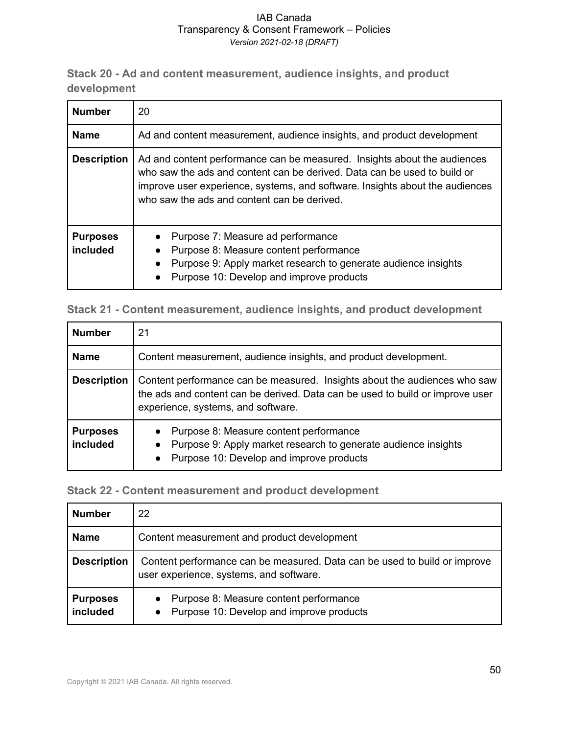### Stack 20 - Ad and content measurement, audience insights, and product development

| **Number** | 20 |
|---|---|
| **Name** | Ad and content measurement, audience insights, and product development |
| **Description** | Ad and content performance can be measured. Insights about the audiences who saw the ads and content can be derived. Data can be used to build or improve user experience, systems, and software. Insights about the audiences who saw the ads and content can be derived. |
| **Purposes included** | • Purpose 7: Measure ad performance<br>• Purpose 8: Measure content performance<br>• Purpose 9: Apply market research to generate audience insights<br>• Purpose 10: Develop and improve products |

### Stack 21 - Content measurement, audience insights, and product development

| **Number** | 21 |
|---|---|
| **Name** | Content measurement, audience insights, and product development. |
| **Description** | Content performance can be measured. Insights about the audiences who saw the ads and content can be derived. Data can be used to build or improve user experience, systems, and software. |
| **Purposes included** | • Purpose 8: Measure content performance<br>• Purpose 9: Apply market research to generate audience insights<br>• Purpose 10: Develop and improve products |

### Stack 22 - Content measurement and product development

| **Number** | 22 |
|---|---|
| **Name** | Content measurement and product development |
| **Description** | Content performance can be measured. Data can be used to build or improve user experience, systems, and software. |
| **Purposes included** | • Purpose 8: Measure content performance<br>• Purpose 10: Develop and improve products |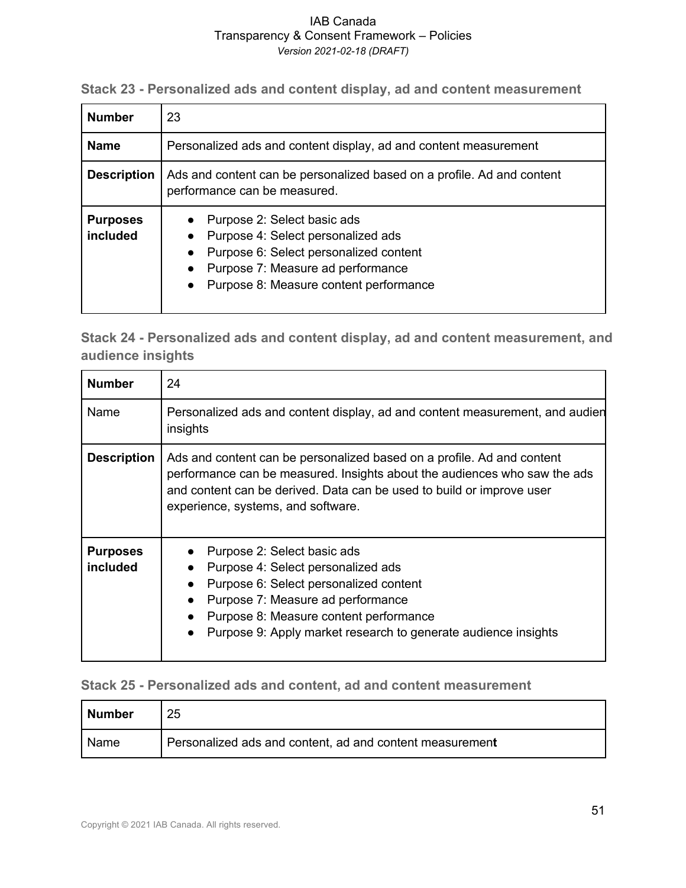### Stack 23 - Personalized ads and content display, ad and content measurement

| **Number** | 23 |
|---|---|
| **Name** | Personalized ads and content display, ad and content measurement |
| **Description** | Ads and content can be personalized based on a profile. Ad and content performance can be measured. |
| **Purposes included** | • Purpose 2: Select basic ads<br>• Purpose 4: Select personalized ads<br>• Purpose 6: Select personalized content<br>• Purpose 7: Measure ad performance<br>• Purpose 8: Measure content performance |

### Stack 24 - Personalized ads and content display, ad and content measurement, and audience insights

| **Number** | 24 |
|---|---|
| Name | Personalized ads and content display, ad and content measurement, and audien insights |
| **Description** | Ads and content can be personalized based on a profile. Ad and content performance can be measured. Insights about the audiences who saw the ads and content can be derived. Data can be used to build or improve user experience, systems, and software. |
| **Purposes included** | • Purpose 2: Select basic ads<br>• Purpose 4: Select personalized ads<br>• Purpose 6: Select personalized content<br>• Purpose 7: Measure ad performance<br>• Purpose 8: Measure content performance<br>• Purpose 9: Apply market research to generate audience insights |

### Stack 25 - Personalized ads and content, ad and content measurement

| **Number** | 25 |
|---|---|
| Name | Personalized ads and content, ad and content measurement |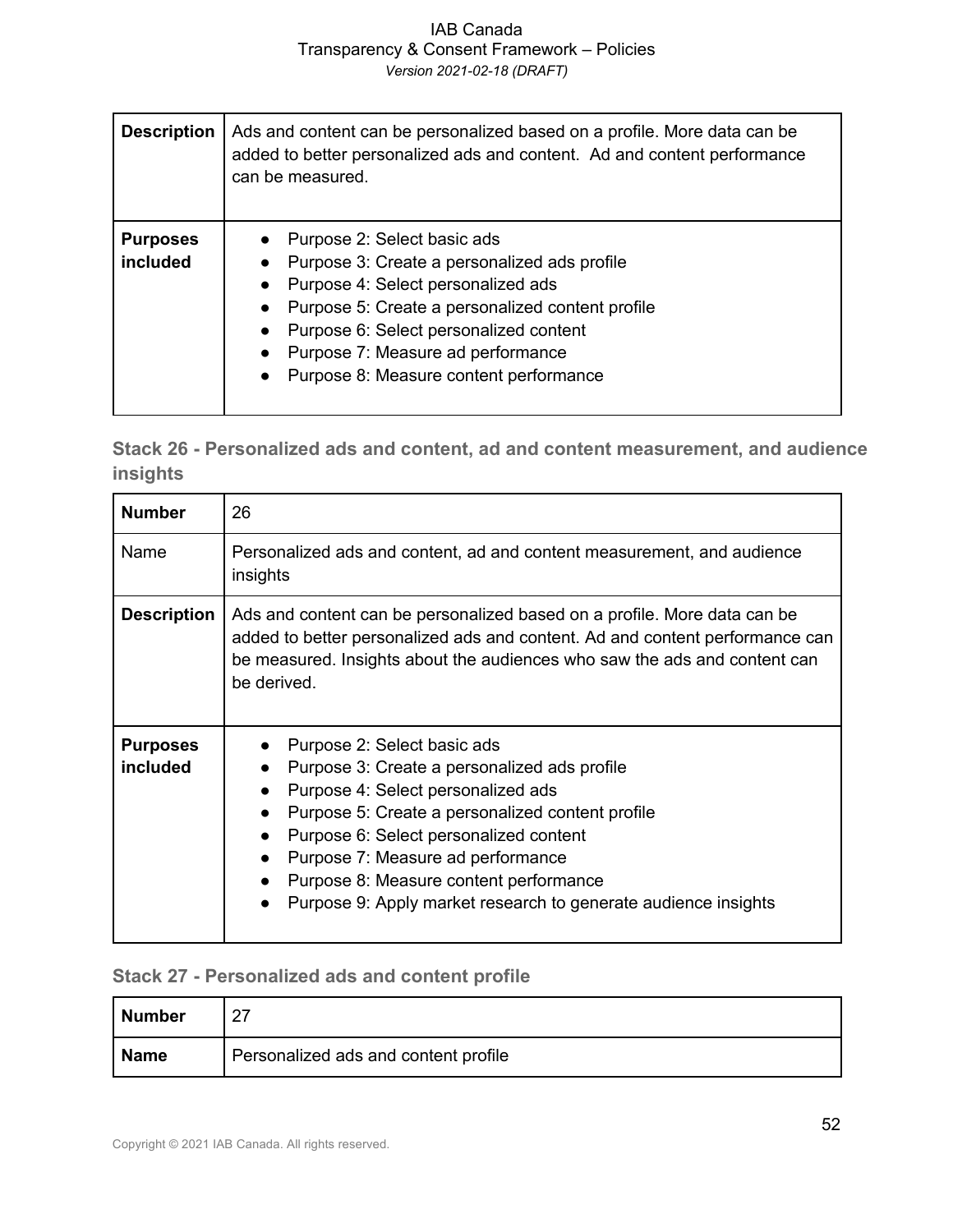| | |
|---|---|
| **Description** | Ads and content can be personalized based on a profile. More data can be added to better personalized ads and content.  Ad and content performance can be measured. |
| **Purposes included** | • Purpose 2: Select basic ads<br>• Purpose 3: Create a personalized ads profile<br>• Purpose 4: Select personalized ads<br>• Purpose 5: Create a personalized content profile<br>• Purpose 6: Select personalized content<br>• Purpose 7: Measure ad performance<br>• Purpose 8: Measure content performance |

### Stack 26 - Personalized ads and content, ad and content measurement, and audience insights

| | |
|---|---|
| **Number** | 26 |
| Name | Personalized ads and content, ad and content measurement, and audience insights |
| **Description** | Ads and content can be personalized based on a profile. More data can be added to better personalized ads and content. Ad and content performance can be measured. Insights about the audiences who saw the ads and content can be derived. |
| **Purposes included** | • Purpose 2: Select basic ads<br>• Purpose 3: Create a personalized ads profile<br>• Purpose 4: Select personalized ads<br>• Purpose 5: Create a personalized content profile<br>• Purpose 6: Select personalized content<br>• Purpose 7: Measure ad performance<br>• Purpose 8: Measure content performance<br>• Purpose 9: Apply market research to generate audience insights |

### Stack 27 - Personalized ads and content profile

| | |
|---|---|
| **Number** | 27 |
| **Name** | Personalized ads and content profile |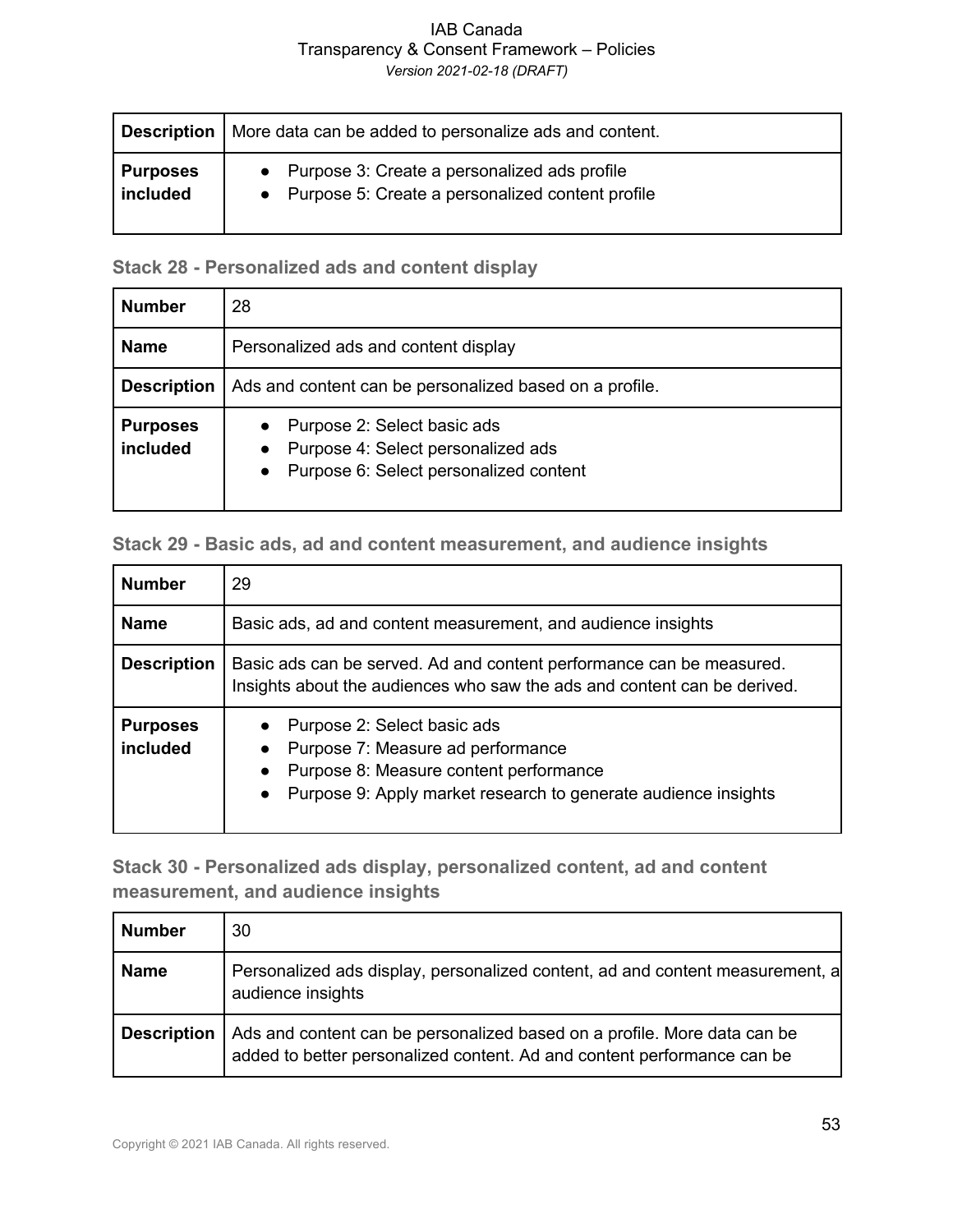| | |
|---|---|
| **Description** | More data can be added to personalize ads and content. |
| **Purposes included** | • Purpose 3: Create a personalized ads profile<br>• Purpose 5: Create a personalized content profile |

### Stack 28 - Personalized ads and content display

| | |
|---|---|
| **Number** | 28 |
| **Name** | Personalized ads and content display |
| **Description** | Ads and content can be personalized based on a profile. |
| **Purposes included** | • Purpose 2: Select basic ads<br>• Purpose 4: Select personalized ads<br>• Purpose 6: Select personalized content |

### Stack 29 - Basic ads, ad and content measurement, and audience insights

| | |
|---|---|
| **Number** | 29 |
| **Name** | Basic ads, ad and content measurement, and audience insights |
| **Description** | Basic ads can be served. Ad and content performance can be measured. Insights about the audiences who saw the ads and content can be derived. |
| **Purposes included** | • Purpose 2: Select basic ads<br>• Purpose 7: Measure ad performance<br>• Purpose 8: Measure content performance<br>• Purpose 9: Apply market research to generate audience insights |

### Stack 30 - Personalized ads display, personalized content, ad and content measurement, and audience insights

| | |
|---|---|
| **Number** | 30 |
| **Name** | Personalized ads display, personalized content, ad and content measurement, a audience insights |
| **Description** | Ads and content can be personalized based on a profile. More data can be added to better personalized content. Ad and content performance can be |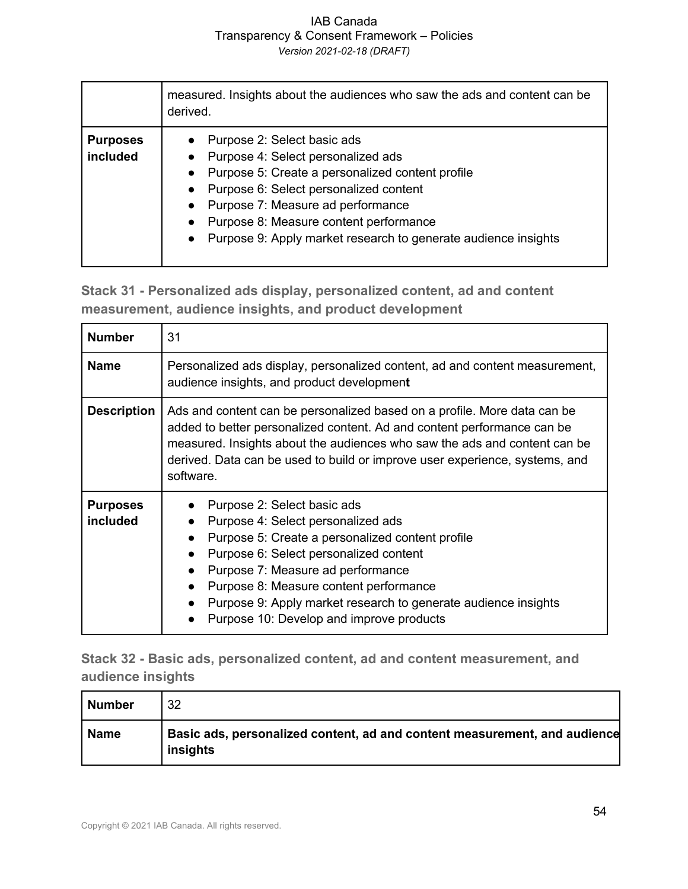| | measured. Insights about the audiences who saw the ads and content can be derived. |
|---|---|
| **Purposes included** | • Purpose 2: Select basic ads<br>• Purpose 4: Select personalized ads<br>• Purpose 5: Create a personalized content profile<br>• Purpose 6: Select personalized content<br>• Purpose 7: Measure ad performance<br>• Purpose 8: Measure content performance<br>• Purpose 9: Apply market research to generate audience insights |

### Stack 31 - Personalized ads display, personalized content, ad and content measurement, audience insights, and product development

| **Number** | 31 |
|---|---|
| **Name** | Personalized ads display, personalized content, ad and content measurement, audience insights, and product development |
| **Description** | Ads and content can be personalized based on a profile. More data can be added to better personalized content. Ad and content performance can be measured. Insights about the audiences who saw the ads and content can be derived. Data can be used to build or improve user experience, systems, and software. |
| **Purposes included** | • Purpose 2: Select basic ads<br>• Purpose 4: Select personalized ads<br>• Purpose 5: Create a personalized content profile<br>• Purpose 6: Select personalized content<br>• Purpose 7: Measure ad performance<br>• Purpose 8: Measure content performance<br>• Purpose 9: Apply market research to generate audience insights<br>• Purpose 10: Develop and improve products |

### Stack 32 - Basic ads, personalized content, ad and content measurement, and audience insights

| **Number** | 32 |
|---|---|
| **Name** | **Basic ads, personalized content, ad and content measurement, and audience insights** |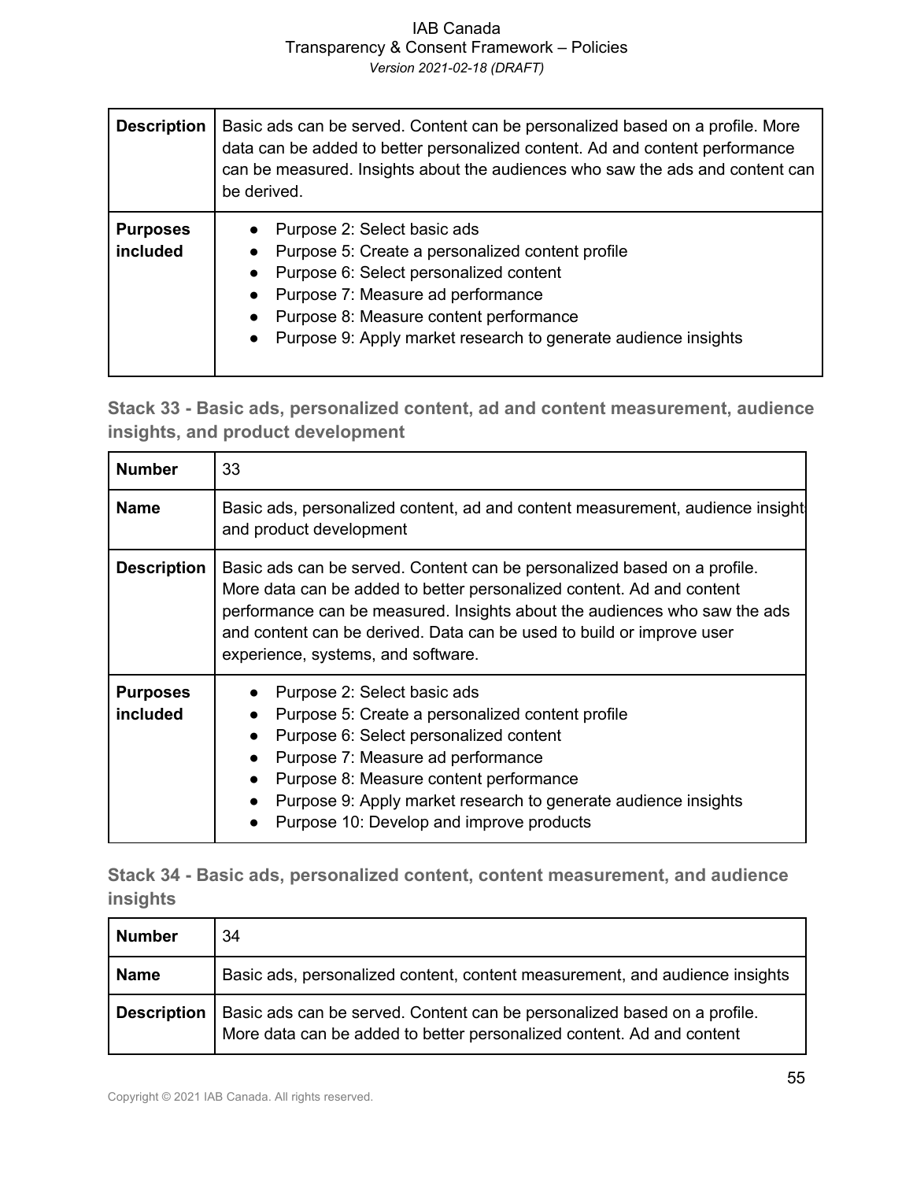| Description | Basic ads can be served. Content can be personalized based on a profile. More data can be added to better personalized content. Ad and content performance can be measured. Insights about the audiences who saw the ads and content can be derived. |
|---|---|
| Purposes included | • Purpose 2: Select basic ads<br>• Purpose 5: Create a personalized content profile<br>• Purpose 6: Select personalized content<br>• Purpose 7: Measure ad performance<br>• Purpose 8: Measure content performance<br>• Purpose 9: Apply market research to generate audience insights |

### Stack 33 - Basic ads, personalized content, ad and content measurement, audience insights, and product development

| Number | 33 |
|---|---|
| Name | Basic ads, personalized content, ad and content measurement, audience insights and product development |
| Description | Basic ads can be served. Content can be personalized based on a profile. More data can be added to better personalized content. Ad and content performance can be measured. Insights about the audiences who saw the ads and content can be derived. Data can be used to build or improve user experience, systems, and software. |
| Purposes included | • Purpose 2: Select basic ads<br>• Purpose 5: Create a personalized content profile<br>• Purpose 6: Select personalized content<br>• Purpose 7: Measure ad performance<br>• Purpose 8: Measure content performance<br>• Purpose 9: Apply market research to generate audience insights<br>• Purpose 10: Develop and improve products |

### Stack 34 - Basic ads, personalized content, content measurement, and audience insights

| Number | 34 |
|---|---|
| Name | Basic ads, personalized content, content measurement, and audience insights |
| Description | Basic ads can be served. Content can be personalized based on a profile. More data can be added to better personalized content. Ad and content |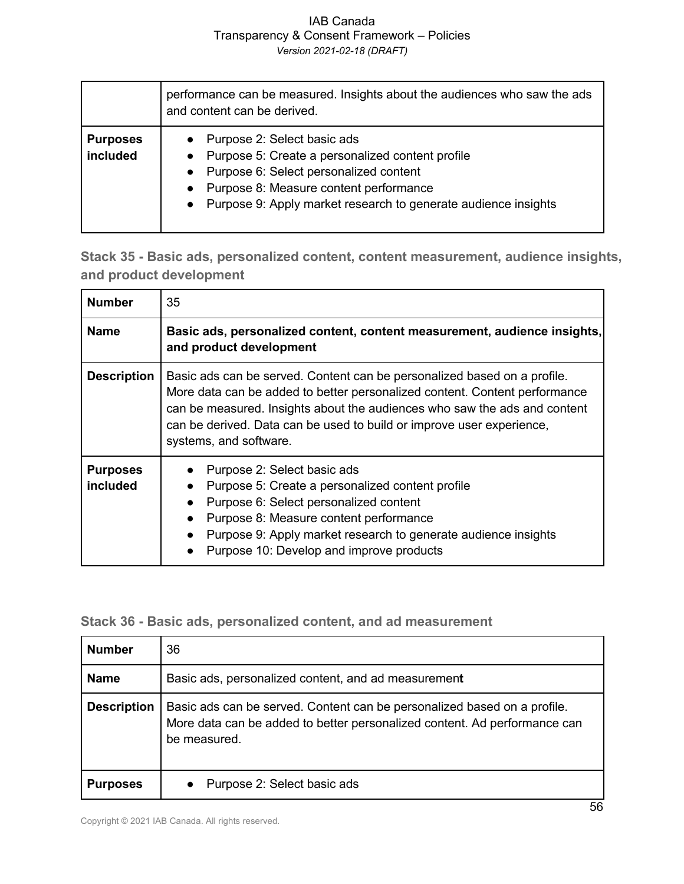| | |
|---|---|
| | performance can be measured. Insights about the audiences who saw the ads and content can be derived. |
| **Purposes included** | • Purpose 2: Select basic ads<br>• Purpose 5: Create a personalized content profile<br>• Purpose 6: Select personalized content<br>• Purpose 8: Measure content performance<br>• Purpose 9: Apply market research to generate audience insights |

### Stack 35 - Basic ads, personalized content, content measurement, audience insights, and product development

| | |
|---|---|
| **Number** | 35 |
| **Name** | **Basic ads, personalized content, content measurement, audience insights, and product development** |
| **Description** | Basic ads can be served. Content can be personalized based on a profile. More data can be added to better personalized content. Content performance can be measured. Insights about the audiences who saw the ads and content can be derived. Data can be used to build or improve user experience, systems, and software. |
| **Purposes included** | • Purpose 2: Select basic ads<br>• Purpose 5: Create a personalized content profile<br>• Purpose 6: Select personalized content<br>• Purpose 8: Measure content performance<br>• Purpose 9: Apply market research to generate audience insights<br>• Purpose 10: Develop and improve products |

### Stack 36 - Basic ads, personalized content, and ad measurement

| | |
|---|---|
| **Number** | 36 |
| **Name** | Basic ads, personalized content, and ad measuremen**t** |
| **Description** | Basic ads can be served. Content can be personalized based on a profile. More data can be added to better personalized content. Ad performance can be measured. |
| **Purposes** | • Purpose 2: Select basic ads |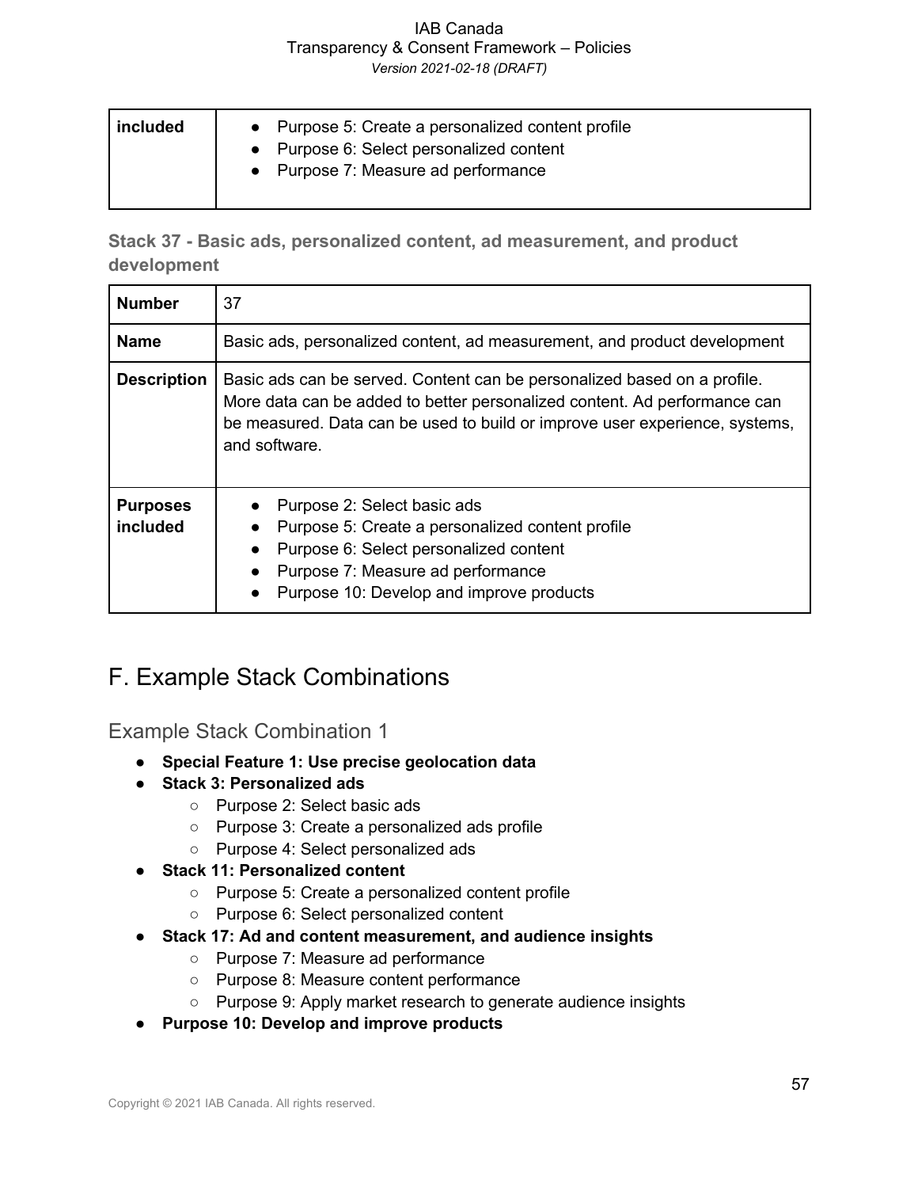| included | • Purpose 5: Create a personalized content profile<br>• Purpose 6: Select personalized content<br>• Purpose 7: Measure ad performance |
|---|---|

### Stack 37 - Basic ads, personalized content, ad measurement, and product development

| **Number** | 37 |
|---|---|
| **Name** | Basic ads, personalized content, ad measurement, and product development |
| **Description** | Basic ads can be served. Content can be personalized based on a profile. More data can be added to better personalized content. Ad performance can be measured. Data can be used to build or improve user experience, systems, and software. |
| **Purposes included** | • Purpose 2: Select basic ads<br>• Purpose 5: Create a personalized content profile<br>• Purpose 6: Select personalized content<br>• Purpose 7: Measure ad performance<br>• Purpose 10: Develop and improve products |

# F. Example Stack Combinations

## Example Stack Combination 1

- **Special Feature 1: Use precise geolocation data**
- **Stack 3: Personalized ads**
  - Purpose 2: Select basic ads
  - Purpose 3: Create a personalized ads profile
  - Purpose 4: Select personalized ads
- **Stack 11: Personalized content**
  - Purpose 5: Create a personalized content profile
  - Purpose 6: Select personalized content
- **Stack 17: Ad and content measurement, and audience insights**
  - Purpose 7: Measure ad performance
  - Purpose 8: Measure content performance
  - Purpose 9: Apply market research to generate audience insights
- **Purpose 10: Develop and improve products**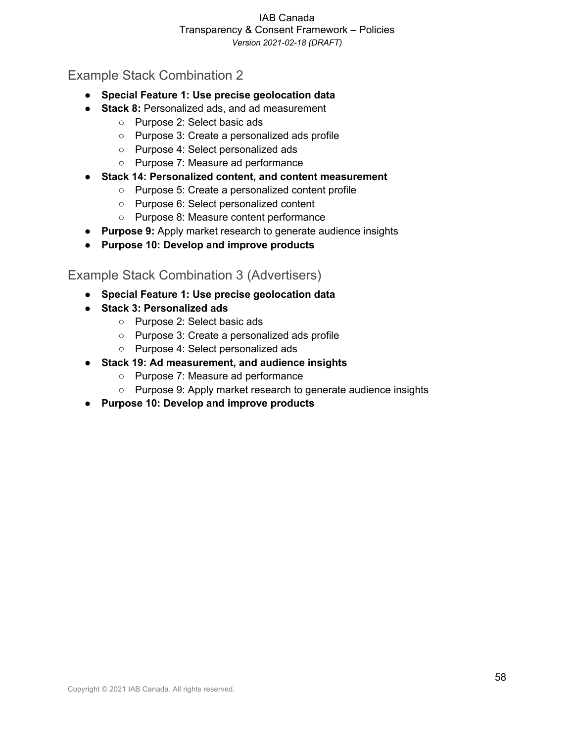## Example Stack Combination 2

- **Special Feature 1: Use precise geolocation data**
- **Stack 8:** Personalized ads, and ad measurement
  - Purpose 2: Select basic ads
  - Purpose 3: Create a personalized ads profile
  - Purpose 4: Select personalized ads
  - Purpose 7: Measure ad performance
- **Stack 14: Personalized content, and content measurement**
  - Purpose 5: Create a personalized content profile
  - Purpose 6: Select personalized content
  - Purpose 8: Measure content performance
- **Purpose 9:** Apply market research to generate audience insights
- **Purpose 10: Develop and improve products**

## Example Stack Combination 3 (Advertisers)

- **Special Feature 1: Use precise geolocation data**
- **Stack 3: Personalized ads**
  - Purpose 2: Select basic ads
  - Purpose 3: Create a personalized ads profile
  - Purpose 4: Select personalized ads
- **Stack 19: Ad measurement, and audience insights**
  - Purpose 7: Measure ad performance
  - Purpose 9: Apply market research to generate audience insights
- **Purpose 10: Develop and improve products**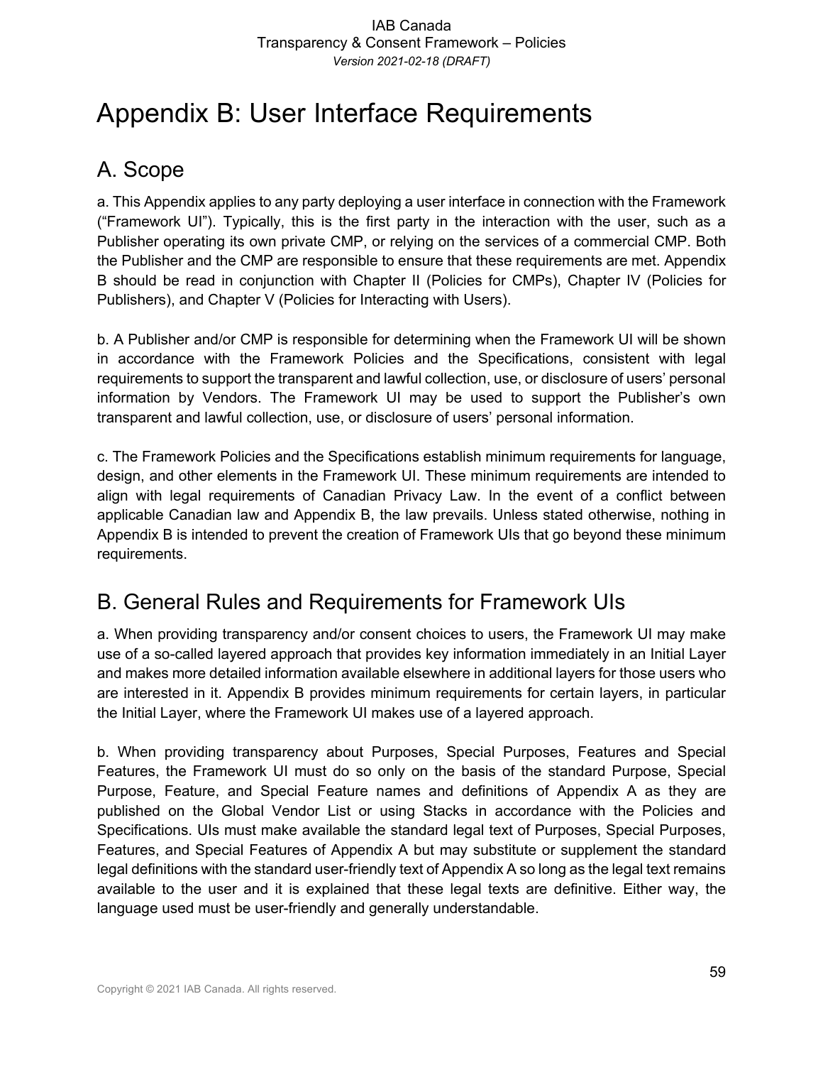# Appendix B: User Interface Requirements

## A. Scope

a. This Appendix applies to any party deploying a user interface in connection with the Framework ("Framework UI"). Typically, this is the first party in the interaction with the user, such as a Publisher operating its own private CMP, or relying on the services of a commercial CMP. Both the Publisher and the CMP are responsible to ensure that these requirements are met. Appendix B should be read in conjunction with Chapter II (Policies for CMPs), Chapter IV (Policies for Publishers), and Chapter V (Policies for Interacting with Users).

b. A Publisher and/or CMP is responsible for determining when the Framework UI will be shown in accordance with the Framework Policies and the Specifications, consistent with legal requirements to support the transparent and lawful collection, use, or disclosure of users' personal information by Vendors. The Framework UI may be used to support the Publisher's own transparent and lawful collection, use, or disclosure of users' personal information.

c. The Framework Policies and the Specifications establish minimum requirements for language, design, and other elements in the Framework UI. These minimum requirements are intended to align with legal requirements of Canadian Privacy Law. In the event of a conflict between applicable Canadian law and Appendix B, the law prevails. Unless stated otherwise, nothing in Appendix B is intended to prevent the creation of Framework UIs that go beyond these minimum requirements.

## B. General Rules and Requirements for Framework UIs

a. When providing transparency and/or consent choices to users, the Framework UI may make use of a so-called layered approach that provides key information immediately in an Initial Layer and makes more detailed information available elsewhere in additional layers for those users who are interested in it. Appendix B provides minimum requirements for certain layers, in particular the Initial Layer, where the Framework UI makes use of a layered approach.

b. When providing transparency about Purposes, Special Purposes, Features and Special Features, the Framework UI must do so only on the basis of the standard Purpose, Special Purpose, Feature, and Special Feature names and definitions of Appendix A as they are published on the Global Vendor List or using Stacks in accordance with the Policies and Specifications. UIs must make available the standard legal text of Purposes, Special Purposes, Features, and Special Features of Appendix A but may substitute or supplement the standard legal definitions with the standard user-friendly text of Appendix A so long as the legal text remains available to the user and it is explained that these legal texts are definitive. Either way, the language used must be user-friendly and generally understandable.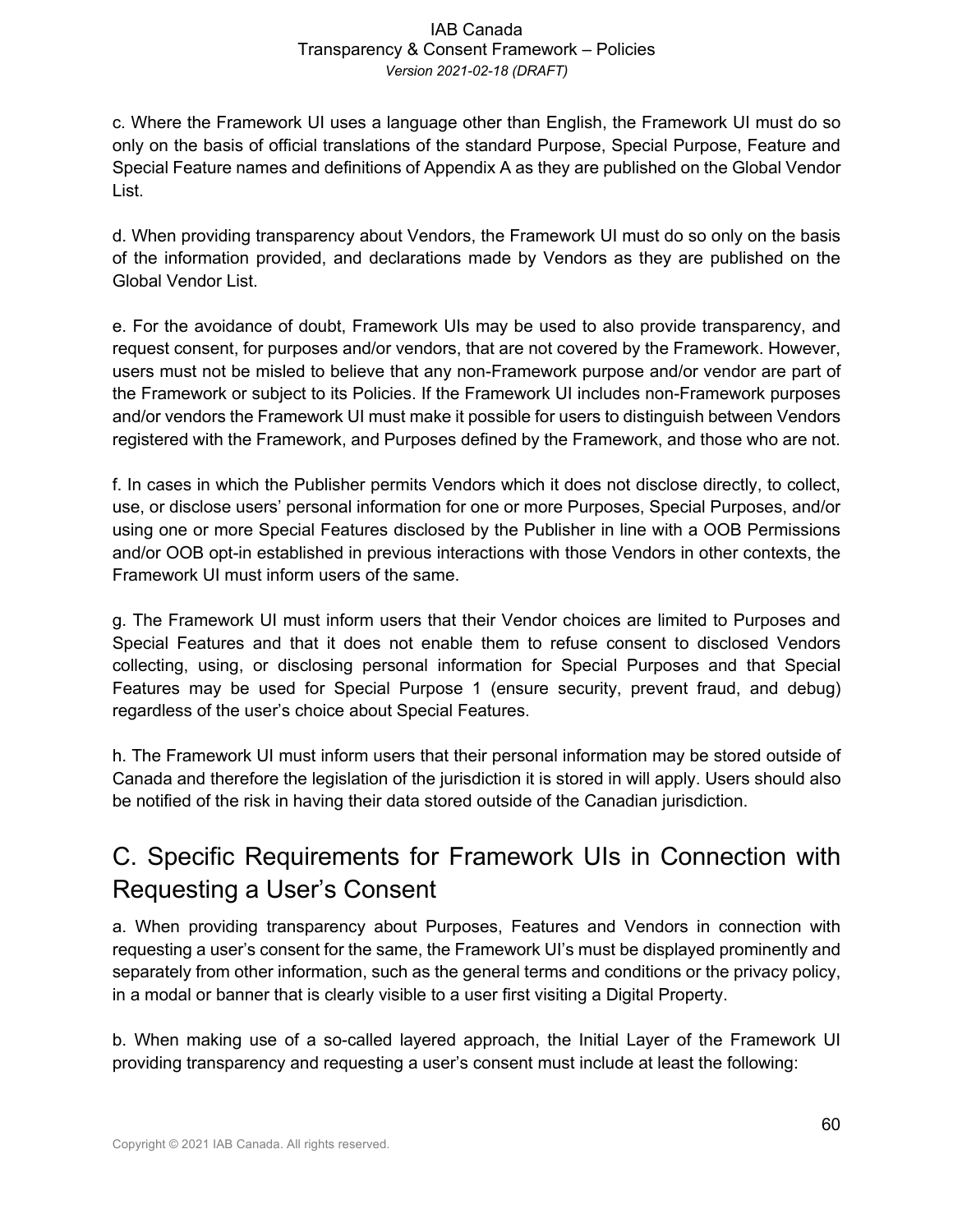c. Where the Framework UI uses a language other than English, the Framework UI must do so only on the basis of official translations of the standard Purpose, Special Purpose, Feature and Special Feature names and definitions of Appendix A as they are published on the Global Vendor List.

d. When providing transparency about Vendors, the Framework UI must do so only on the basis of the information provided, and declarations made by Vendors as they are published on the Global Vendor List.

e. For the avoidance of doubt, Framework UIs may be used to also provide transparency, and request consent, for purposes and/or vendors, that are not covered by the Framework. However, users must not be misled to believe that any non-Framework purpose and/or vendor are part of the Framework or subject to its Policies. If the Framework UI includes non-Framework purposes and/or vendors the Framework UI must make it possible for users to distinguish between Vendors registered with the Framework, and Purposes defined by the Framework, and those who are not.

f. In cases in which the Publisher permits Vendors which it does not disclose directly, to collect, use, or disclose users' personal information for one or more Purposes, Special Purposes, and/or using one or more Special Features disclosed by the Publisher in line with a OOB Permissions and/or OOB opt-in established in previous interactions with those Vendors in other contexts, the Framework UI must inform users of the same.

g. The Framework UI must inform users that their Vendor choices are limited to Purposes and Special Features and that it does not enable them to refuse consent to disclosed Vendors collecting, using, or disclosing personal information for Special Purposes and that Special Features may be used for Special Purpose 1 (ensure security, prevent fraud, and debug) regardless of the user's choice about Special Features.

h. The Framework UI must inform users that their personal information may be stored outside of Canada and therefore the legislation of the jurisdiction it is stored in will apply. Users should also be notified of the risk in having their data stored outside of the Canadian jurisdiction.

## C. Specific Requirements for Framework UIs in Connection with Requesting a User's Consent

a. When providing transparency about Purposes, Features and Vendors in connection with requesting a user's consent for the same, the Framework UI's must be displayed prominently and separately from other information, such as the general terms and conditions or the privacy policy, in a modal or banner that is clearly visible to a user first visiting a Digital Property.

b. When making use of a so-called layered approach, the Initial Layer of the Framework UI providing transparency and requesting a user's consent must include at least the following: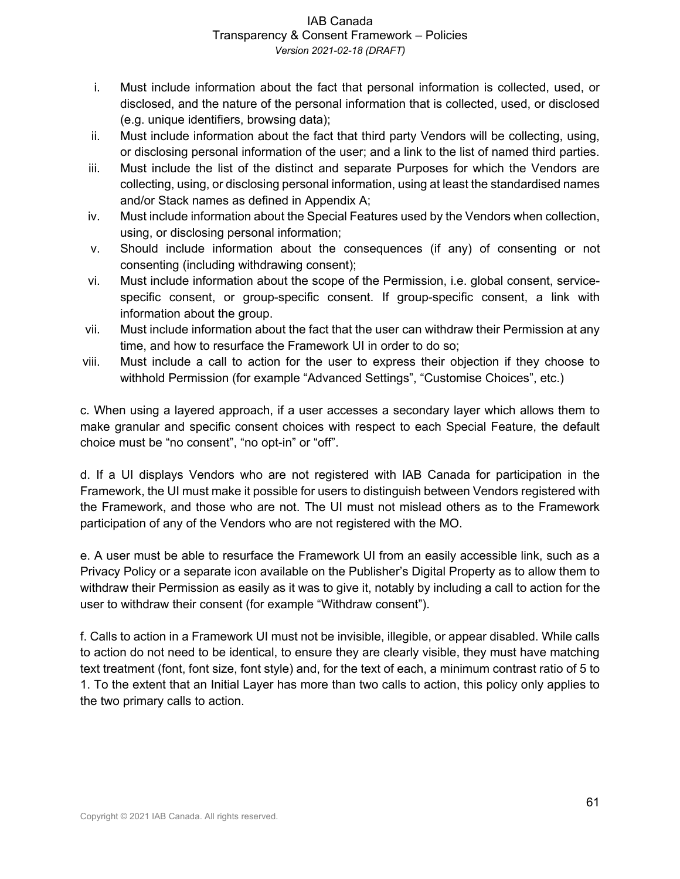i. Must include information about the fact that personal information is collected, used, or disclosed, and the nature of the personal information that is collected, used, or disclosed (e.g. unique identifiers, browsing data);
ii. Must include information about the fact that third party Vendors will be collecting, using, or disclosing personal information of the user; and a link to the list of named third parties.
iii. Must include the list of the distinct and separate Purposes for which the Vendors are collecting, using, or disclosing personal information, using at least the standardised names and/or Stack names as defined in Appendix A;
iv. Must include information about the Special Features used by the Vendors when collection, using, or disclosing personal information;
v. Should include information about the consequences (if any) of consenting or not consenting (including withdrawing consent);
vi. Must include information about the scope of the Permission, i.e. global consent, service-specific consent, or group-specific consent. If group-specific consent, a link with information about the group.
vii. Must include information about the fact that the user can withdraw their Permission at any time, and how to resurface the Framework UI in order to do so;
viii. Must include a call to action for the user to express their objection if they choose to withhold Permission (for example "Advanced Settings", "Customise Choices", etc.)

c. When using a layered approach, if a user accesses a secondary layer which allows them to make granular and specific consent choices with respect to each Special Feature, the default choice must be "no consent", "no opt-in" or "off".

d. If a UI displays Vendors who are not registered with IAB Canada for participation in the Framework, the UI must make it possible for users to distinguish between Vendors registered with the Framework, and those who are not. The UI must not mislead others as to the Framework participation of any of the Vendors who are not registered with the MO.

e. A user must be able to resurface the Framework UI from an easily accessible link, such as a Privacy Policy or a separate icon available on the Publisher's Digital Property as to allow them to withdraw their Permission as easily as it was to give it, notably by including a call to action for the user to withdraw their consent (for example "Withdraw consent").

f. Calls to action in a Framework UI must not be invisible, illegible, or appear disabled. While calls to action do not need to be identical, to ensure they are clearly visible, they must have matching text treatment (font, font size, font style) and, for the text of each, a minimum contrast ratio of 5 to 1. To the extent that an Initial Layer has more than two calls to action, this policy only applies to the two primary calls to action.